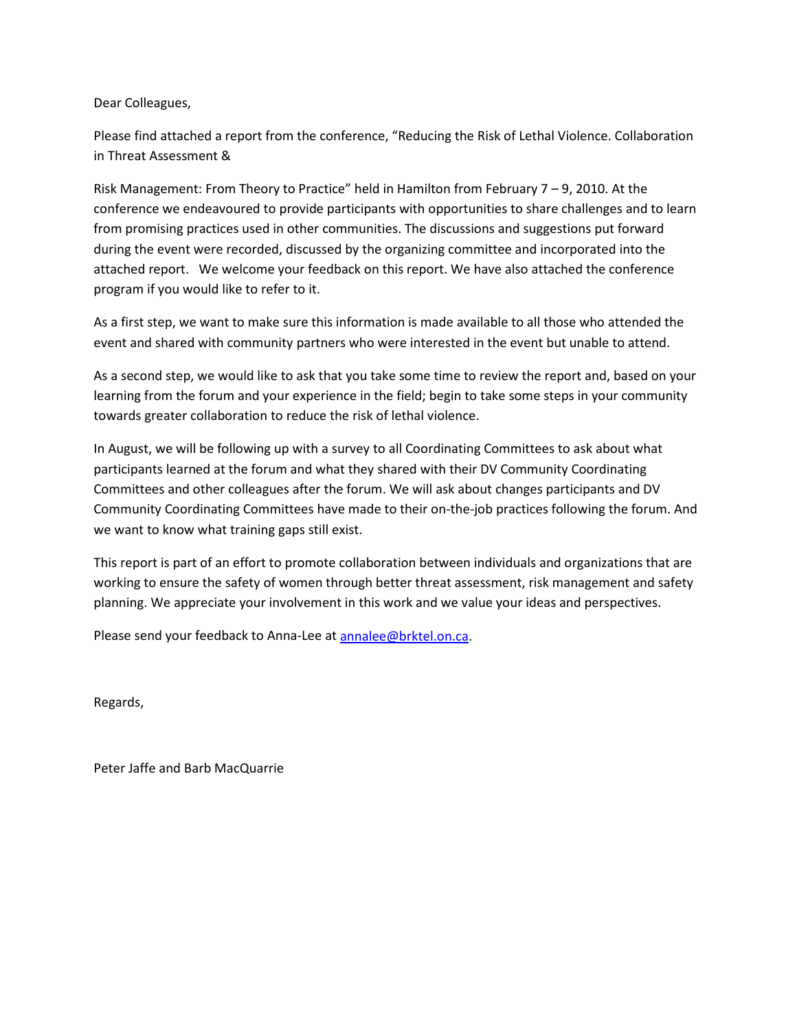Dear Colleagues,

Please find attached a report from the conference, "Reducing the Risk of Lethal Violence. Collaboration in Threat Assessment &

Risk Management: From Theory to Practice" held in Hamilton from February 7 – 9, 2010. At the conference we endeavoured to provide participants with opportunities to share challenges and to learn from promising practices used in other communities. The discussions and suggestions put forward during the event were recorded, discussed by the organizing committee and incorporated into the attached report. We welcome your feedback on this report. We have also attached the conference program if you would like to refer to it.

As a first step, we want to make sure this information is made available to all those who attended the event and shared with community partners who were interested in the event but unable to attend.

As a second step, we would like to ask that you take some time to review the report and, based on your learning from the forum and your experience in the field; begin to take some steps in your community towards greater collaboration to reduce the risk of lethal violence.

In August, we will be following up with a survey to all Coordinating Committees to ask about what participants learned at the forum and what they shared with their DV Community Coordinating Committees and other colleagues after the forum. We will ask about changes participants and DV Community Coordinating Committees have made to their on-the-job practices following the forum. And we want to know what training gaps still exist.

This report is part of an effort to promote collaboration between individuals and organizations that are working to ensure the safety of women through better threat assessment, risk management and safety planning. We appreciate your involvement in this work and we value your ideas and perspectives.

Please send your feedback to Anna-Lee at annalee@brktel.on.ca.

Regards,

Peter Jaffe and Barb MacQuarrie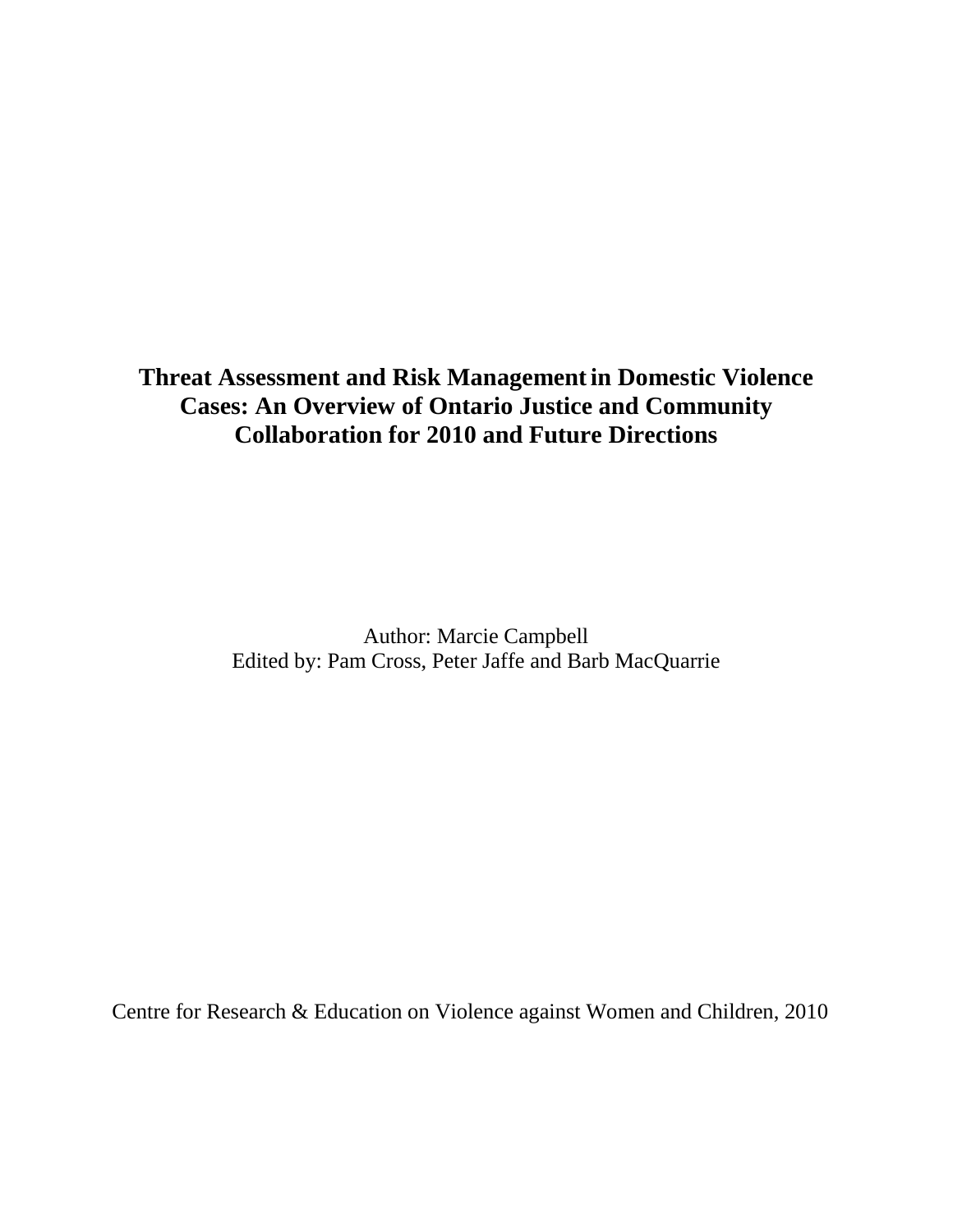# Threat Assessment and Risk Management in Domestic Violence Cases: An Overview of Ontario Justice and Community Collaboration for 2010 and Future Directions

Author: Marcie Campbell

Edited by: Pam Cross, Peter Jaffe and Barb MacQuarrie

Centre for Research & Education on Violence against Women and Children, 2010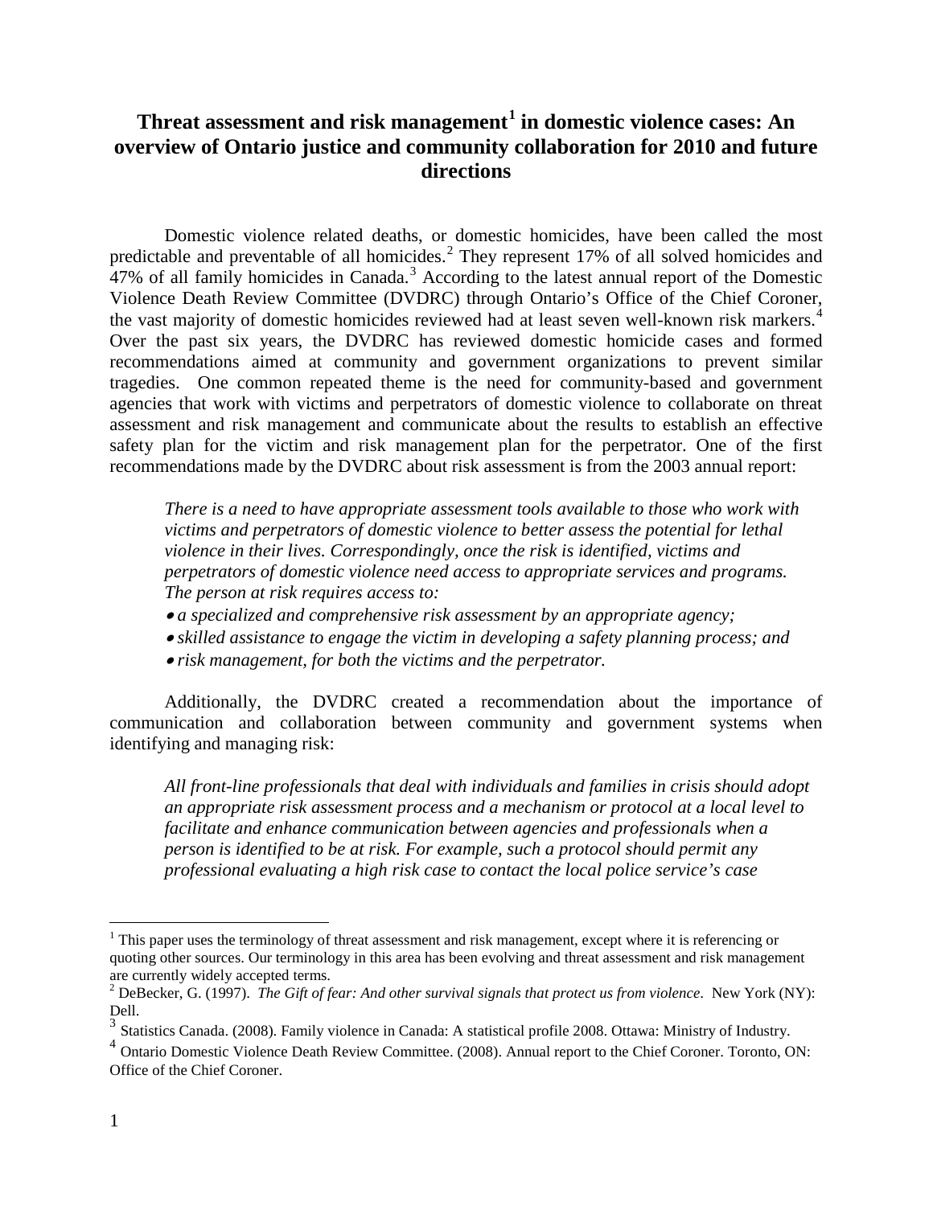# Threat assessment and risk management[1] in domestic violence cases: An overview of Ontario justice and community collaboration for 2010 and future directions

Domestic violence related deaths, or domestic homicides, have been called the most predictable and preventable of all homicides.[2] They represent 17% of all solved homicides and 47% of all family homicides in Canada.[3] According to the latest annual report of the Domestic Violence Death Review Committee (DVDRC) through Ontario's Office of the Chief Coroner, the vast majority of domestic homicides reviewed had at least seven well-known risk markers.[4] Over the past six years, the DVDRC has reviewed domestic homicide cases and formed recommendations aimed at community and government organizations to prevent similar tragedies. One common repeated theme is the need for community-based and government agencies that work with victims and perpetrators of domestic violence to collaborate on threat assessment and risk management and communicate about the results to establish an effective safety plan for the victim and risk management plan for the perpetrator. One of the first recommendations made by the DVDRC about risk assessment is from the 2003 annual report:

> *There is a need to have appropriate assessment tools available to those who work with victims and perpetrators of domestic violence to better assess the potential for lethal violence in their lives. Correspondingly, once the risk is identified, victims and perpetrators of domestic violence need access to appropriate services and programs. The person at risk requires access to:*
>
> - *a specialized and comprehensive risk assessment by an appropriate agency;*
> - *skilled assistance to engage the victim in developing a safety planning process; and*
> - *risk management, for both the victims and the perpetrator.*

Additionally, the DVDRC created a recommendation about the importance of communication and collaboration between community and government systems when identifying and managing risk:

> *All front-line professionals that deal with individuals and families in crisis should adopt an appropriate risk assessment process and a mechanism or protocol at a local level to facilitate and enhance communication between agencies and professionals when a person is identified to be at risk. For example, such a protocol should permit any professional evaluating a high risk case to contact the local police service's case*

---

[1] This paper uses the terminology of threat assessment and risk management, except where it is referencing or quoting other sources. Our terminology in this area has been evolving and threat assessment and risk management are currently widely accepted terms.

[2] DeBecker, G. (1997). *The Gift of fear: And other survival signals that protect us from violence*. New York (NY): Dell.

[3] Statistics Canada. (2008). Family violence in Canada: A statistical profile 2008. Ottawa: Ministry of Industry.

[4] Ontario Domestic Violence Death Review Committee. (2008). Annual report to the Chief Coroner. Toronto, ON: Office of the Chief Coroner.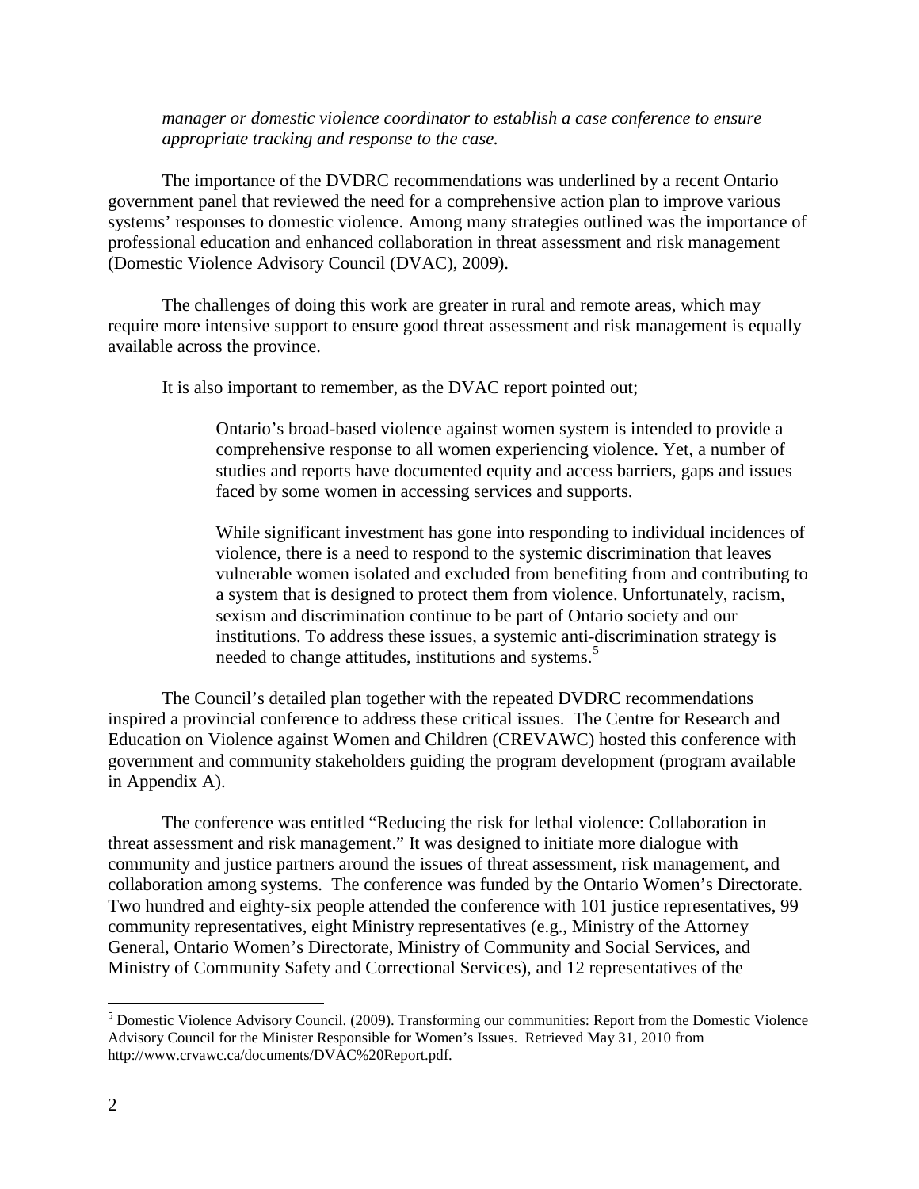*manager or domestic violence coordinator to establish a case conference to ensure appropriate tracking and response to the case.*

The importance of the DVDRC recommendations was underlined by a recent Ontario government panel that reviewed the need for a comprehensive action plan to improve various systems' responses to domestic violence. Among many strategies outlined was the importance of professional education and enhanced collaboration in threat assessment and risk management (Domestic Violence Advisory Council (DVAC), 2009).

The challenges of doing this work are greater in rural and remote areas, which may require more intensive support to ensure good threat assessment and risk management is equally available across the province.

It is also important to remember, as the DVAC report pointed out;

> Ontario's broad-based violence against women system is intended to provide a comprehensive response to all women experiencing violence. Yet, a number of studies and reports have documented equity and access barriers, gaps and issues faced by some women in accessing services and supports.
>
> While significant investment has gone into responding to individual incidences of violence, there is a need to respond to the systemic discrimination that leaves vulnerable women isolated and excluded from benefiting from and contributing to a system that is designed to protect them from violence. Unfortunately, racism, sexism and discrimination continue to be part of Ontario society and our institutions. To address these issues, a systemic anti-discrimination strategy is needed to change attitudes, institutions and systems.[5]

The Council's detailed plan together with the repeated DVDRC recommendations inspired a provincial conference to address these critical issues. The Centre for Research and Education on Violence against Women and Children (CREVAWC) hosted this conference with government and community stakeholders guiding the program development (program available in Appendix A).

The conference was entitled "Reducing the risk for lethal violence: Collaboration in threat assessment and risk management." It was designed to initiate more dialogue with community and justice partners around the issues of threat assessment, risk management, and collaboration among systems. The conference was funded by the Ontario Women's Directorate. Two hundred and eighty-six people attended the conference with 101 justice representatives, 99 community representatives, eight Ministry representatives (e.g., Ministry of the Attorney General, Ontario Women's Directorate, Ministry of Community and Social Services, and Ministry of Community Safety and Correctional Services), and 12 representatives of the

---

[5] Domestic Violence Advisory Council. (2009). Transforming our communities: Report from the Domestic Violence Advisory Council for the Minister Responsible for Women's Issues. Retrieved May 31, 2010 from http://www.crvawc.ca/documents/DVAC%20Report.pdf.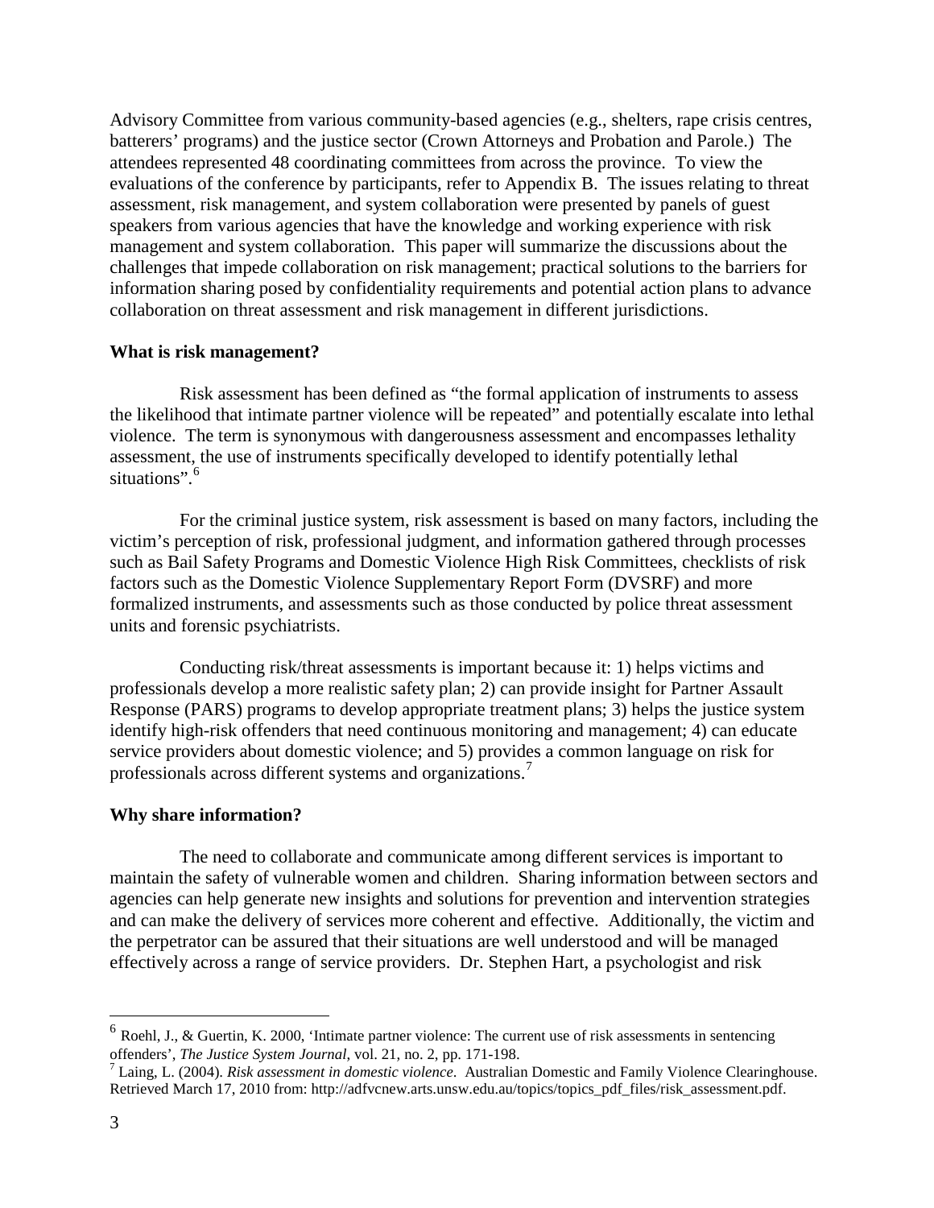Advisory Committee from various community-based agencies (e.g., shelters, rape crisis centres, batterers' programs) and the justice sector (Crown Attorneys and Probation and Parole.) The attendees represented 48 coordinating committees from across the province. To view the evaluations of the conference by participants, refer to Appendix B. The issues relating to threat assessment, risk management, and system collaboration were presented by panels of guest speakers from various agencies that have the knowledge and working experience with risk management and system collaboration. This paper will summarize the discussions about the challenges that impede collaboration on risk management; practical solutions to the barriers for information sharing posed by confidentiality requirements and potential action plans to advance collaboration on threat assessment and risk management in different jurisdictions.

**What is risk management?**

Risk assessment has been defined as "the formal application of instruments to assess the likelihood that intimate partner violence will be repeated" and potentially escalate into lethal violence. The term is synonymous with dangerousness assessment and encompasses lethality assessment, the use of instruments specifically developed to identify potentially lethal situations".[6]

For the criminal justice system, risk assessment is based on many factors, including the victim's perception of risk, professional judgment, and information gathered through processes such as Bail Safety Programs and Domestic Violence High Risk Committees, checklists of risk factors such as the Domestic Violence Supplementary Report Form (DVSRF) and more formalized instruments, and assessments such as those conducted by police threat assessment units and forensic psychiatrists.

Conducting risk/threat assessments is important because it: 1) helps victims and professionals develop a more realistic safety plan; 2) can provide insight for Partner Assault Response (PARS) programs to develop appropriate treatment plans; 3) helps the justice system identify high-risk offenders that need continuous monitoring and management; 4) can educate service providers about domestic violence; and 5) provides a common language on risk for professionals across different systems and organizations.[7]

**Why share information?**

The need to collaborate and communicate among different services is important to maintain the safety of vulnerable women and children. Sharing information between sectors and agencies can help generate new insights and solutions for prevention and intervention strategies and can make the delivery of services more coherent and effective. Additionally, the victim and the perpetrator can be assured that their situations are well understood and will be managed effectively across a range of service providers. Dr. Stephen Hart, a psychologist and risk

---

[6] Roehl, J., & Guertin, K. 2000, 'Intimate partner violence: The current use of risk assessments in sentencing offenders', *The Justice System Journal*, vol. 21, no. 2, pp. 171-198.

[7] Laing, L. (2004). *Risk assessment in domestic violence*. Australian Domestic and Family Violence Clearinghouse. Retrieved March 17, 2010 from: http://adfvcnew.arts.unsw.edu.au/topics/topics_pdf_files/risk_assessment.pdf.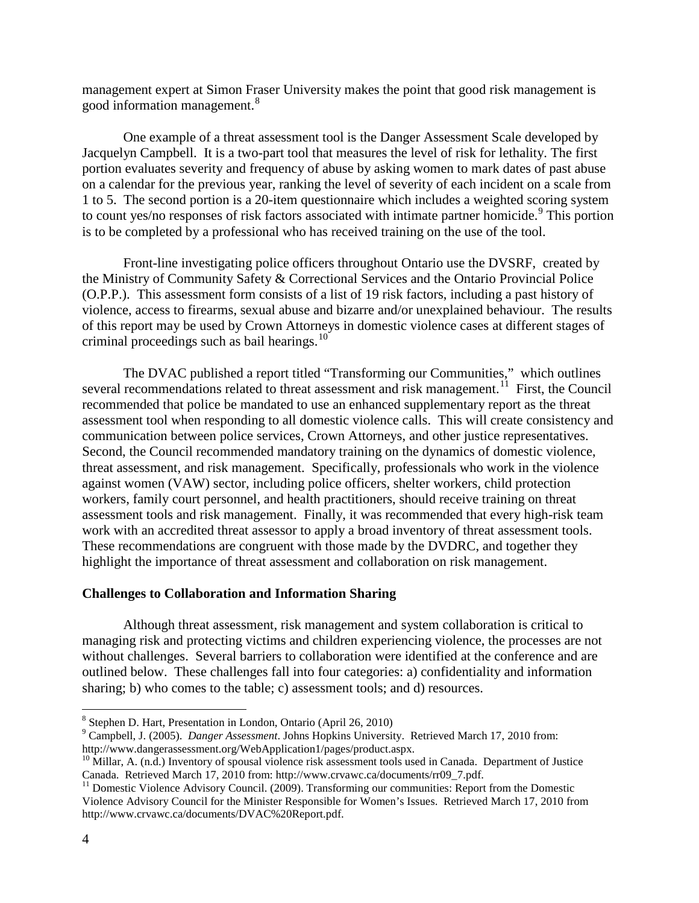management expert at Simon Fraser University makes the point that good risk management is good information management.[8]

One example of a threat assessment tool is the Danger Assessment Scale developed by Jacquelyn Campbell. It is a two-part tool that measures the level of risk for lethality. The first portion evaluates severity and frequency of abuse by asking women to mark dates of past abuse on a calendar for the previous year, ranking the level of severity of each incident on a scale from 1 to 5. The second portion is a 20-item questionnaire which includes a weighted scoring system to count yes/no responses of risk factors associated with intimate partner homicide.[9] This portion is to be completed by a professional who has received training on the use of the tool.

Front-line investigating police officers throughout Ontario use the DVSRF, created by the Ministry of Community Safety & Correctional Services and the Ontario Provincial Police (O.P.P.). This assessment form consists of a list of 19 risk factors, including a past history of violence, access to firearms, sexual abuse and bizarre and/or unexplained behaviour. The results of this report may be used by Crown Attorneys in domestic violence cases at different stages of criminal proceedings such as bail hearings.[10]

The DVAC published a report titled "Transforming our Communities," which outlines several recommendations related to threat assessment and risk management.[11] First, the Council recommended that police be mandated to use an enhanced supplementary report as the threat assessment tool when responding to all domestic violence calls. This will create consistency and communication between police services, Crown Attorneys, and other justice representatives. Second, the Council recommended mandatory training on the dynamics of domestic violence, threat assessment, and risk management. Specifically, professionals who work in the violence against women (VAW) sector, including police officers, shelter workers, child protection workers, family court personnel, and health practitioners, should receive training on threat assessment tools and risk management. Finally, it was recommended that every high-risk team work with an accredited threat assessor to apply a broad inventory of threat assessment tools. These recommendations are congruent with those made by the DVDRC, and together they highlight the importance of threat assessment and collaboration on risk management.

### Challenges to Collaboration and Information Sharing

Although threat assessment, risk management and system collaboration is critical to managing risk and protecting victims and children experiencing violence, the processes are not without challenges. Several barriers to collaboration were identified at the conference and are outlined below. These challenges fall into four categories: a) confidentiality and information sharing; b) who comes to the table; c) assessment tools; and d) resources.

---

[8] Stephen D. Hart, Presentation in London, Ontario (April 26, 2010)

[9] Campbell, J. (2005). *Danger Assessment*. Johns Hopkins University. Retrieved March 17, 2010 from: http://www.dangerassessment.org/WebApplication1/pages/product.aspx.

[10] Millar, A. (n.d.) Inventory of spousal violence risk assessment tools used in Canada. Department of Justice Canada. Retrieved March 17, 2010 from: http://www.crvawc.ca/documents/rr09_7.pdf.

[11] Domestic Violence Advisory Council. (2009). Transforming our communities: Report from the Domestic Violence Advisory Council for the Minister Responsible for Women's Issues. Retrieved March 17, 2010 from http://www.crvawc.ca/documents/DVAC%20Report.pdf.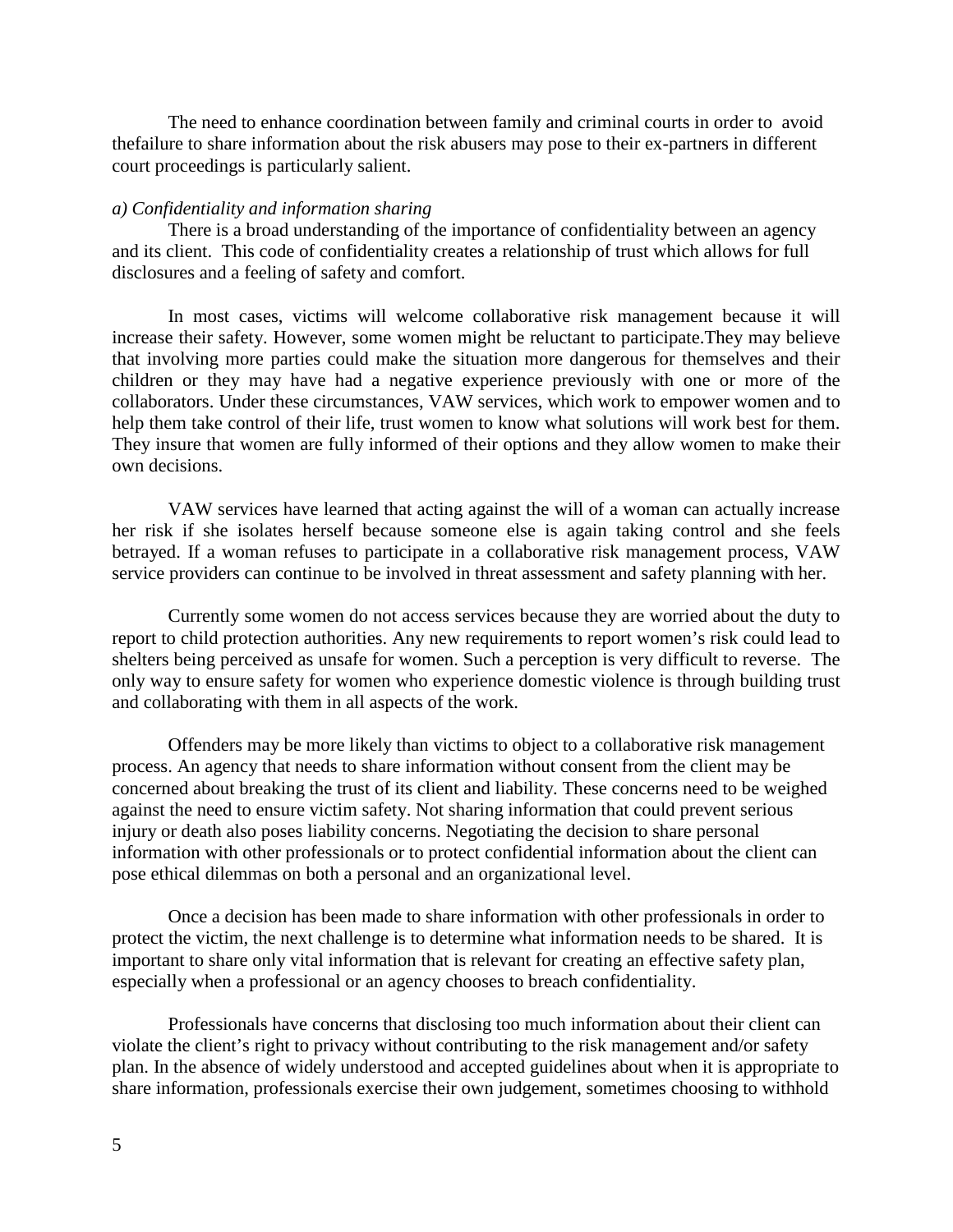The need to enhance coordination between family and criminal courts in order to avoid thefailure to share information about the risk abusers may pose to their ex-partners in different court proceedings is particularly salient.

*a) Confidentiality and information sharing*

There is a broad understanding of the importance of confidentiality between an agency and its client. This code of confidentiality creates a relationship of trust which allows for full disclosures and a feeling of safety and comfort.

In most cases, victims will welcome collaborative risk management because it will increase their safety. However, some women might be reluctant to participate.They may believe that involving more parties could make the situation more dangerous for themselves and their children or they may have had a negative experience previously with one or more of the collaborators. Under these circumstances, VAW services, which work to empower women and to help them take control of their life, trust women to know what solutions will work best for them. They insure that women are fully informed of their options and they allow women to make their own decisions.

VAW services have learned that acting against the will of a woman can actually increase her risk if she isolates herself because someone else is again taking control and she feels betrayed. If a woman refuses to participate in a collaborative risk management process, VAW service providers can continue to be involved in threat assessment and safety planning with her.

Currently some women do not access services because they are worried about the duty to report to child protection authorities. Any new requirements to report women's risk could lead to shelters being perceived as unsafe for women. Such a perception is very difficult to reverse. The only way to ensure safety for women who experience domestic violence is through building trust and collaborating with them in all aspects of the work.

Offenders may be more likely than victims to object to a collaborative risk management process. An agency that needs to share information without consent from the client may be concerned about breaking the trust of its client and liability. These concerns need to be weighed against the need to ensure victim safety. Not sharing information that could prevent serious injury or death also poses liability concerns. Negotiating the decision to share personal information with other professionals or to protect confidential information about the client can pose ethical dilemmas on both a personal and an organizational level.

Once a decision has been made to share information with other professionals in order to protect the victim, the next challenge is to determine what information needs to be shared. It is important to share only vital information that is relevant for creating an effective safety plan, especially when a professional or an agency chooses to breach confidentiality.

Professionals have concerns that disclosing too much information about their client can violate the client's right to privacy without contributing to the risk management and/or safety plan. In the absence of widely understood and accepted guidelines about when it is appropriate to share information, professionals exercise their own judgement, sometimes choosing to withhold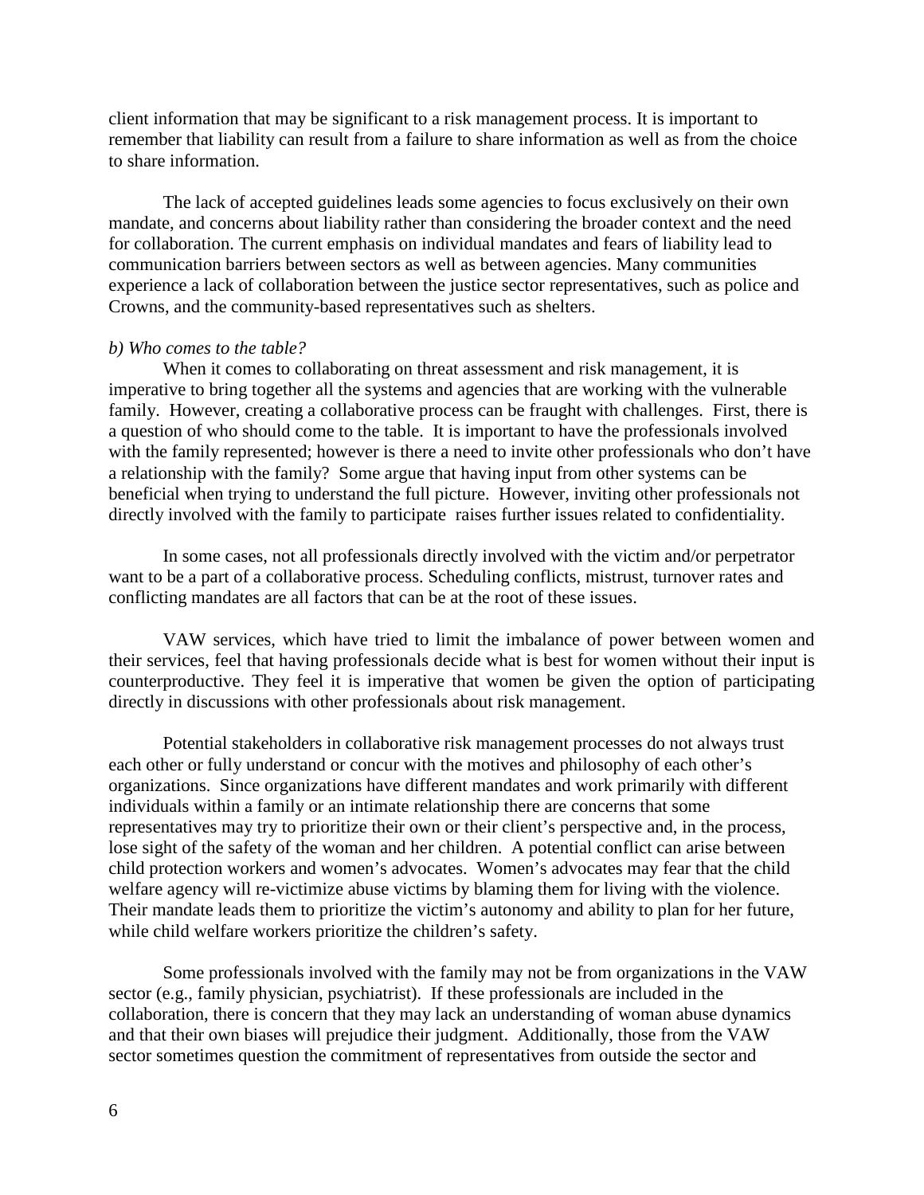client information that may be significant to a risk management process. It is important to remember that liability can result from a failure to share information as well as from the choice to share information.

The lack of accepted guidelines leads some agencies to focus exclusively on their own mandate, and concerns about liability rather than considering the broader context and the need for collaboration. The current emphasis on individual mandates and fears of liability lead to communication barriers between sectors as well as between agencies. Many communities experience a lack of collaboration between the justice sector representatives, such as police and Crowns, and the community-based representatives such as shelters.

*b) Who comes to the table?*

When it comes to collaborating on threat assessment and risk management, it is imperative to bring together all the systems and agencies that are working with the vulnerable family. However, creating a collaborative process can be fraught with challenges. First, there is a question of who should come to the table. It is important to have the professionals involved with the family represented; however is there a need to invite other professionals who don't have a relationship with the family? Some argue that having input from other systems can be beneficial when trying to understand the full picture. However, inviting other professionals not directly involved with the family to participate raises further issues related to confidentiality.

In some cases, not all professionals directly involved with the victim and/or perpetrator want to be a part of a collaborative process. Scheduling conflicts, mistrust, turnover rates and conflicting mandates are all factors that can be at the root of these issues.

VAW services, which have tried to limit the imbalance of power between women and their services, feel that having professionals decide what is best for women without their input is counterproductive. They feel it is imperative that women be given the option of participating directly in discussions with other professionals about risk management.

Potential stakeholders in collaborative risk management processes do not always trust each other or fully understand or concur with the motives and philosophy of each other's organizations. Since organizations have different mandates and work primarily with different individuals within a family or an intimate relationship there are concerns that some representatives may try to prioritize their own or their client's perspective and, in the process, lose sight of the safety of the woman and her children. A potential conflict can arise between child protection workers and women's advocates. Women's advocates may fear that the child welfare agency will re-victimize abuse victims by blaming them for living with the violence. Their mandate leads them to prioritize the victim's autonomy and ability to plan for her future, while child welfare workers prioritize the children's safety.

Some professionals involved with the family may not be from organizations in the VAW sector (e.g., family physician, psychiatrist). If these professionals are included in the collaboration, there is concern that they may lack an understanding of woman abuse dynamics and that their own biases will prejudice their judgment. Additionally, those from the VAW sector sometimes question the commitment of representatives from outside the sector and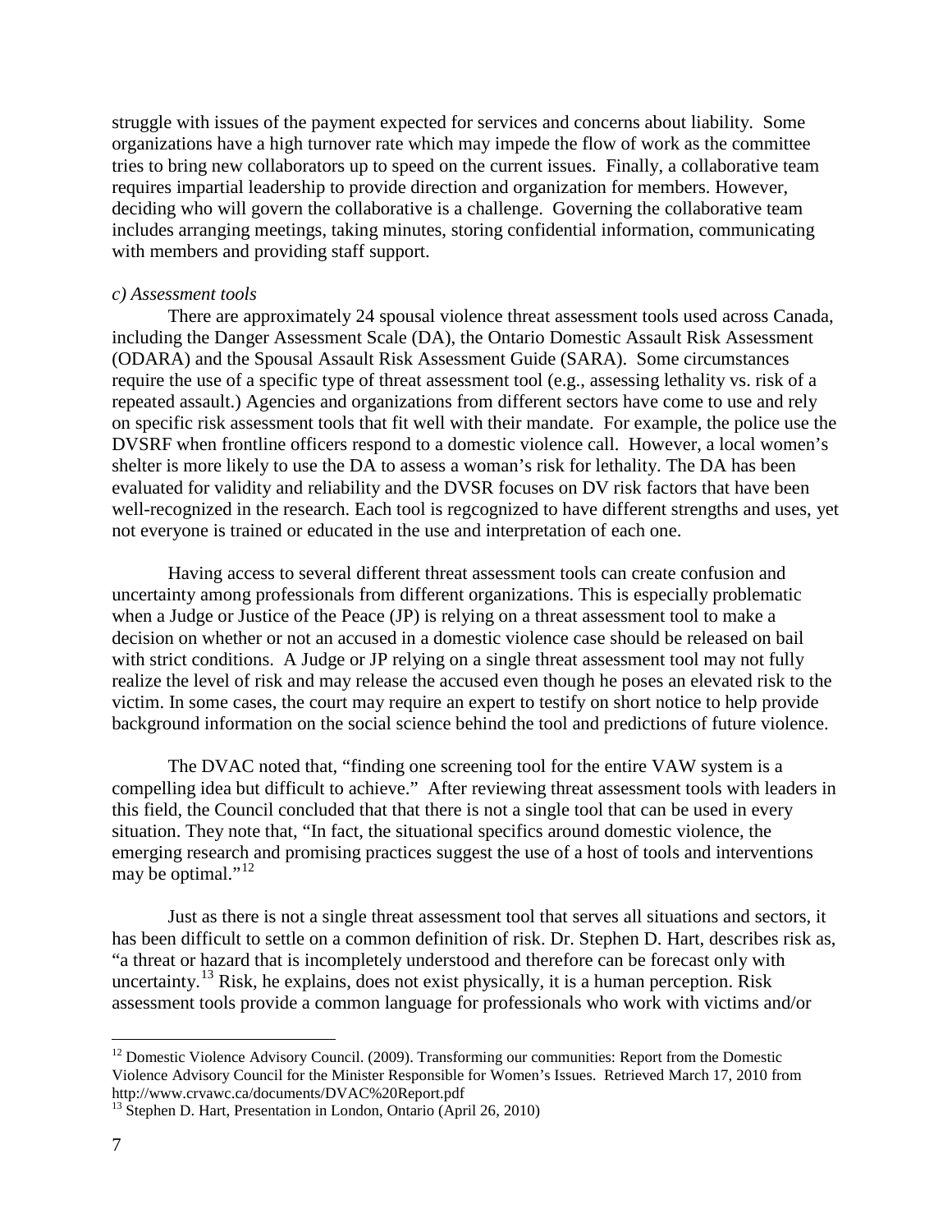struggle with issues of the payment expected for services and concerns about liability. Some organizations have a high turnover rate which may impede the flow of work as the committee tries to bring new collaborators up to speed on the current issues. Finally, a collaborative team requires impartial leadership to provide direction and organization for members. However, deciding who will govern the collaborative is a challenge. Governing the collaborative team includes arranging meetings, taking minutes, storing confidential information, communicating with members and providing staff support.

*c) Assessment tools*

There are approximately 24 spousal violence threat assessment tools used across Canada, including the Danger Assessment Scale (DA), the Ontario Domestic Assault Risk Assessment (ODARA) and the Spousal Assault Risk Assessment Guide (SARA). Some circumstances require the use of a specific type of threat assessment tool (e.g., assessing lethality vs. risk of a repeated assault.) Agencies and organizations from different sectors have come to use and rely on specific risk assessment tools that fit well with their mandate. For example, the police use the DVSRF when frontline officers respond to a domestic violence call. However, a local women's shelter is more likely to use the DA to assess a woman's risk for lethality. The DA has been evaluated for validity and reliability and the DVSR focuses on DV risk factors that have been well-recognized in the research. Each tool is regcognized to have different strengths and uses, yet not everyone is trained or educated in the use and interpretation of each one.

Having access to several different threat assessment tools can create confusion and uncertainty among professionals from different organizations. This is especially problematic when a Judge or Justice of the Peace (JP) is relying on a threat assessment tool to make a decision on whether or not an accused in a domestic violence case should be released on bail with strict conditions. A Judge or JP relying on a single threat assessment tool may not fully realize the level of risk and may release the accused even though he poses an elevated risk to the victim. In some cases, the court may require an expert to testify on short notice to help provide background information on the social science behind the tool and predictions of future violence.

The DVAC noted that, "finding one screening tool for the entire VAW system is a compelling idea but difficult to achieve." After reviewing threat assessment tools with leaders in this field, the Council concluded that that there is not a single tool that can be used in every situation. They note that, "In fact, the situational specifics around domestic violence, the emerging research and promising practices suggest the use of a host of tools and interventions may be optimal."[12]

Just as there is not a single threat assessment tool that serves all situations and sectors, it has been difficult to settle on a common definition of risk. Dr. Stephen D. Hart, describes risk as, "a threat or hazard that is incompletely understood and therefore can be forecast only with uncertainty.[13] Risk, he explains, does not exist physically, it is a human perception. Risk assessment tools provide a common language for professionals who work with victims and/or

[12] Domestic Violence Advisory Council. (2009). Transforming our communities: Report from the Domestic Violence Advisory Council for the Minister Responsible for Women's Issues. Retrieved March 17, 2010 from http://www.crvawc.ca/documents/DVAC%20Report.pdf

[13] Stephen D. Hart, Presentation in London, Ontario (April 26, 2010)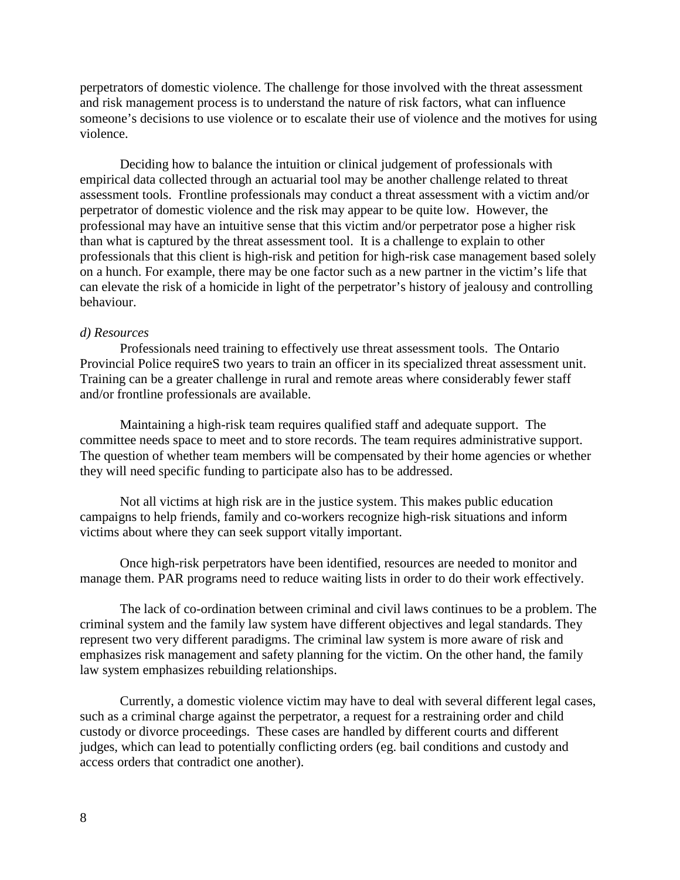perpetrators of domestic violence. The challenge for those involved with the threat assessment and risk management process is to understand the nature of risk factors, what can influence someone's decisions to use violence or to escalate their use of violence and the motives for using violence.

Deciding how to balance the intuition or clinical judgement of professionals with empirical data collected through an actuarial tool may be another challenge related to threat assessment tools. Frontline professionals may conduct a threat assessment with a victim and/or perpetrator of domestic violence and the risk may appear to be quite low. However, the professional may have an intuitive sense that this victim and/or perpetrator pose a higher risk than what is captured by the threat assessment tool. It is a challenge to explain to other professionals that this client is high-risk and petition for high-risk case management based solely on a hunch. For example, there may be one factor such as a new partner in the victim's life that can elevate the risk of a homicide in light of the perpetrator's history of jealousy and controlling behaviour.

*d) Resources*

Professionals need training to effectively use threat assessment tools. The Ontario Provincial Police requireS two years to train an officer in its specialized threat assessment unit. Training can be a greater challenge in rural and remote areas where considerably fewer staff and/or frontline professionals are available.

Maintaining a high-risk team requires qualified staff and adequate support. The committee needs space to meet and to store records. The team requires administrative support. The question of whether team members will be compensated by their home agencies or whether they will need specific funding to participate also has to be addressed.

Not all victims at high risk are in the justice system. This makes public education campaigns to help friends, family and co-workers recognize high-risk situations and inform victims about where they can seek support vitally important.

Once high-risk perpetrators have been identified, resources are needed to monitor and manage them. PAR programs need to reduce waiting lists in order to do their work effectively.

The lack of co-ordination between criminal and civil laws continues to be a problem. The criminal system and the family law system have different objectives and legal standards. They represent two very different paradigms. The criminal law system is more aware of risk and emphasizes risk management and safety planning for the victim. On the other hand, the family law system emphasizes rebuilding relationships.

Currently, a domestic violence victim may have to deal with several different legal cases, such as a criminal charge against the perpetrator, a request for a restraining order and child custody or divorce proceedings. These cases are handled by different courts and different judges, which can lead to potentially conflicting orders (eg. bail conditions and custody and access orders that contradict one another).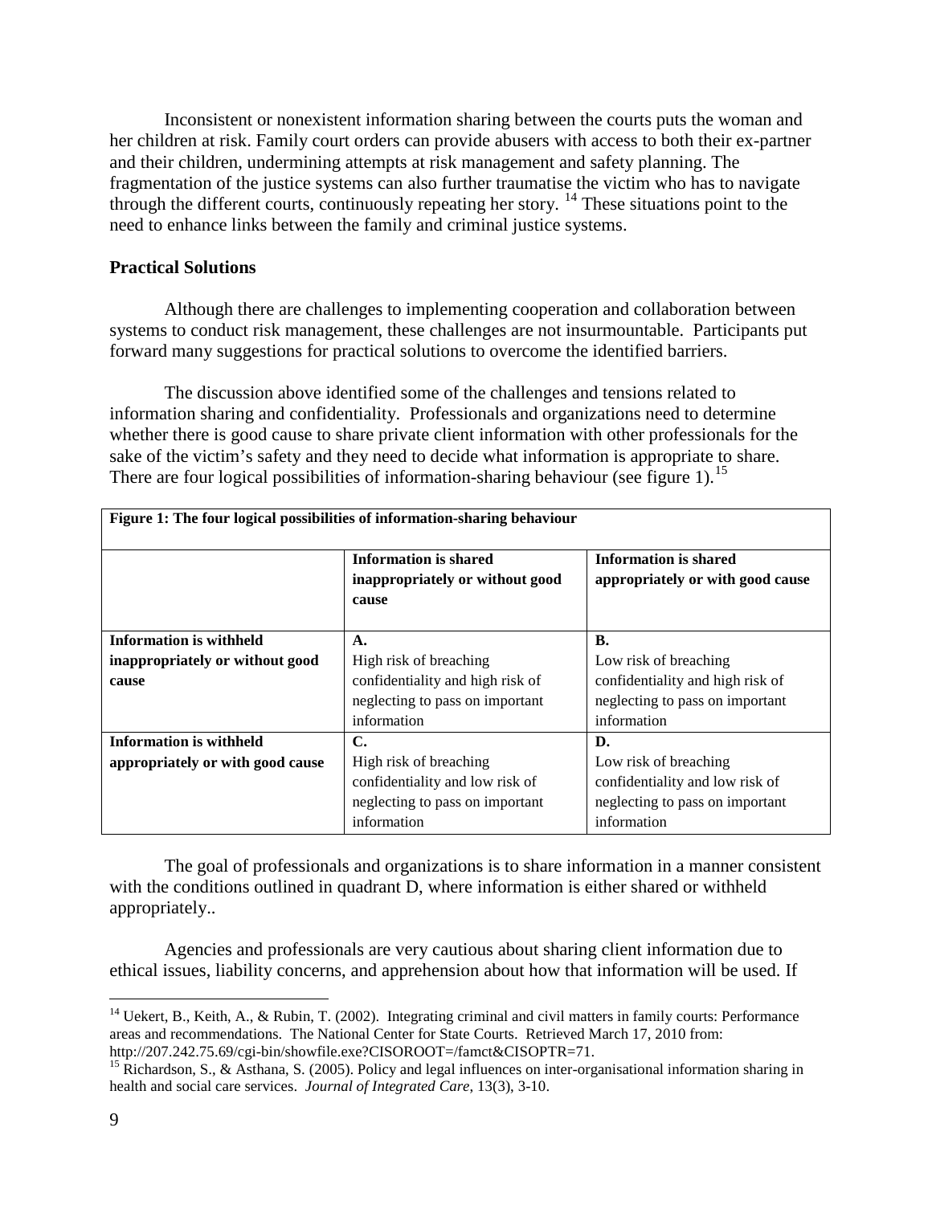Inconsistent or nonexistent information sharing between the courts puts the woman and her children at risk. Family court orders can provide abusers with access to both their ex-partner and their children, undermining attempts at risk management and safety planning. The fragmentation of the justice systems can also further traumatise the victim who has to navigate through the different courts, continuously repeating her story. [14] These situations point to the need to enhance links between the family and criminal justice systems.

### Practical Solutions

Although there are challenges to implementing cooperation and collaboration between systems to conduct risk management, these challenges are not insurmountable. Participants put forward many suggestions for practical solutions to overcome the identified barriers.

The discussion above identified some of the challenges and tensions related to information sharing and confidentiality. Professionals and organizations need to determine whether there is good cause to share private client information with other professionals for the sake of the victim's safety and they need to decide what information is appropriate to share. There are four logical possibilities of information-sharing behaviour (see figure 1).[15]

**Figure 1: The four logical possibilities of information-sharing behaviour**

| | **Information is shared inappropriately or without good cause** | **Information is shared appropriately or with good cause** |
|---|---|---|
| **Information is withheld inappropriately or without good cause** | **A.** High risk of breaching confidentiality and high risk of neglecting to pass on important information | **B.** Low risk of breaching confidentiality and high risk of neglecting to pass on important information |
| **Information is withheld appropriately or with good cause** | **C.** High risk of breaching confidentiality and low risk of neglecting to pass on important information | **D.** Low risk of breaching confidentiality and low risk of neglecting to pass on important information |

The goal of professionals and organizations is to share information in a manner consistent with the conditions outlined in quadrant D, where information is either shared or withheld appropriately..

Agencies and professionals are very cautious about sharing client information due to ethical issues, liability concerns, and apprehension about how that information will be used. If

---

[14] Uekert, B., Keith, A., & Rubin, T. (2002). Integrating criminal and civil matters in family courts: Performance areas and recommendations. The National Center for State Courts. Retrieved March 17, 2010 from: http://207.242.75.69/cgi-bin/showfile.exe?CISOROOT=/famct&CISOPTR=71.

[15] Richardson, S., & Asthana, S. (2005). Policy and legal influences on inter-organisational information sharing in health and social care services. *Journal of Integrated Care*, 13(3), 3-10.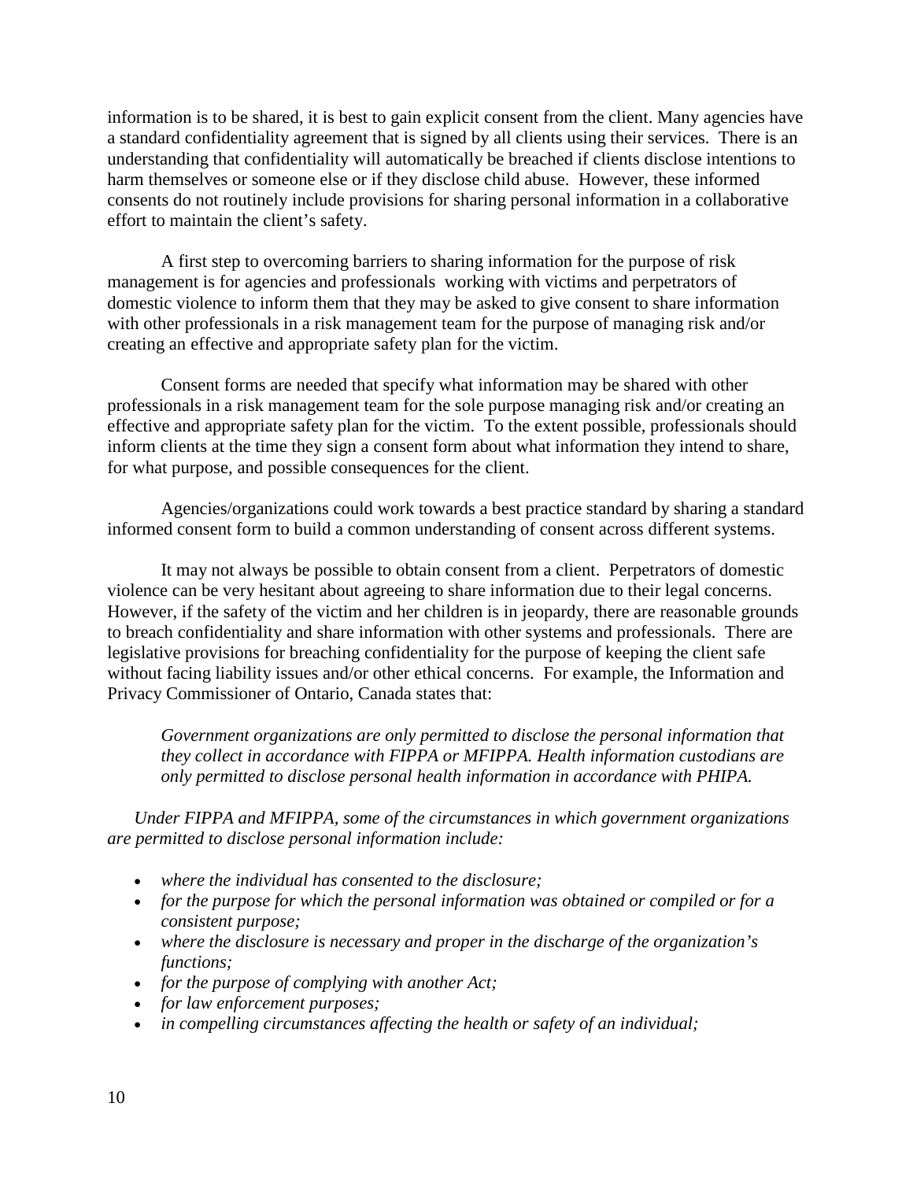information is to be shared, it is best to gain explicit consent from the client. Many agencies have a standard confidentiality agreement that is signed by all clients using their services. There is an understanding that confidentiality will automatically be breached if clients disclose intentions to harm themselves or someone else or if they disclose child abuse. However, these informed consents do not routinely include provisions for sharing personal information in a collaborative effort to maintain the client's safety.

A first step to overcoming barriers to sharing information for the purpose of risk management is for agencies and professionals working with victims and perpetrators of domestic violence to inform them that they may be asked to give consent to share information with other professionals in a risk management team for the purpose of managing risk and/or creating an effective and appropriate safety plan for the victim.

Consent forms are needed that specify what information may be shared with other professionals in a risk management team for the sole purpose managing risk and/or creating an effective and appropriate safety plan for the victim. To the extent possible, professionals should inform clients at the time they sign a consent form about what information they intend to share, for what purpose, and possible consequences for the client.

Agencies/organizations could work towards a best practice standard by sharing a standard informed consent form to build a common understanding of consent across different systems.

It may not always be possible to obtain consent from a client. Perpetrators of domestic violence can be very hesitant about agreeing to share information due to their legal concerns. However, if the safety of the victim and her children is in jeopardy, there are reasonable grounds to breach confidentiality and share information with other systems and professionals. There are legislative provisions for breaching confidentiality for the purpose of keeping the client safe without facing liability issues and/or other ethical concerns. For example, the Information and Privacy Commissioner of Ontario, Canada states that:

*Government organizations are only permitted to disclose the personal information that they collect in accordance with FIPPA or MFIPPA. Health information custodians are only permitted to disclose personal health information in accordance with PHIPA.*

*Under FIPPA and MFIPPA, some of the circumstances in which government organizations are permitted to disclose personal information include:*

- *where the individual has consented to the disclosure;*
- *for the purpose for which the personal information was obtained or compiled or for a consistent purpose;*
- *where the disclosure is necessary and proper in the discharge of the organization's functions;*
- *for the purpose of complying with another Act;*
- *for law enforcement purposes;*
- *in compelling circumstances affecting the health or safety of an individual;*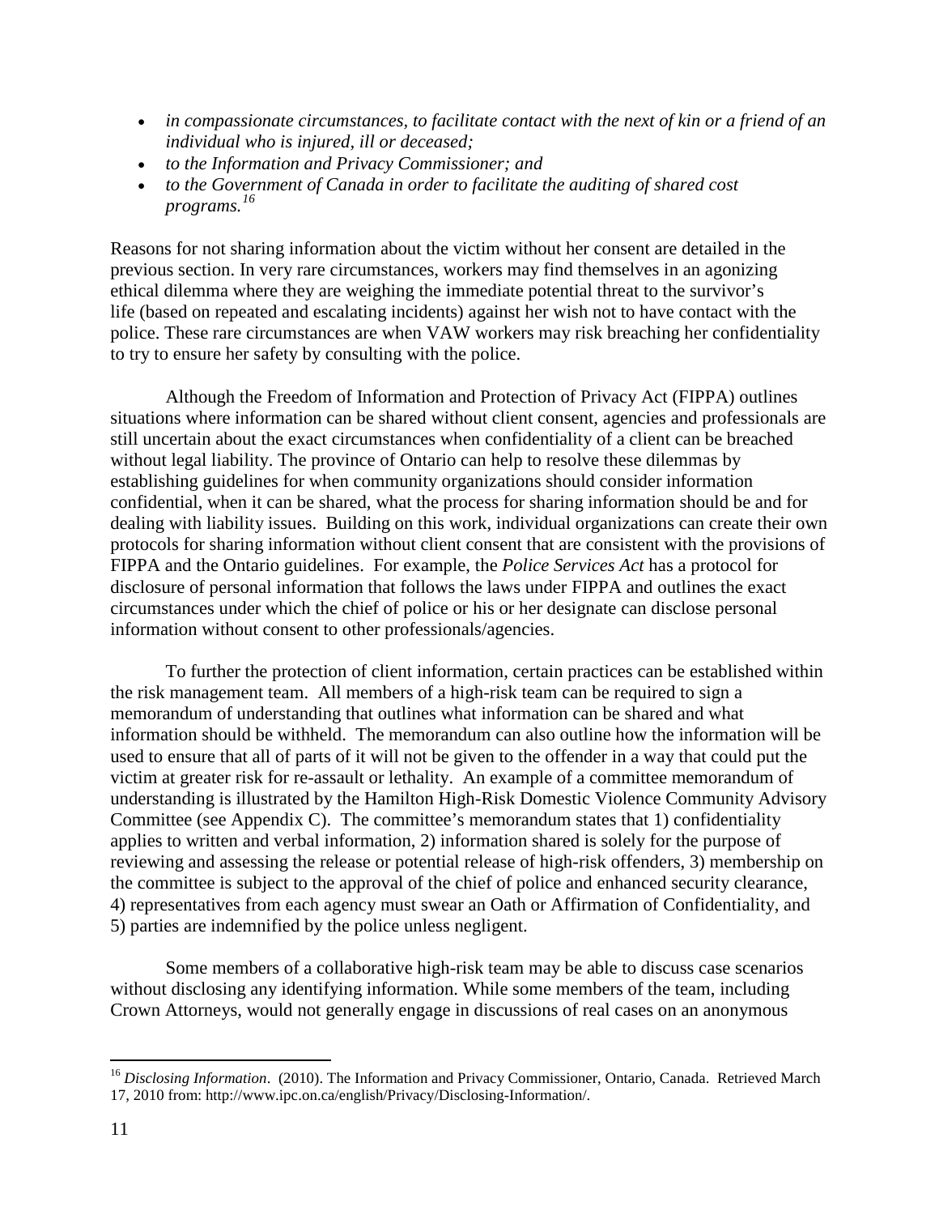- *in compassionate circumstances, to facilitate contact with the next of kin or a friend of an individual who is injured, ill or deceased;*
- *to the Information and Privacy Commissioner; and*
- *to the Government of Canada in order to facilitate the auditing of shared cost programs.*[16]

Reasons for not sharing information about the victim without her consent are detailed in the previous section. In very rare circumstances, workers may find themselves in an agonizing ethical dilemma where they are weighing the immediate potential threat to the survivor's life (based on repeated and escalating incidents) against her wish not to have contact with the police. These rare circumstances are when VAW workers may risk breaching her confidentiality to try to ensure her safety by consulting with the police.

Although the Freedom of Information and Protection of Privacy Act (FIPPA) outlines situations where information can be shared without client consent, agencies and professionals are still uncertain about the exact circumstances when confidentiality of a client can be breached without legal liability. The province of Ontario can help to resolve these dilemmas by establishing guidelines for when community organizations should consider information confidential, when it can be shared, what the process for sharing information should be and for dealing with liability issues. Building on this work, individual organizations can create their own protocols for sharing information without client consent that are consistent with the provisions of FIPPA and the Ontario guidelines. For example, the *Police Services Act* has a protocol for disclosure of personal information that follows the laws under FIPPA and outlines the exact circumstances under which the chief of police or his or her designate can disclose personal information without consent to other professionals/agencies.

To further the protection of client information, certain practices can be established within the risk management team. All members of a high-risk team can be required to sign a memorandum of understanding that outlines what information can be shared and what information should be withheld. The memorandum can also outline how the information will be used to ensure that all of parts of it will not be given to the offender in a way that could put the victim at greater risk for re-assault or lethality. An example of a committee memorandum of understanding is illustrated by the Hamilton High-Risk Domestic Violence Community Advisory Committee (see Appendix C). The committee's memorandum states that 1) confidentiality applies to written and verbal information, 2) information shared is solely for the purpose of reviewing and assessing the release or potential release of high-risk offenders, 3) membership on the committee is subject to the approval of the chief of police and enhanced security clearance, 4) representatives from each agency must swear an Oath or Affirmation of Confidentiality, and 5) parties are indemnified by the police unless negligent.

Some members of a collaborative high-risk team may be able to discuss case scenarios without disclosing any identifying information. While some members of the team, including Crown Attorneys, would not generally engage in discussions of real cases on an anonymous

[16] *Disclosing Information*. (2010). The Information and Privacy Commissioner, Ontario, Canada. Retrieved March 17, 2010 from: http://www.ipc.on.ca/english/Privacy/Disclosing-Information/.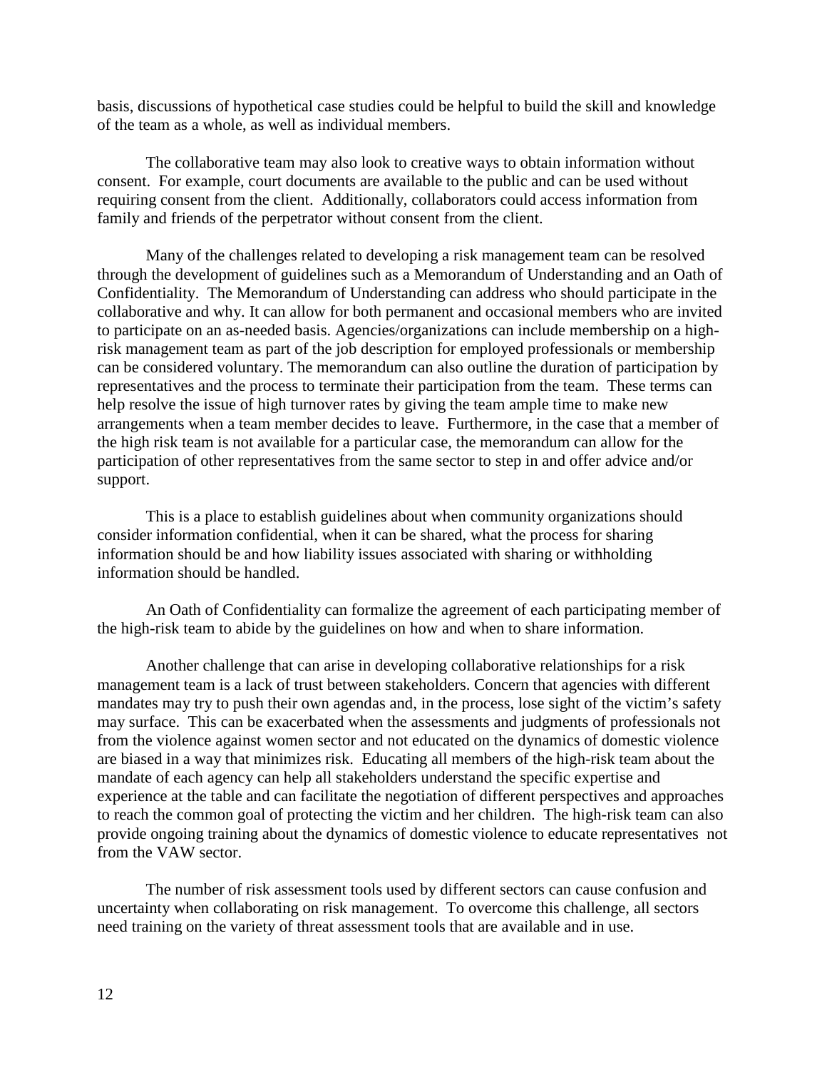basis, discussions of hypothetical case studies could be helpful to build the skill and knowledge of the team as a whole, as well as individual members.

The collaborative team may also look to creative ways to obtain information without consent. For example, court documents are available to the public and can be used without requiring consent from the client. Additionally, collaborators could access information from family and friends of the perpetrator without consent from the client.

Many of the challenges related to developing a risk management team can be resolved through the development of guidelines such as a Memorandum of Understanding and an Oath of Confidentiality. The Memorandum of Understanding can address who should participate in the collaborative and why. It can allow for both permanent and occasional members who are invited to participate on an as-needed basis. Agencies/organizations can include membership on a high-risk management team as part of the job description for employed professionals or membership can be considered voluntary. The memorandum can also outline the duration of participation by representatives and the process to terminate their participation from the team. These terms can help resolve the issue of high turnover rates by giving the team ample time to make new arrangements when a team member decides to leave. Furthermore, in the case that a member of the high risk team is not available for a particular case, the memorandum can allow for the participation of other representatives from the same sector to step in and offer advice and/or support.

This is a place to establish guidelines about when community organizations should consider information confidential, when it can be shared, what the process for sharing information should be and how liability issues associated with sharing or withholding information should be handled.

An Oath of Confidentiality can formalize the agreement of each participating member of the high-risk team to abide by the guidelines on how and when to share information.

Another challenge that can arise in developing collaborative relationships for a risk management team is a lack of trust between stakeholders. Concern that agencies with different mandates may try to push their own agendas and, in the process, lose sight of the victim's safety may surface. This can be exacerbated when the assessments and judgments of professionals not from the violence against women sector and not educated on the dynamics of domestic violence are biased in a way that minimizes risk. Educating all members of the high-risk team about the mandate of each agency can help all stakeholders understand the specific expertise and experience at the table and can facilitate the negotiation of different perspectives and approaches to reach the common goal of protecting the victim and her children. The high-risk team can also provide ongoing training about the dynamics of domestic violence to educate representatives not from the VAW sector.

The number of risk assessment tools used by different sectors can cause confusion and uncertainty when collaborating on risk management. To overcome this challenge, all sectors need training on the variety of threat assessment tools that are available and in use.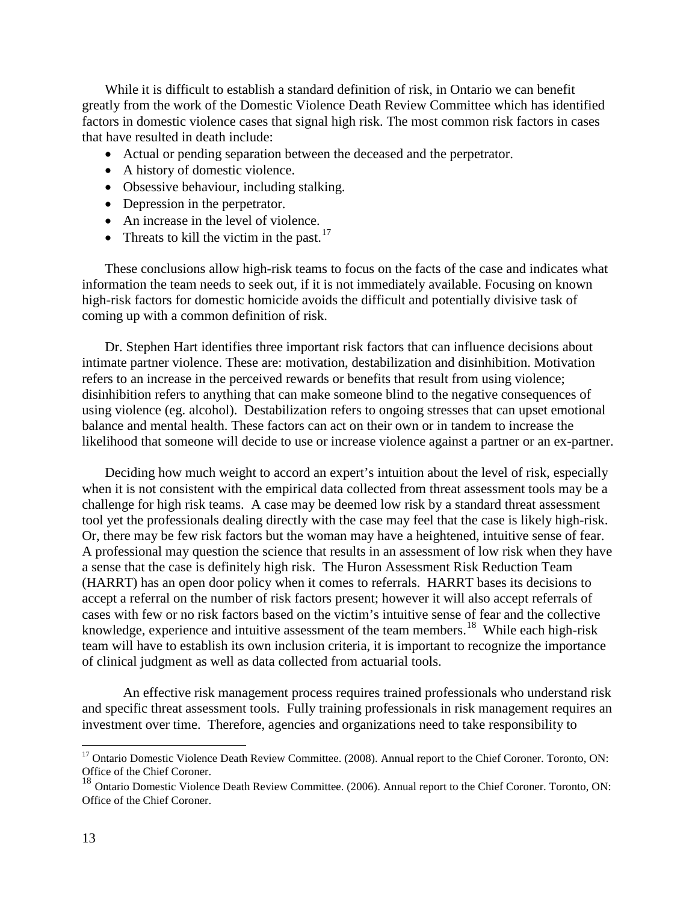While it is difficult to establish a standard definition of risk, in Ontario we can benefit greatly from the work of the Domestic Violence Death Review Committee which has identified factors in domestic violence cases that signal high risk. The most common risk factors in cases that have resulted in death include:

- Actual or pending separation between the deceased and the perpetrator.
- A history of domestic violence.
- Obsessive behaviour, including stalking.
- Depression in the perpetrator.
- An increase in the level of violence.
- Threats to kill the victim in the past.[17]

These conclusions allow high-risk teams to focus on the facts of the case and indicates what information the team needs to seek out, if it is not immediately available. Focusing on known high-risk factors for domestic homicide avoids the difficult and potentially divisive task of coming up with a common definition of risk.

Dr. Stephen Hart identifies three important risk factors that can influence decisions about intimate partner violence. These are: motivation, destabilization and disinhibition. Motivation refers to an increase in the perceived rewards or benefits that result from using violence; disinhibition refers to anything that can make someone blind to the negative consequences of using violence (eg. alcohol). Destabilization refers to ongoing stresses that can upset emotional balance and mental health. These factors can act on their own or in tandem to increase the likelihood that someone will decide to use or increase violence against a partner or an ex-partner.

Deciding how much weight to accord an expert's intuition about the level of risk, especially when it is not consistent with the empirical data collected from threat assessment tools may be a challenge for high risk teams. A case may be deemed low risk by a standard threat assessment tool yet the professionals dealing directly with the case may feel that the case is likely high-risk. Or, there may be few risk factors but the woman may have a heightened, intuitive sense of fear. A professional may question the science that results in an assessment of low risk when they have a sense that the case is definitely high risk. The Huron Assessment Risk Reduction Team (HARRT) has an open door policy when it comes to referrals. HARRT bases its decisions to accept a referral on the number of risk factors present; however it will also accept referrals of cases with few or no risk factors based on the victim's intuitive sense of fear and the collective knowledge, experience and intuitive assessment of the team members.[18] While each high-risk team will have to establish its own inclusion criteria, it is important to recognize the importance of clinical judgment as well as data collected from actuarial tools.

An effective risk management process requires trained professionals who understand risk and specific threat assessment tools. Fully training professionals in risk management requires an investment over time. Therefore, agencies and organizations need to take responsibility to

[17] Ontario Domestic Violence Death Review Committee. (2008). Annual report to the Chief Coroner. Toronto, ON: Office of the Chief Coroner.

[18] Ontario Domestic Violence Death Review Committee. (2006). Annual report to the Chief Coroner. Toronto, ON: Office of the Chief Coroner.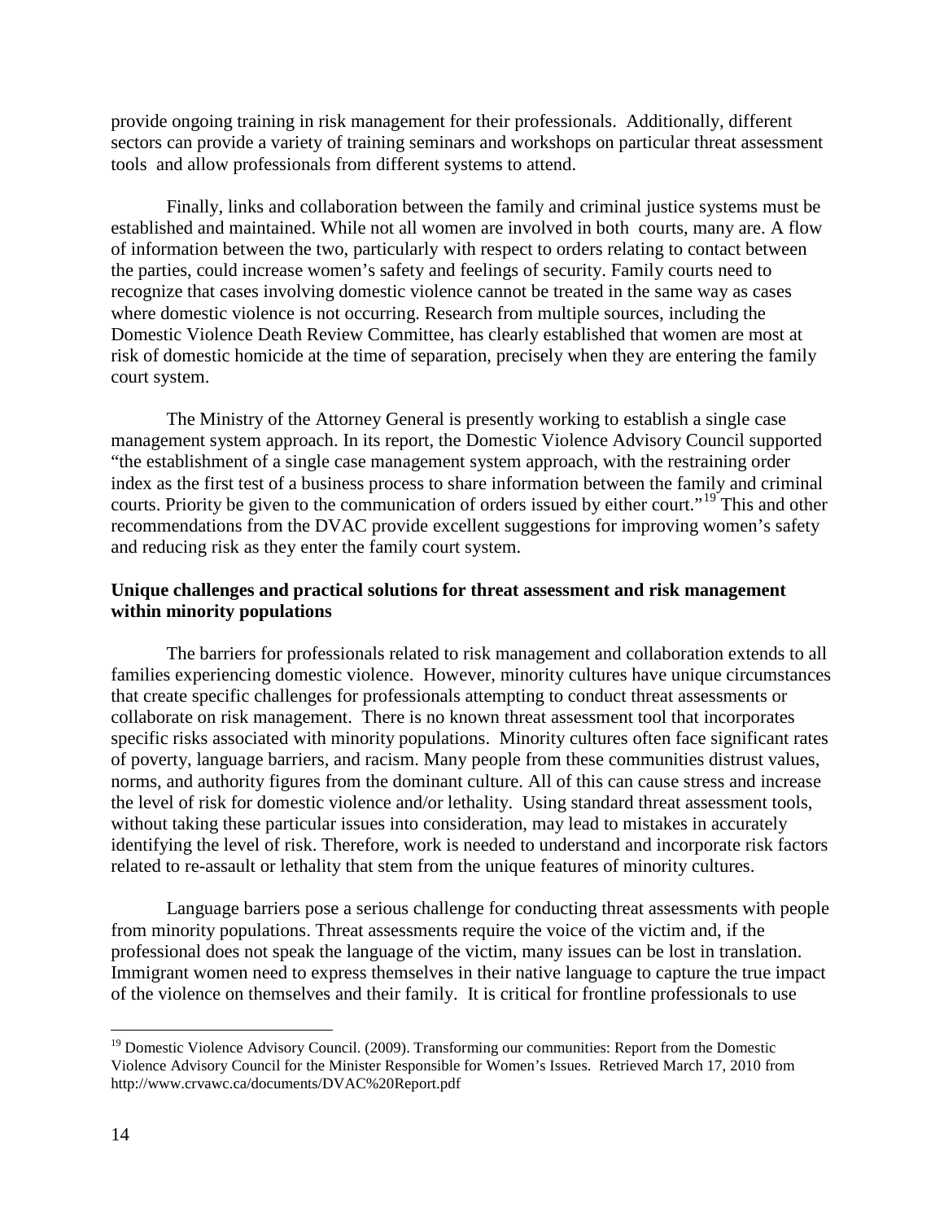provide ongoing training in risk management for their professionals. Additionally, different sectors can provide a variety of training seminars and workshops on particular threat assessment tools and allow professionals from different systems to attend.

Finally, links and collaboration between the family and criminal justice systems must be established and maintained. While not all women are involved in both courts, many are. A flow of information between the two, particularly with respect to orders relating to contact between the parties, could increase women's safety and feelings of security. Family courts need to recognize that cases involving domestic violence cannot be treated in the same way as cases where domestic violence is not occurring. Research from multiple sources, including the Domestic Violence Death Review Committee, has clearly established that women are most at risk of domestic homicide at the time of separation, precisely when they are entering the family court system.

The Ministry of the Attorney General is presently working to establish a single case management system approach. In its report, the Domestic Violence Advisory Council supported "the establishment of a single case management system approach, with the restraining order index as the first test of a business process to share information between the family and criminal courts. Priority be given to the communication of orders issued by either court."[19] This and other recommendations from the DVAC provide excellent suggestions for improving women's safety and reducing risk as they enter the family court system.

**Unique challenges and practical solutions for threat assessment and risk management within minority populations**

The barriers for professionals related to risk management and collaboration extends to all families experiencing domestic violence. However, minority cultures have unique circumstances that create specific challenges for professionals attempting to conduct threat assessments or collaborate on risk management. There is no known threat assessment tool that incorporates specific risks associated with minority populations. Minority cultures often face significant rates of poverty, language barriers, and racism. Many people from these communities distrust values, norms, and authority figures from the dominant culture. All of this can cause stress and increase the level of risk for domestic violence and/or lethality. Using standard threat assessment tools, without taking these particular issues into consideration, may lead to mistakes in accurately identifying the level of risk. Therefore, work is needed to understand and incorporate risk factors related to re-assault or lethality that stem from the unique features of minority cultures.

Language barriers pose a serious challenge for conducting threat assessments with people from minority populations. Threat assessments require the voice of the victim and, if the professional does not speak the language of the victim, many issues can be lost in translation. Immigrant women need to express themselves in their native language to capture the true impact of the violence on themselves and their family. It is critical for frontline professionals to use

[19] Domestic Violence Advisory Council. (2009). Transforming our communities: Report from the Domestic Violence Advisory Council for the Minister Responsible for Women's Issues. Retrieved March 17, 2010 from http://www.crvawc.ca/documents/DVAC%20Report.pdf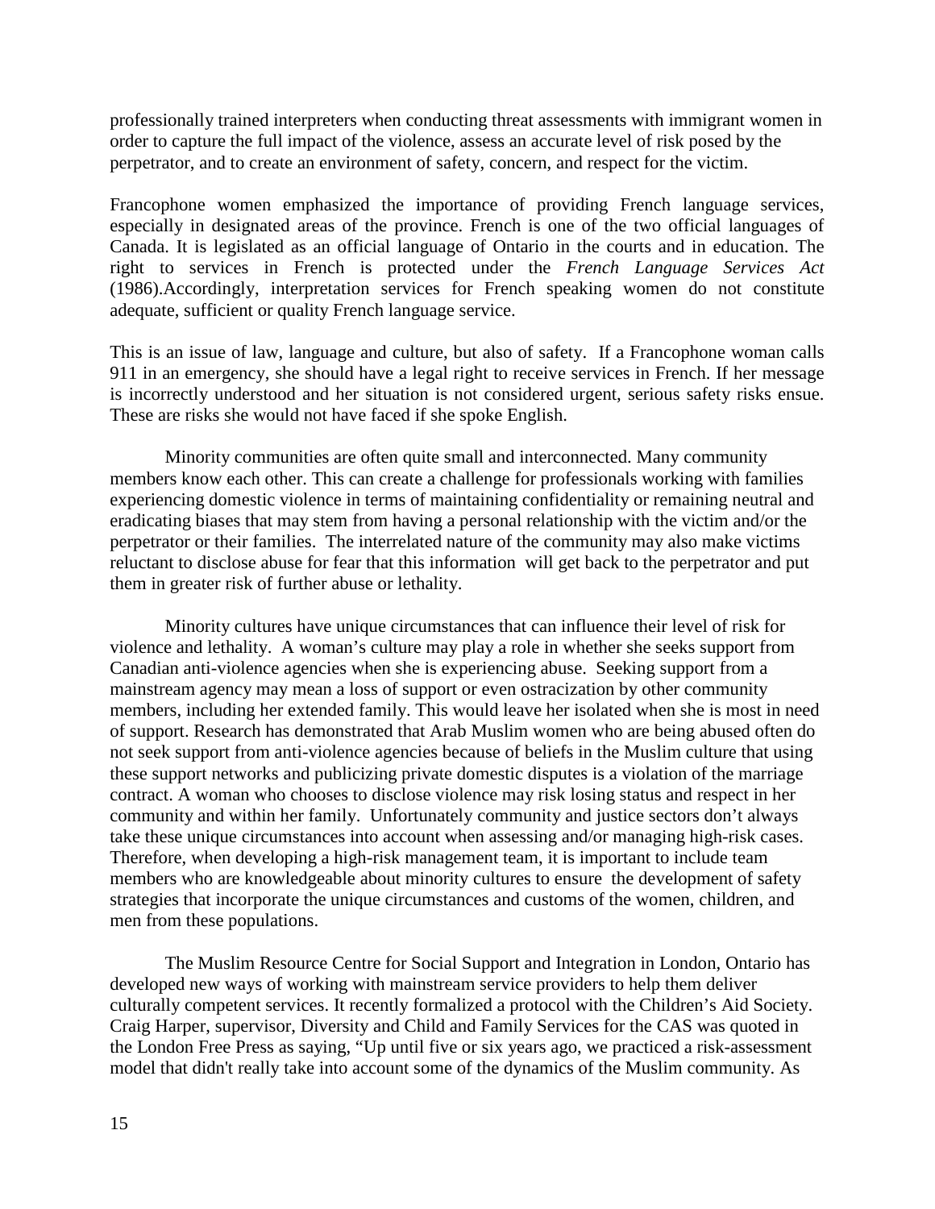professionally trained interpreters when conducting threat assessments with immigrant women in order to capture the full impact of the violence, assess an accurate level of risk posed by the perpetrator, and to create an environment of safety, concern, and respect for the victim.

Francophone women emphasized the importance of providing French language services, especially in designated areas of the province. French is one of the two official languages of Canada. It is legislated as an official language of Ontario in the courts and in education. The right to services in French is protected under the *French Language Services Act* (1986).Accordingly, interpretation services for French speaking women do not constitute adequate, sufficient or quality French language service.

This is an issue of law, language and culture, but also of safety. If a Francophone woman calls 911 in an emergency, she should have a legal right to receive services in French. If her message is incorrectly understood and her situation is not considered urgent, serious safety risks ensue. These are risks she would not have faced if she spoke English.

Minority communities are often quite small and interconnected. Many community members know each other. This can create a challenge for professionals working with families experiencing domestic violence in terms of maintaining confidentiality or remaining neutral and eradicating biases that may stem from having a personal relationship with the victim and/or the perpetrator or their families. The interrelated nature of the community may also make victims reluctant to disclose abuse for fear that this information will get back to the perpetrator and put them in greater risk of further abuse or lethality.

Minority cultures have unique circumstances that can influence their level of risk for violence and lethality. A woman's culture may play a role in whether she seeks support from Canadian anti-violence agencies when she is experiencing abuse. Seeking support from a mainstream agency may mean a loss of support or even ostracization by other community members, including her extended family. This would leave her isolated when she is most in need of support. Research has demonstrated that Arab Muslim women who are being abused often do not seek support from anti-violence agencies because of beliefs in the Muslim culture that using these support networks and publicizing private domestic disputes is a violation of the marriage contract. A woman who chooses to disclose violence may risk losing status and respect in her community and within her family. Unfortunately community and justice sectors don't always take these unique circumstances into account when assessing and/or managing high-risk cases. Therefore, when developing a high-risk management team, it is important to include team members who are knowledgeable about minority cultures to ensure the development of safety strategies that incorporate the unique circumstances and customs of the women, children, and men from these populations.

The Muslim Resource Centre for Social Support and Integration in London, Ontario has developed new ways of working with mainstream service providers to help them deliver culturally competent services. It recently formalized a protocol with the Children's Aid Society. Craig Harper, supervisor, Diversity and Child and Family Services for the CAS was quoted in the London Free Press as saying, "Up until five or six years ago, we practiced a risk-assessment model that didn't really take into account some of the dynamics of the Muslim community. As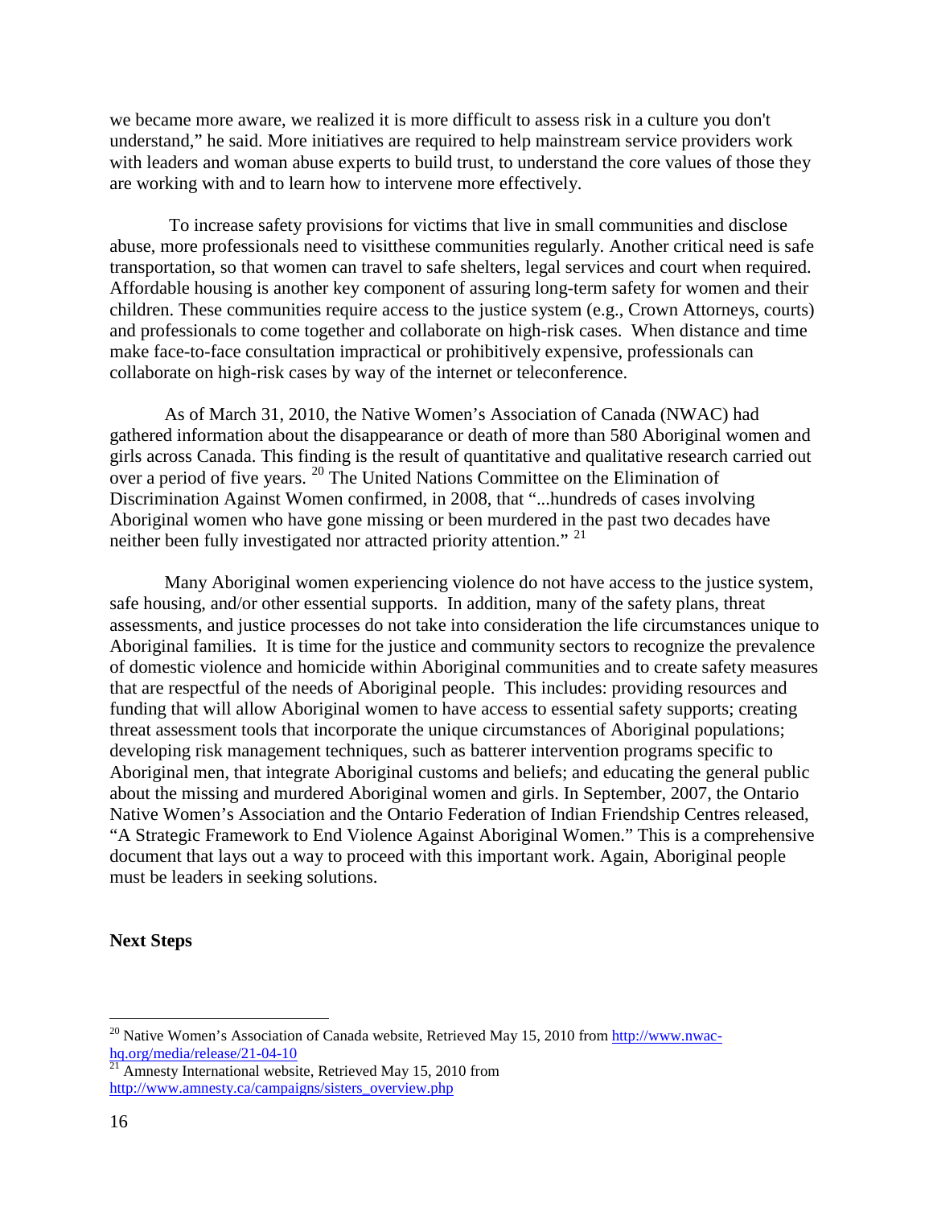we became more aware, we realized it is more difficult to assess risk in a culture you don't understand," he said. More initiatives are required to help mainstream service providers work with leaders and woman abuse experts to build trust, to understand the core values of those they are working with and to learn how to intervene more effectively.

To increase safety provisions for victims that live in small communities and disclose abuse, more professionals need to visitthese communities regularly. Another critical need is safe transportation, so that women can travel to safe shelters, legal services and court when required. Affordable housing is another key component of assuring long-term safety for women and their children. These communities require access to the justice system (e.g., Crown Attorneys, courts) and professionals to come together and collaborate on high-risk cases. When distance and time make face-to-face consultation impractical or prohibitively expensive, professionals can collaborate on high-risk cases by way of the internet or teleconference.

As of March 31, 2010, the Native Women's Association of Canada (NWAC) had gathered information about the disappearance or death of more than 580 Aboriginal women and girls across Canada. This finding is the result of quantitative and qualitative research carried out over a period of five years. [20] The United Nations Committee on the Elimination of Discrimination Against Women confirmed, in 2008, that "...hundreds of cases involving Aboriginal women who have gone missing or been murdered in the past two decades have neither been fully investigated nor attracted priority attention." [21]

Many Aboriginal women experiencing violence do not have access to the justice system, safe housing, and/or other essential supports. In addition, many of the safety plans, threat assessments, and justice processes do not take into consideration the life circumstances unique to Aboriginal families. It is time for the justice and community sectors to recognize the prevalence of domestic violence and homicide within Aboriginal communities and to create safety measures that are respectful of the needs of Aboriginal people. This includes: providing resources and funding that will allow Aboriginal women to have access to essential safety supports; creating threat assessment tools that incorporate the unique circumstances of Aboriginal populations; developing risk management techniques, such as batterer intervention programs specific to Aboriginal men, that integrate Aboriginal customs and beliefs; and educating the general public about the missing and murdered Aboriginal women and girls. In September, 2007, the Ontario Native Women's Association and the Ontario Federation of Indian Friendship Centres released, "A Strategic Framework to End Violence Against Aboriginal Women." This is a comprehensive document that lays out a way to proceed with this important work. Again, Aboriginal people must be leaders in seeking solutions.

**Next Steps**

---

[20] Native Women's Association of Canada website, Retrieved May 15, 2010 from http://www.nwac-hq.org/media/release/21-04-10

[21] Amnesty International website, Retrieved May 15, 2010 from http://www.amnesty.ca/campaigns/sisters_overview.php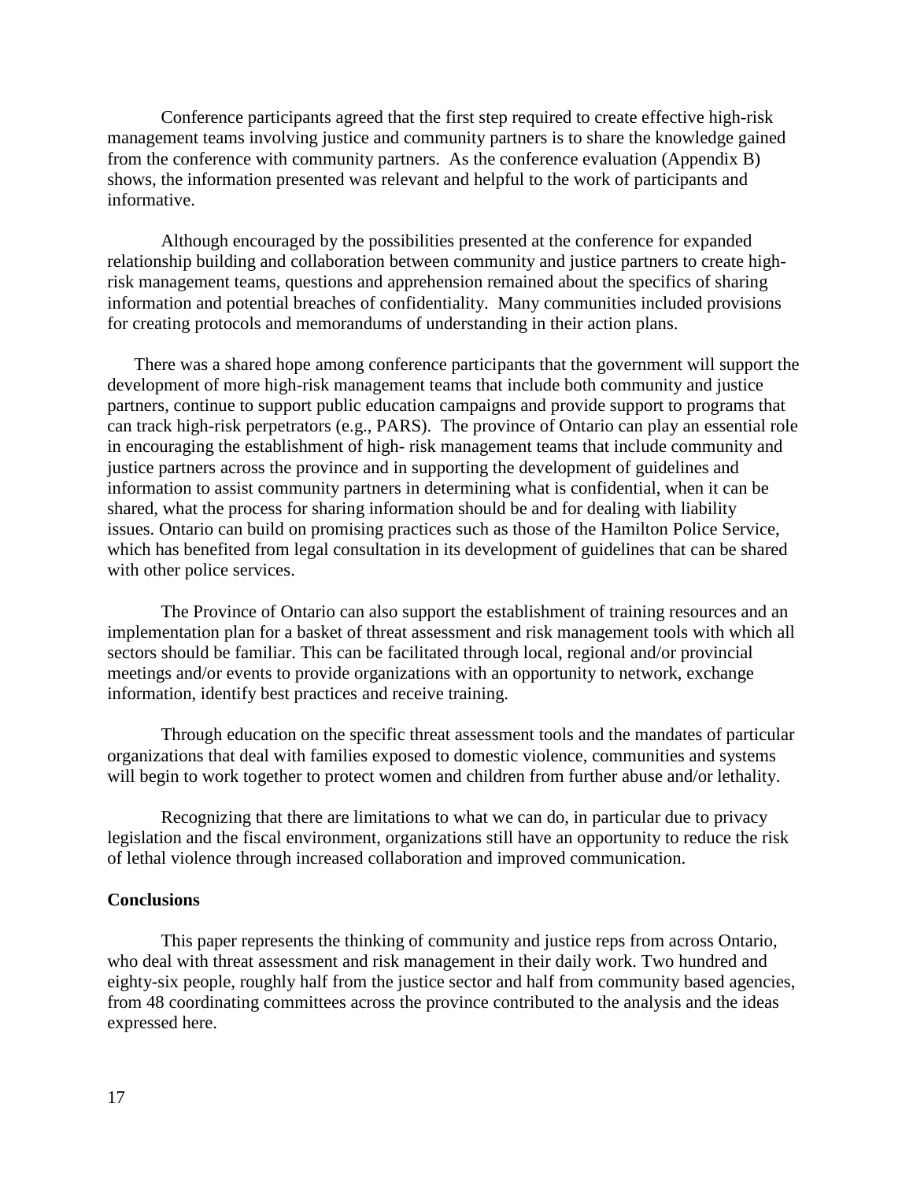Conference participants agreed that the first step required to create effective high-risk management teams involving justice and community partners is to share the knowledge gained from the conference with community partners. As the conference evaluation (Appendix B) shows, the information presented was relevant and helpful to the work of participants and informative.

Although encouraged by the possibilities presented at the conference for expanded relationship building and collaboration between community and justice partners to create high-risk management teams, questions and apprehension remained about the specifics of sharing information and potential breaches of confidentiality. Many communities included provisions for creating protocols and memorandums of understanding in their action plans.

There was a shared hope among conference participants that the government will support the development of more high-risk management teams that include both community and justice partners, continue to support public education campaigns and provide support to programs that can track high-risk perpetrators (e.g., PARS). The province of Ontario can play an essential role in encouraging the establishment of high- risk management teams that include community and justice partners across the province and in supporting the development of guidelines and information to assist community partners in determining what is confidential, when it can be shared, what the process for sharing information should be and for dealing with liability issues. Ontario can build on promising practices such as those of the Hamilton Police Service, which has benefited from legal consultation in its development of guidelines that can be shared with other police services.

The Province of Ontario can also support the establishment of training resources and an implementation plan for a basket of threat assessment and risk management tools with which all sectors should be familiar. This can be facilitated through local, regional and/or provincial meetings and/or events to provide organizations with an opportunity to network, exchange information, identify best practices and receive training.

Through education on the specific threat assessment tools and the mandates of particular organizations that deal with families exposed to domestic violence, communities and systems will begin to work together to protect women and children from further abuse and/or lethality.

Recognizing that there are limitations to what we can do, in particular due to privacy legislation and the fiscal environment, organizations still have an opportunity to reduce the risk of lethal violence through increased collaboration and improved communication.

**Conclusions**

This paper represents the thinking of community and justice reps from across Ontario, who deal with threat assessment and risk management in their daily work. Two hundred and eighty-six people, roughly half from the justice sector and half from community based agencies, from 48 coordinating committees across the province contributed to the analysis and the ideas expressed here.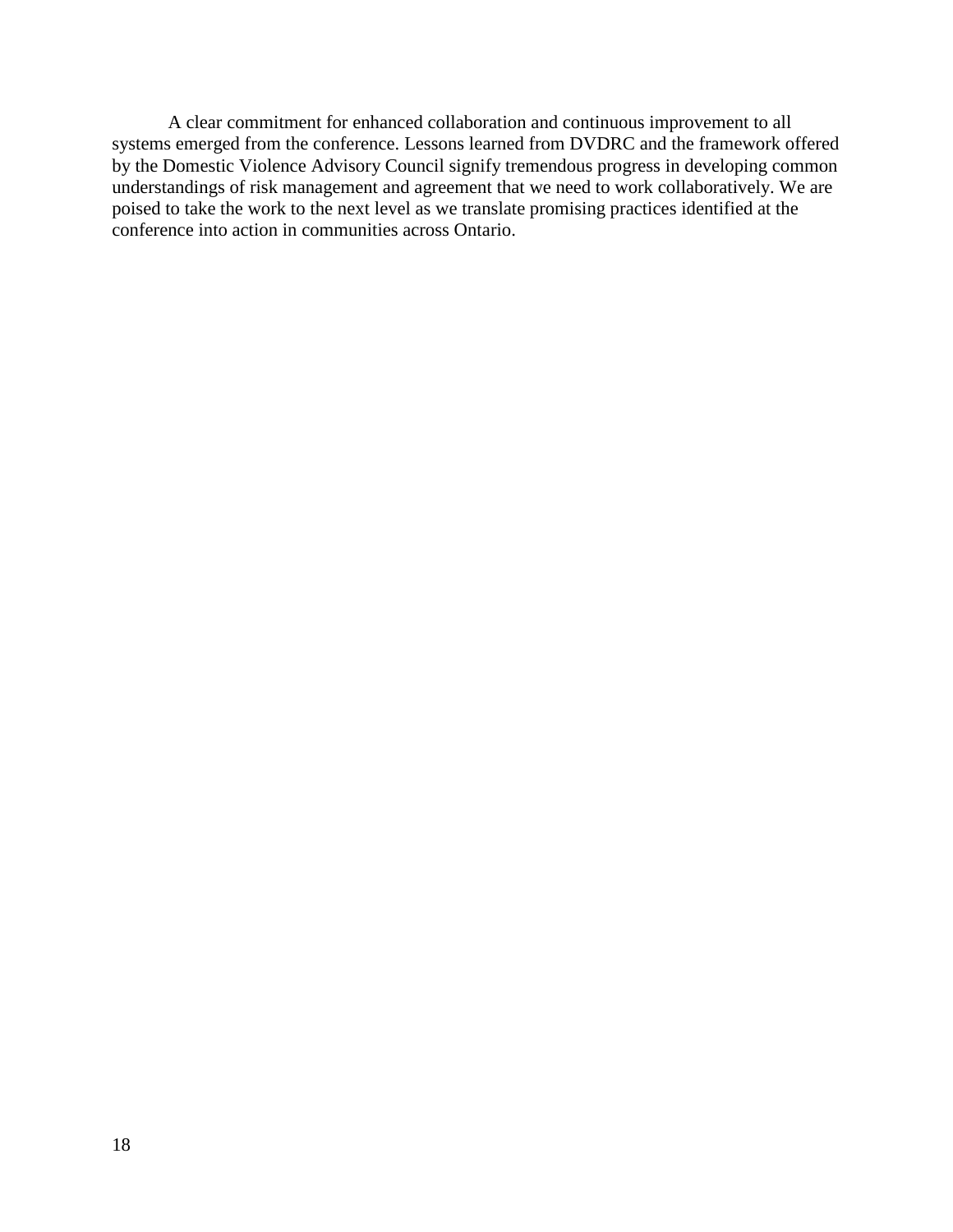A clear commitment for enhanced collaboration and continuous improvement to all systems emerged from the conference. Lessons learned from DVDRC and the framework offered by the Domestic Violence Advisory Council signify tremendous progress in developing common understandings of risk management and agreement that we need to work collaboratively. We are poised to take the work to the next level as we translate promising practices identified at the conference into action in communities across Ontario.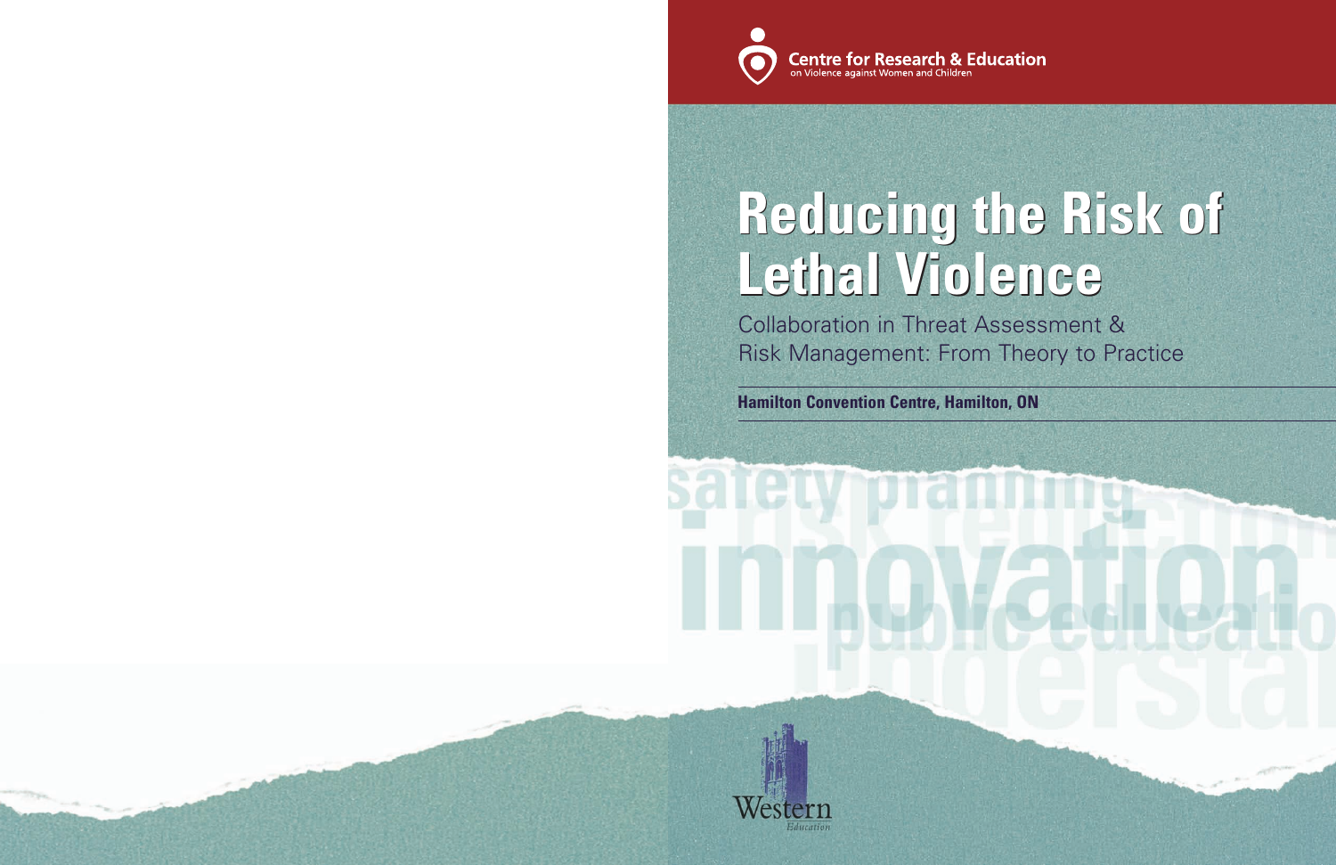Centre for Research & Education
on Violence against Women and Children

# Reducing the Risk of Lethal Violence

## Collaboration in Threat Assessment & Risk Management: From Theory to Practice

**Hamilton Convention Centre, Hamilton, ON**

Western
Education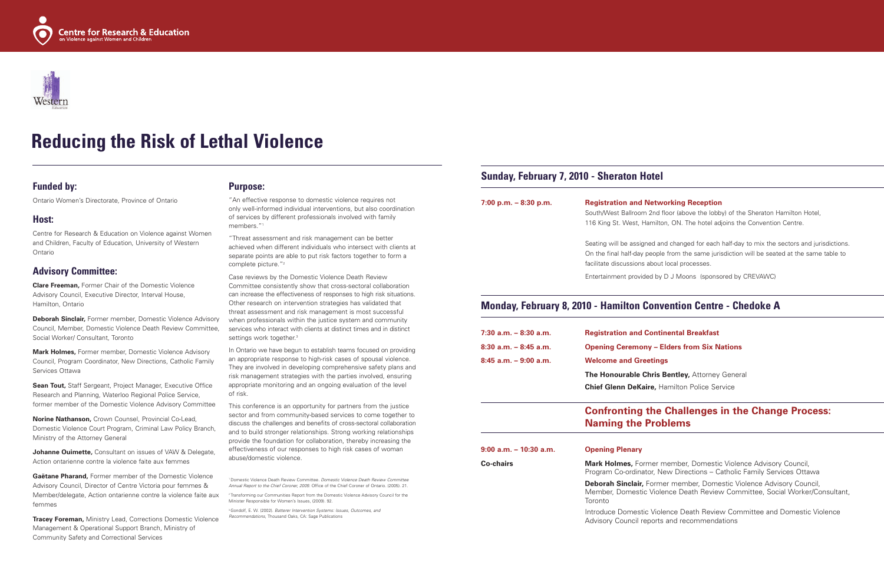Centre for Research & Education on Violence against Women and Children

# Reducing the Risk of Lethal Violence

## Funded by:

Ontario Women's Directorate, Province of Ontario

## Host:

Centre for Research & Education on Violence against Women and Children, Faculty of Education, University of Western Ontario

## Advisory Committee:

**Clare Freeman,** Former Chair of the Domestic Violence Advisory Council, Executive Director, Interval House, Hamilton, Ontario

**Deborah Sinclair,** Former member, Domestic Violence Advisory Council, Member, Domestic Violence Death Review Committee, Social Worker/ Consultant, Toronto

**Mark Holmes,** Former member, Domestic Violence Advisory Council, Program Coordinator, New Directions, Catholic Family Services Ottawa

**Sean Tout,** Staff Sergeant, Project Manager, Executive Office Research and Planning, Waterloo Regional Police Service, former member of the Domestic Violence Advisory Committee

**Norine Nathanson,** Crown Counsel, Provincial Co-Lead, Domestic Violence Court Program, Criminal Law Policy Branch, Ministry of the Attorney General

**Johanne Ouimette,** Consultant on issues of VAW & Delegate, Action ontarienne contre la violence faite aux femmes

**Gaëtane Pharand,** Former member of the Domestic Violence Advisory Council, Director of Centre Victoria pour femmes & Member/delegate, Action ontarienne contre la violence faite aux femmes

**Tracey Foreman,** Ministry Lead, Corrections Domestic Violence Management & Operational Support Branch, Ministry of Community Safety and Correctional Services

## Purpose:

"An effective response to domestic violence requires not only well-informed individual interventions, but also coordination of services by different professionals involved with family members."[1]

"Threat assessment and risk management can be better achieved when different individuals who intersect with clients at separate points are able to put risk factors together to form a complete picture."[2]

Case reviews by the Domestic Violence Death Review Committee consistently show that cross-sectoral collaboration can increase the effectiveness of responses to high risk situations. Other research on intervention strategies has validated that threat assessment and risk management is most successful when professionals within the justice system and community services who interact with clients at distinct times and in distinct settings work together.[3]

In Ontario we have begun to establish teams focused on providing an appropriate response to high-risk cases of spousal violence. They are involved in developing comprehensive safety plans and risk management strategies with the parties involved, ensuring appropriate monitoring and an ongoing evaluation of the level of risk.

This conference is an opportunity for partners from the justice sector and from community-based services to come together to discuss the challenges and benefits of cross-sectoral collaboration and to build stronger relationships. Strong working relationships provide the foundation for collaboration, thereby increasing the effectiveness of our responses to high risk cases of woman abuse/domestic violence.

[1] Domestic Violence Death Review Committee. *Domestic Violence Death Review Committee Annual Report to the Chief Coroner, 2005*. Office of the Chief Coroner of Ontario. (2005). 21.

[2] Transforming our Communities Report from the Domestic Violence Advisory Council for the Minister Responsible for Women's Issues, (2009). 92.

[3] Gondolf, E. W. (2002). *Batterer Intervention Systems: Issues, Outcomes, and Recommendations*, Thousand Oaks, CA: Sage Publications

## Sunday, February 7, 2010 - Sheraton Hotel

**7:00 p.m. – 8:30 p.m.** — **Registration and Networking Reception**

South/West Ballroom 2nd floor (above the lobby) of the Sheraton Hamilton Hotel, 116 King St. West, Hamilton, ON. The hotel adjoins the Convention Centre.

Seating will be assigned and changed for each half-day to mix the sectors and jurisdictions. On the final half-day people from the same jurisdiction will be seated at the same table to facilitate discussions about local processes.

Entertainment provided by D J Moons (sponsored by CREVAWC)

## Monday, February 8, 2010 - Hamilton Convention Centre - Chedoke A

**7:30 a.m. – 8:30 a.m.** — **Registration and Continental Breakfast**

**8:30 a.m. – 8:45 a.m.** — **Opening Ceremony – Elders from Six Nations**

**8:45 a.m. – 9:00 a.m.** — **Welcome and Greetings**

**The Honourable Chris Bentley,** Attorney General

**Chief Glenn DeKaire,** Hamilton Police Service

### Confronting the Challenges in the Change Process: Naming the Problems

**9:00 a.m. – 10:30 a.m.** — **Opening Plenary**

**Co-chairs**

**Mark Holmes,** Former member, Domestic Violence Advisory Council, Program Co-ordinator, New Directions – Catholic Family Services Ottawa

**Deborah Sinclair,** Former member, Domestic Violence Advisory Council, Member, Domestic Violence Death Review Committee, Social Worker/Consultant, Toronto

Introduce Domestic Violence Death Review Committee and Domestic Violence Advisory Council reports and recommendations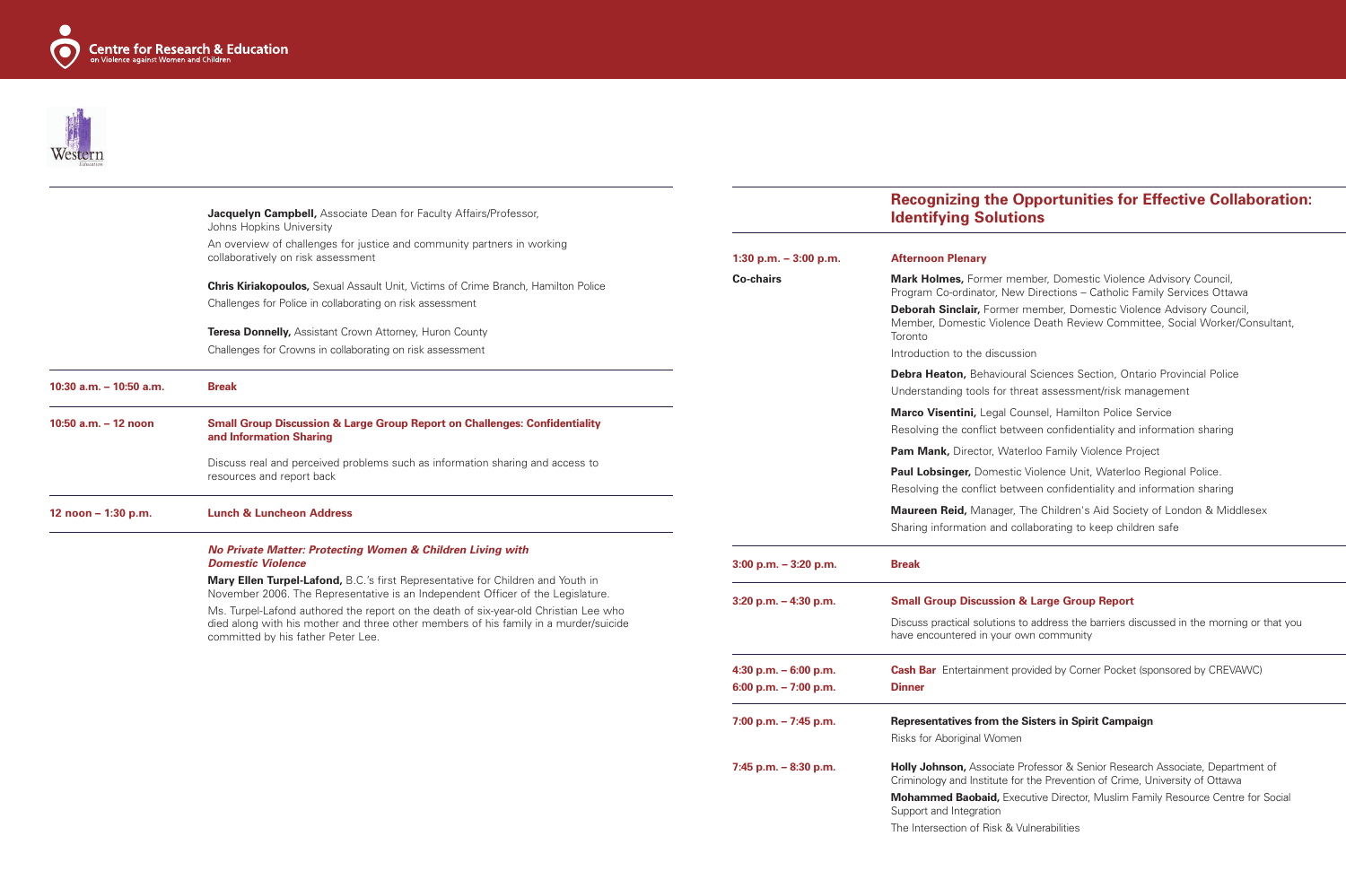**Jacquelyn Campbell,** Associate Dean for Faculty Affairs/Professor, Johns Hopkins University

An overview of challenges for justice and community partners in working collaboratively on risk assessment

**Chris Kiriakopoulos,** Sexual Assault Unit, Victims of Crime Branch, Hamilton Police

Challenges for Police in collaborating on risk assessment

**Teresa Donnelly,** Assistant Crown Attorney, Huron County

Challenges for Crowns in collaborating on risk assessment

**10:30 a.m. – 10:50 a.m.** — **Break**

**10:50 a.m. – 12 noon** — **Small Group Discussion & Large Group Report on Challenges: Confidentiality and Information Sharing**

Discuss real and perceived problems such as information sharing and access to resources and report back

**12 noon – 1:30 p.m.** — **Lunch & Luncheon Address**

***No Private Matter: Protecting Women & Children Living with Domestic Violence***

**Mary Ellen Turpel-Lafond,** B.C.'s first Representative for Children and Youth in November 2006. The Representative is an Independent Officer of the Legislature.

Ms. Turpel-Lafond authored the report on the death of six-year-old Christian Lee who died along with his mother and three other members of his family in a murder/suicide committed by his father Peter Lee.

## Recognizing the Opportunities for Effective Collaboration: Identifying Solutions

**1:30 p.m. – 3:00 p.m.** — **Afternoon Plenary**

**Co-chairs**

**Mark Holmes,** Former member, Domestic Violence Advisory Council, Program Co-ordinator, New Directions – Catholic Family Services Ottawa

**Deborah Sinclair,** Former member, Domestic Violence Advisory Council, Member, Domestic Violence Death Review Committee, Social Worker/Consultant, Toronto

Introduction to the discussion

**Debra Heaton,** Behavioural Sciences Section, Ontario Provincial Police

Understanding tools for threat assessment/risk management

**Marco Visentini,** Legal Counsel, Hamilton Police Service

Resolving the conflict between confidentiality and information sharing

**Pam Mank,** Director, Waterloo Family Violence Project

**Paul Lobsinger,** Domestic Violence Unit, Waterloo Regional Police.

Resolving the conflict between confidentiality and information sharing

**Maureen Reid,** Manager, The Children's Aid Society of London & Middlesex

Sharing information and collaborating to keep children safe

**3:00 p.m. – 3:20 p.m.** — **Break**

**3:20 p.m. – 4:30 p.m.** — **Small Group Discussion & Large Group Report**

Discuss practical solutions to address the barriers discussed in the morning or that you have encountered in your own community

**4:30 p.m. – 6:00 p.m.** — **Cash Bar** Entertainment provided by Corner Pocket (sponsored by CREVAWC)

**6:00 p.m. – 7:00 p.m.** — **Dinner**

**7:00 p.m. – 7:45 p.m.** — **Representatives from the Sisters in Spirit Campaign**

Risks for Aboriginal Women

**7:45 p.m. – 8:30 p.m.**

**Holly Johnson,** Associate Professor & Senior Research Associate, Department of Criminology and Institute for the Prevention of Crime, University of Ottawa

**Mohammed Baobaid,** Executive Director, Muslim Family Resource Centre for Social Support and Integration

The Intersection of Risk & Vulnerabilities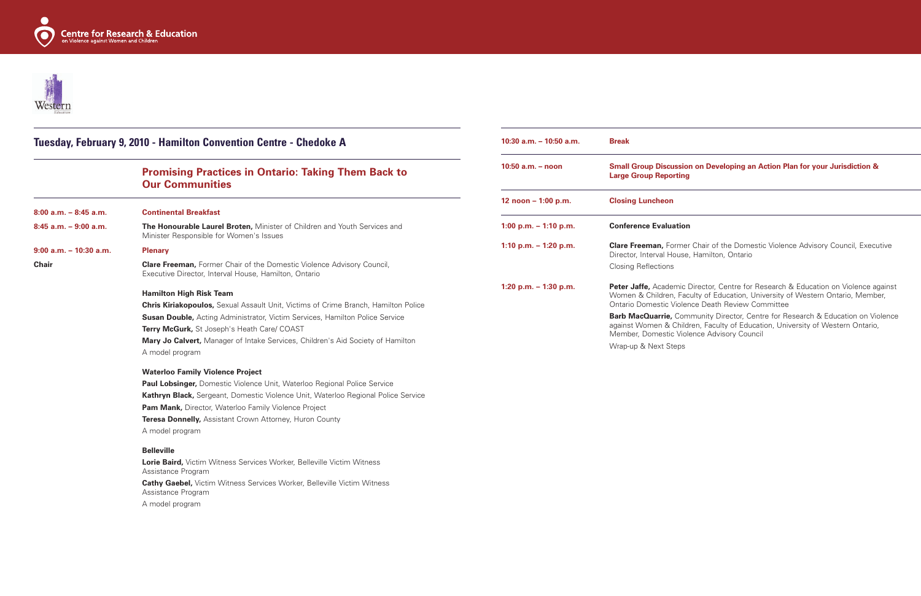## Tuesday, February 9, 2010 - Hamilton Convention Centre - Chedoke A

### Promising Practices in Ontario: Taking Them Back to Our Communities

**8:00 a.m. – 8:45 a.m.** **Continental Breakfast**

**8:45 a.m. – 9:00 a.m.** **The Honourable Laurel Broten,** Minister of Children and Youth Services and Minister Responsible for Women's Issues

**9:00 a.m. – 10:30 a.m.** **Plenary**

**Chair** **Clare Freeman,** Former Chair of the Domestic Violence Advisory Council, Executive Director, Interval House, Hamilton, Ontario

**Hamilton High Risk Team**

**Chris Kiriakopoulos,** Sexual Assault Unit, Victims of Crime Branch, Hamilton Police

**Susan Double,** Acting Administrator, Victim Services, Hamilton Police Service

**Terry McGurk,** St Joseph's Heath Care/ COAST

**Mary Jo Calvert,** Manager of Intake Services, Children's Aid Society of Hamilton

A model program

**Waterloo Family Violence Project**

**Paul Lobsinger,** Domestic Violence Unit, Waterloo Regional Police Service

**Kathryn Black,** Sergeant, Domestic Violence Unit, Waterloo Regional Police Service

**Pam Mank,** Director, Waterloo Family Violence Project

**Teresa Donnelly,** Assistant Crown Attorney, Huron County

A model program

**Belleville**

**Lorie Baird,** Victim Witness Services Worker, Belleville Victim Witness Assistance Program

**Cathy Gaebel,** Victim Witness Services Worker, Belleville Victim Witness Assistance Program

A model program

**10:30 a.m. – 10:50 a.m.** **Break**

**10:50 a.m. – noon** **Small Group Discussion on Developing an Action Plan for your Jurisdiction & Large Group Reporting**

**12 noon – 1:00 p.m.** **Closing Luncheon**

**1:00 p.m. – 1:10 p.m.** **Conference Evaluation**

**1:10 p.m. – 1:20 p.m.** **Clare Freeman,** Former Chair of the Domestic Violence Advisory Council, Executive Director, Interval House, Hamilton, Ontario

Closing Reflections

**1:20 p.m. – 1:30 p.m.** **Peter Jaffe,** Academic Director, Centre for Research & Education on Violence against Women & Children, Faculty of Education, University of Western Ontario, Member, Ontario Domestic Violence Death Review Committee

**Barb MacQuarrie,** Community Director, Centre for Research & Education on Violence against Women & Children, Faculty of Education, University of Western Ontario, Member, Domestic Violence Advisory Council

Wrap-up & Next Steps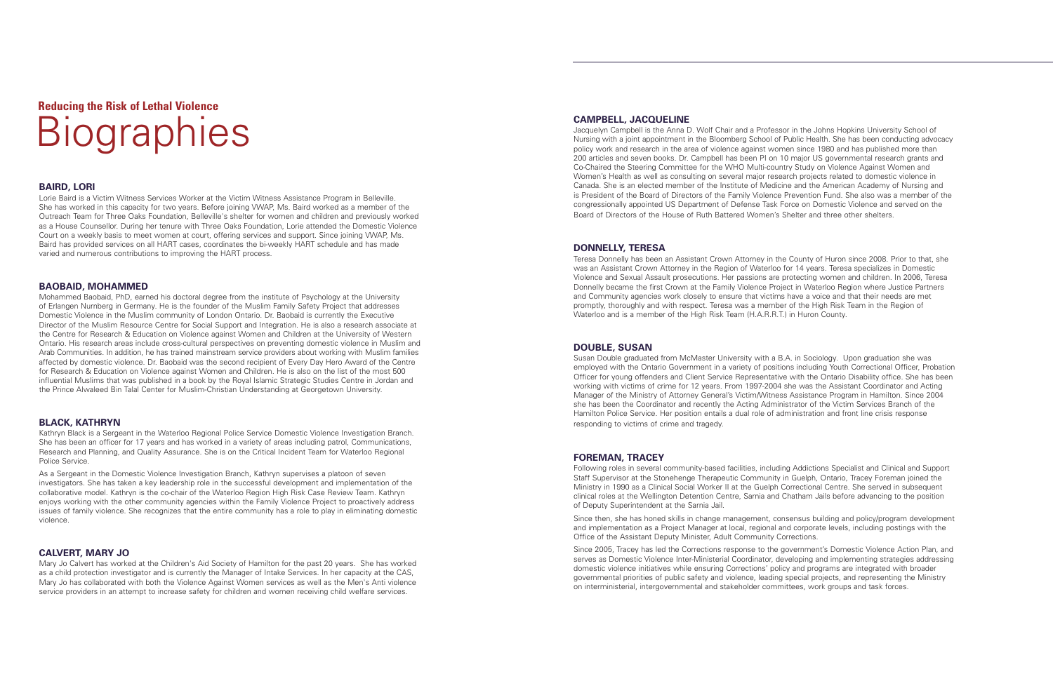## Reducing the Risk of Lethal Violence

# Biographies

### BAIRD, LORI

Lorie Baird is a Victim Witness Services Worker at the Victim Witness Assistance Program in Belleville. She has worked in this capacity for two years. Before joining VWAP, Ms. Baird worked as a member of the Outreach Team for Three Oaks Foundation, Belleville's shelter for women and children and previously worked as a House Counsellor. During her tenure with Three Oaks Foundation, Lorie attended the Domestic Violence Court on a weekly basis to meet women at court, offering services and support. Since joining VWAP, Ms. Baird has provided services on all HART cases, coordinates the bi-weekly HART schedule and has made varied and numerous contributions to improving the HART process.

### BAOBAID, MOHAMMED

Mohammed Baobaid, PhD, earned his doctoral degree from the institute of Psychology at the University of Erlangen Nurnberg in Germany. He is the founder of the Muslim Family Safety Project that addresses Domestic Violence in the Muslim community of London Ontario. Dr. Baobaid is currently the Executive Director of the Muslim Resource Centre for Social Support and Integration. He is also a research associate at the Centre for Research & Education on Violence against Women and Children at the University of Western Ontario. His research areas include cross-cultural perspectives on preventing domestic violence in Muslim and Arab Communities. In addition, he has trained mainstream service providers about working with Muslim families affected by domestic violence. Dr. Baobaid was the second recipient of Every Day Hero Award of the Centre for Research & Education on Violence against Women and Children. He is also on the list of the most 500 influential Muslims that was published in a book by the Royal Islamic Strategic Studies Centre in Jordan and the Prince Alwaleed Bin Talal Center for Muslim-Christian Understanding at Georgetown University.

### BLACK, KATHRYN

Kathryn Black is a Sergeant in the Waterloo Regional Police Service Domestic Violence Investigation Branch. She has been an officer for 17 years and has worked in a variety of areas including patrol, Communications, Research and Planning, and Quality Assurance. She is on the Critical Incident Team for Waterloo Regional Police Service.

As a Sergeant in the Domestic Violence Investigation Branch, Kathryn supervises a platoon of seven investigators. She has taken a key leadership role in the successful development and implementation of the collaborative model. Kathryn is the co-chair of the Waterloo Region High Risk Case Review Team. Kathryn enjoys working with the other community agencies within the Family Violence Project to proactively address issues of family violence. She recognizes that the entire community has a role to play in eliminating domestic violence.

### CALVERT, MARY JO

Mary Jo Calvert has worked at the Children's Aid Society of Hamilton for the past 20 years. She has worked as a child protection investigator and is currently the Manager of Intake Services. In her capacity at the CAS, Mary Jo has collaborated with both the Violence Against Women services as well as the Men's Anti violence service providers in an attempt to increase safety for children and women receiving child welfare services.

### CAMPBELL, JACQUELINE

Jacquelyn Campbell is the Anna D. Wolf Chair and a Professor in the Johns Hopkins University School of Nursing with a joint appointment in the Bloomberg School of Public Health. She has been conducting advocacy policy work and research in the area of violence against women since 1980 and has published more than 200 articles and seven books. Dr. Campbell has been PI on 10 major US governmental research grants and Co-Chaired the Steering Committee for the WHO Multi-country Study on Violence Against Women and Women's Health as well as consulting on several major research projects related to domestic violence in Canada. She is an elected member of the Institute of Medicine and the American Academy of Nursing and is President of the Board of Directors of the Family Violence Prevention Fund. She also was a member of the congressionally appointed US Department of Defense Task Force on Domestic Violence and served on the Board of Directors of the House of Ruth Battered Women's Shelter and three other shelters.

### DONNELLY, TERESA

Teresa Donnelly has been an Assistant Crown Attorney in the County of Huron since 2008. Prior to that, she was an Assistant Crown Attorney in the Region of Waterloo for 14 years. Teresa specializes in Domestic Violence and Sexual Assault prosecutions. Her passions are protecting women and children. In 2006, Teresa Donnelly became the first Crown at the Family Violence Project in Waterloo Region where Justice Partners and Community agencies work closely to ensure that victims have a voice and that their needs are met promptly, thoroughly and with respect. Teresa was a member of the High Risk Team in the Region of Waterloo and is a member of the High Risk Team (H.A.R.R.T.) in Huron County.

### DOUBLE, SUSAN

Susan Double graduated from McMaster University with a B.A. in Sociology. Upon graduation she was employed with the Ontario Government in a variety of positions including Youth Correctional Officer, Probation Officer for young offenders and Client Service Representative with the Ontario Disability office. She has been working with victims of crime for 12 years. From 1997-2004 she was the Assistant Coordinator and Acting Manager of the Ministry of Attorney General's Victim/Witness Assistance Program in Hamilton. Since 2004 she has been the Coordinator and recently the Acting Administrator of the Victim Services Branch of the Hamilton Police Service. Her position entails a dual role of administration and front line crisis response responding to victims of crime and tragedy.

### FOREMAN, TRACEY

Following roles in several community-based facilities, including Addictions Specialist and Clinical and Support Staff Supervisor at the Stonehenge Therapeutic Community in Guelph, Ontario, Tracey Foreman joined the Ministry in 1990 as a Clinical Social Worker II at the Guelph Correctional Centre. She served in subsequent clinical roles at the Wellington Detention Centre, Sarnia and Chatham Jails before advancing to the position of Deputy Superintendent at the Sarnia Jail.

Since then, she has honed skills in change management, consensus building and policy/program development and implementation as a Project Manager at local, regional and corporate levels, including postings with the Office of the Assistant Deputy Minister, Adult Community Corrections.

Since 2005, Tracey has led the Corrections response to the government's Domestic Violence Action Plan, and serves as Domestic Violence Inter-Ministerial Coordinator, developing and implementing strategies addressing domestic violence initiatives while ensuring Corrections' policy and programs are integrated with broader governmental priorities of public safety and violence, leading special projects, and representing the Ministry on interministerial, intergovernmental and stakeholder committees, work groups and task forces.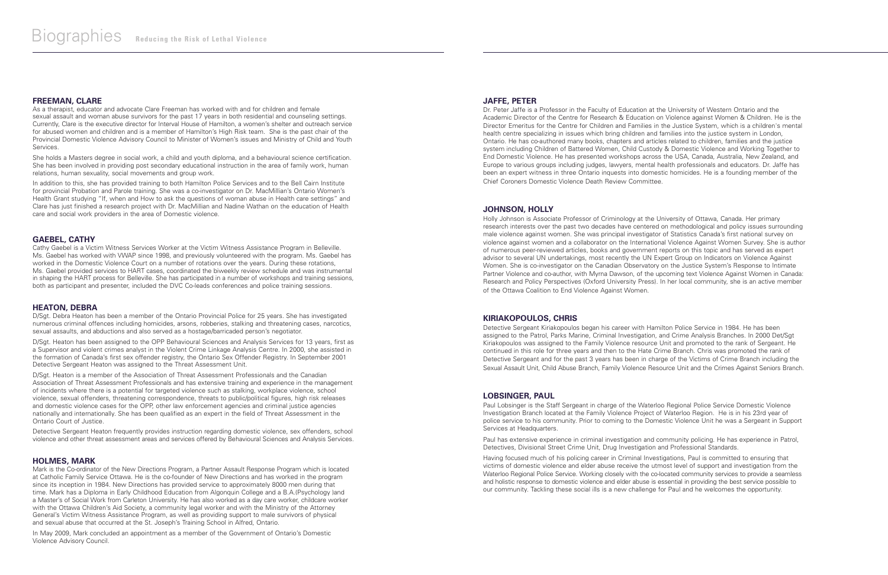# Biographies

## FREEMAN, CLARE

As a therapist, educator and advocate Clare Freeman has worked with and for children and female sexual assault and woman abuse survivors for the past 17 years in both residential and counseling settings. Currently, Clare is the executive director for Interval House of Hamilton, a women's shelter and outreach service for abused women and children and is a member of Hamilton's High Risk team. She is the past chair of the Provincial Domestic Violence Advisory Council to Minister of Women's issues and Ministry of Child and Youth Services.

She holds a Masters degree in social work, a child and youth diploma, and a behavioural science certification. She has been involved in providing post secondary educational instruction in the area of family work, human relations, human sexuality, social movements and group work.

In addition to this, she has provided training to both Hamilton Police Services and to the Bell Cairn Institute for provincial Probation and Parole training. She was a co-investigator on Dr. MacMillian's Ontario Women's Health Grant studying "If, when and How to ask the questions of woman abuse in Health care settings" and Clare has just finished a research project with Dr. MacMillian and Nadine Wathan on the education of Health care and social work providers in the area of Domestic violence.

## GAEBEL, CATHY

Cathy Gaebel is a Victim Witness Services Worker at the Victim Witness Assistance Program in Belleville. Ms. Gaebel has worked with VWAP since 1998, and previously volunteered with the program. Ms. Gaebel has worked in the Domestic Violence Court on a number of rotations over the years. During these rotations, Ms. Gaebel provided services to HART cases, coordinated the biweekly review schedule and was instrumental in shaping the HART process for Belleville. She has participated in a number of workshops and training sessions, both as participant and presenter, included the DVC Co-leads conferences and police training sessions.

## HEATON, DEBRA

D/Sgt. Debra Heaton has been a member of the Ontario Provincial Police for 25 years. She has investigated numerous criminal offences including homicides, arsons, robberies, stalking and threatening cases, narcotics, sexual assaults, and abductions and also served as a hostage/barricaded person's negotiator.

D/Sgt. Heaton has been assigned to the OPP Behavioural Sciences and Analysis Services for 13 years, first as a Supervisor and violent crimes analyst in the Violent Crime Linkage Analysis Centre. In 2000, she assisted in the formation of Canada's first sex offender registry, the Ontario Sex Offender Registry. In September 2001 Detective Sergeant Heaton was assigned to the Threat Assessment Unit.

D/Sgt. Heaton is a member of the Association of Threat Assessment Professionals and the Canadian Association of Threat Assessment Professionals and has extensive training and experience in the management of incidents where there is a potential for targeted violence such as stalking, workplace violence, school violence, sexual offenders, threatening correspondence, threats to public/political figures, high risk releases and domestic violence cases for the OPP, other law enforcement agencies and criminal justice agencies nationally and internationally. She has been qualified as an expert in the field of Threat Assessment in the Ontario Court of Justice.

Detective Sergeant Heaton frequently provides instruction regarding domestic violence, sex offenders, school violence and other threat assessment areas and services offered by Behavioural Sciences and Analysis Services.

## HOLMES, MARK

Mark is the Co-ordinator of the New Directions Program, a Partner Assault Response Program which is located at Catholic Family Service Ottawa. He is the co-founder of New Directions and has worked in the program since its inception in 1984. New Directions has provided service to approximately 8000 men during that time. Mark has a Diploma in Early Childhood Education from Algonquin College and a B.A.(Psychology )and a Master's of Social Work from Carleton University. He has also worked as a day care worker, childcare worker with the Ottawa Children's Aid Society, a community legal worker and with the Ministry of the Attorney General's Victim Witness Assistance Program, as well as providing support to male survivors of physical and sexual abuse that occurred at the St. Joseph's Training School in Alfred, Ontario.

In May 2009, Mark concluded an appointment as a member of the Government of Ontario's Domestic Violence Advisory Council.

## JAFFE, PETER

Dr. Peter Jaffe is a Professor in the Faculty of Education at the University of Western Ontario and the Academic Director of the Centre for Research & Education on Violence against Women & Children. He is the Director Emeritus for the Centre for Children and Families in the Justice System, which is a children's mental health centre specializing in issues which bring children and families into the justice system in London, Ontario. He has co-authored many books, chapters and articles related to children, families and the justice system including Children of Battered Women, Child Custody & Domestic Violence and Working Together to End Domestic Violence. He has presented workshops across the USA, Canada, Australia, New Zealand, and Europe to various groups including judges, lawyers, mental health professionals and educators. Dr. Jaffe has been an expert witness in three Ontario inquests into domestic homicides. He is a founding member of the Chief Coroners Domestic Violence Death Review Committee.

## JOHNSON, HOLLY

Holly Johnson is Associate Professor of Criminology at the University of Ottawa, Canada. Her primary research interests over the past two decades have centered on methodological and policy issues surrounding male violence against women. She was principal investigator of Statistics Canada's first national survey on violence against women and a collaborator on the International Violence Against Women Survey. She is author of numerous peer-reviewed articles, books and government reports on this topic and has served as expert advisor to several UN undertakings, most recently the UN Expert Group on Indicators on Violence Against Women. She is co-investigator on the Canadian Observatory on the Justice System's Response to Intimate Partner Violence and co-author, with Myrna Dawson, of the upcoming text Violence Against Women in Canada: Research and Policy Perspectives (Oxford University Press). In her local community, she is an active member of the Ottawa Coalition to End Violence Against Women.

## KIRIAKOPOULOS, CHRIS

Detective Sergeant Kiriakopoulos began his career with Hamilton Police Service in 1984. He has been assigned to the Patrol, Parks Marine, Criminal Investigation, and Crime Analysis Branches. In 2000 Det/Sgt Kiriakopoulos was assigned to the Family Violence resource Unit and promoted to the rank of Sergeant. He continued in this role for three years and then to the Hate Crime Branch. Chris was promoted the rank of Detective Sergeant and for the past 3 years has been in charge of the Victims of Crime Branch including the Sexual Assault Unit, Child Abuse Branch, Family Violence Resource Unit and the Crimes Against Seniors Branch.

## LOBSINGER, PAUL

Paul Lobsinger is the Staff Sergeant in charge of the Waterloo Regional Police Service Domestic Violence Investigation Branch located at the Family Violence Project of Waterloo Region. He is in his 23rd year of police service to his community. Prior to coming to the Domestic Violence Unit he was a Sergeant in Support Services at Headquarters.

Paul has extensive experience in criminal investigation and community policing. He has experience in Patrol, Detectives, Divisional Street Crime Unit, Drug Investigation and Professional Standards.

Having focused much of his policing career in Criminal Investigations, Paul is committed to ensuring that victims of domestic violence and elder abuse receive the utmost level of support and investigation from the Waterloo Regional Police Service. Working closely with the co-located community services to provide a seamless and holistic response to domestic violence and elder abuse is essential in providing the best service possible to our community. Tackling these social ills is a new challenge for Paul and he welcomes the opportunity.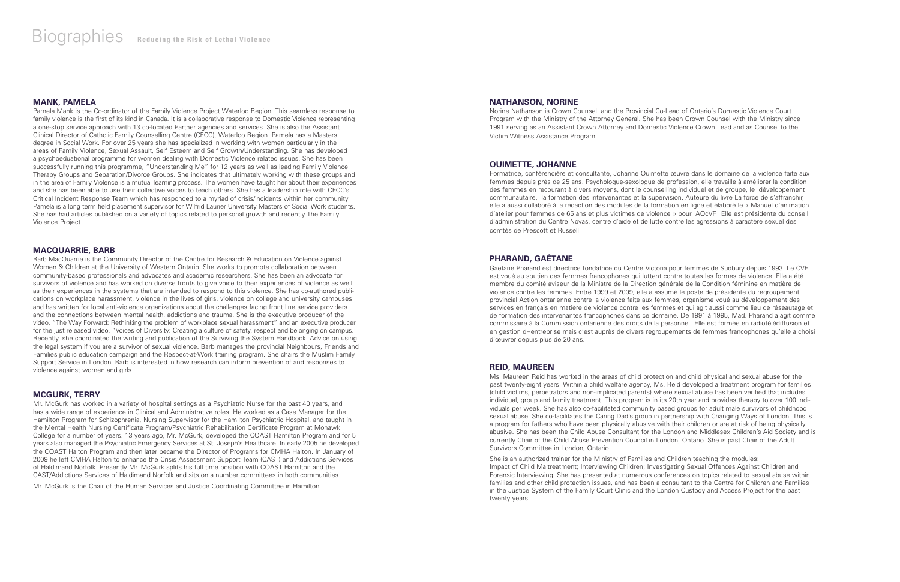# Biographies

## MANK, PAMELA

Pamela Mank is the Co-ordinator of the Family Violence Project Waterloo Region. This seamless response to family violence is the first of its kind in Canada. It is a collaborative response to Domestic Violence representing a one-stop service approach with 13 co-located Partner agencies and services. She is also the Assistant Clinical Director of Catholic Family Counselling Centre (CFCC), Waterloo Region. Pamela has a Masters degree in Social Work. For over 25 years she has specialized in working with women particularly in the areas of Family Violence, Sexual Assault, Self Esteem and Self Growth/Understanding. She has developed a psychoeduational programme for women dealing with Domestic Violence related issues. She has been successfully running this programme, "Understanding Me" for 12 years as well as leading Family Violence Therapy Groups and Separation/Divorce Groups. She indicates that ultimately working with these groups and in the area of Family Violence is a mutual learning process. The women have taught her about their experiences and she has been able to use their collective voices to teach others. She has a leadership role with CFCC's Critical Incident Response Team which has responded to a myriad of crisis/incidents within her community. Pamela is a long term field placement supervisor for Wilfrid Laurier University Masters of Social Work students. She has had articles published on a variety of topics related to personal growth and recently The Family Violence Project.

## MACQUARRIE, BARB

Barb MacQuarrie is the Community Director of the Centre for Research & Education on Violence against Women & Children at the University of Western Ontario. She works to promote collaboration between community-based professionals and advocates and academic researchers. She has been an advocate for survivors of violence and has worked on diverse fronts to give voice to their experiences of violence as well as their experiences in the systems that are intended to respond to this violence. She has co-authored publications on workplace harassment, violence in the lives of girls, violence on college and university campuses and has written for local anti-violence organizations about the challenges facing front line service providers and the connections between mental health, addictions and trauma. She is the executive producer of the video, "The Way Forward: Rethinking the problem of workplace sexual harassment" and an executive producer for the just released video, "Voices of Diversity: Creating a culture of safety, respect and belonging on campus." Recently, she coordinated the writing and publication of the Surviving the System Handbook. Advice on using the legal system if you are a survivor of sexual violence. Barb manages the provincial Neighbours, Friends and Families public education campaign and the Respect-at-Work training program. She chairs the Muslim Family Support Service in London. Barb is interested in how research can inform prevention of and responses to violence against women and girls.

## MCGURK, TERRY

Mr. McGurk has worked in a variety of hospital settings as a Psychiatric Nurse for the past 40 years, and has a wide range of experience in Clinical and Administrative roles. He worked as a Case Manager for the Hamilton Program for Schizophrenia, Nursing Supervisor for the Hamilton Psychiatric Hospital, and taught in the Mental Health Nursing Certificate Program/Psychiatric Rehabilitation Certificate Program at Mohawk College for a number of years. 13 years ago, Mr. McGurk, developed the COAST Hamilton Program and for 5 years also managed the Psychiatric Emergency Services at St. Joseph's Healthcare. In early 2005 he developed the COAST Halton Program and then later became the Director of Programs for CMHA Halton. In January of 2009 he left CMHA Halton to enhance the Crisis Assessment Support Team (CAST) and Addictions Services of Haldimand Norfolk. Presently Mr. McGurk splits his full time position with COAST Hamilton and the CAST/Addictions Services of Haldimand Norfolk and sits on a number committees in both communities.

Mr. McGurk is the Chair of the Human Services and Justice Coordinating Committee in Hamilton

## NATHANSON, NORINE

Norine Nathanson is Crown Counsel and the Provincial Co-Lead of Ontario's Domestic Violence Court Program with the Ministry of the Attorney General. She has been Crown Counsel with the Ministry since 1991 serving as an Assistant Crown Attorney and Domestic Violence Crown Lead and as Counsel to the Victim Witness Assistance Program.

## OUIMETTE, JOHANNE

Formatrice, conférencière et consultante, Johanne Ouimette œuvre dans le domaine de la violence faite aux femmes depuis près de 25 ans. Psychologue-sexologue de profession, elle travaille à améliorer la condition des femmes en recourant à divers moyens, dont le counselling individuel et de groupe, le développement communautaire, la formation des intervenantes et la supervision. Auteure du livre La force de s'affranchir, elle a aussi collaboré à la rédaction des modules de la formation en ligne et élaboré le « Manuel d'animation d'atelier pour femmes de 65 ans et plus victimes de violence » pour AOcVF. Elle est présidente du conseil d'administration du Centre Novas, centre d'aide et de lutte contre les agressions à caractère sexuel des comtés de Prescott et Russell.

## PHARAND, GAËTANE

Gaëtane Pharand est directrice fondatrice du Centre Victoria pour femmes de Sudbury depuis 1993. Le CVF est voué au soutien des femmes francophones qui luttent contre toutes les formes de violence. Elle a été membre du comité aviseur de la Ministre de la Direction générale de la Condition féminine en matière de violence contre les femmes. Entre 1999 et 2009, elle a assumé le poste de présidente du regroupement provincial Action ontarienne contre la violence faite aux femmes, organisme voué au développement des services en français en matière de violence contre les femmes et qui agit aussi comme lieu de réseautage et de formation des intervenantes francophones dans ce domaine. De 1991 à 1995, Mad. Pharand a agit comme commissaire à la Commission ontarienne des droits de la personne. Elle est formée en radiotélédiffusion et en gestion d=entreprise mais c'est auprès de divers regroupements de femmes francophones qu'elle a choisi d'œuvrer depuis plus de 20 ans.

## REID, MAUREEN

Ms. Maureen Reid has worked in the areas of child protection and child physical and sexual abuse for the past twenty-eight years. Within a child welfare agency, Ms. Reid developed a treatment program for families (child victims, perpetrators and non-implicated parents) where sexual abuse has been verified that includes individual, group and family treatment. This program is in its 20th year and provides therapy to over 100 individuals per week. She has also co-facilitated community based groups for adult male survivors of childhood sexual abuse. She co-facilitates the Caring Dad's group in partnership with Changing Ways of London. This is a program for fathers who have been physically abusive with their children or are at risk of being physically abusive. She has been the Child Abuse Consultant for the London and Middlesex Children's Aid Society and is currently Chair of the Child Abuse Prevention Council in London, Ontario. She is past Chair of the Adult Survivors Committee in London, Ontario.

She is an authorized trainer for the Ministry of Families and Children teaching the modules: Impact of Child Maltreatment; Interviewing Children; Investigating Sexual Offences Against Children and Forensic Interviewing. She has presented at numerous conferences on topics related to sexual abuse within families and other child protection issues, and has been a consultant to the Centre for Children and Families in the Justice System of the Family Court Clinic and the London Custody and Access Project for the past twenty years.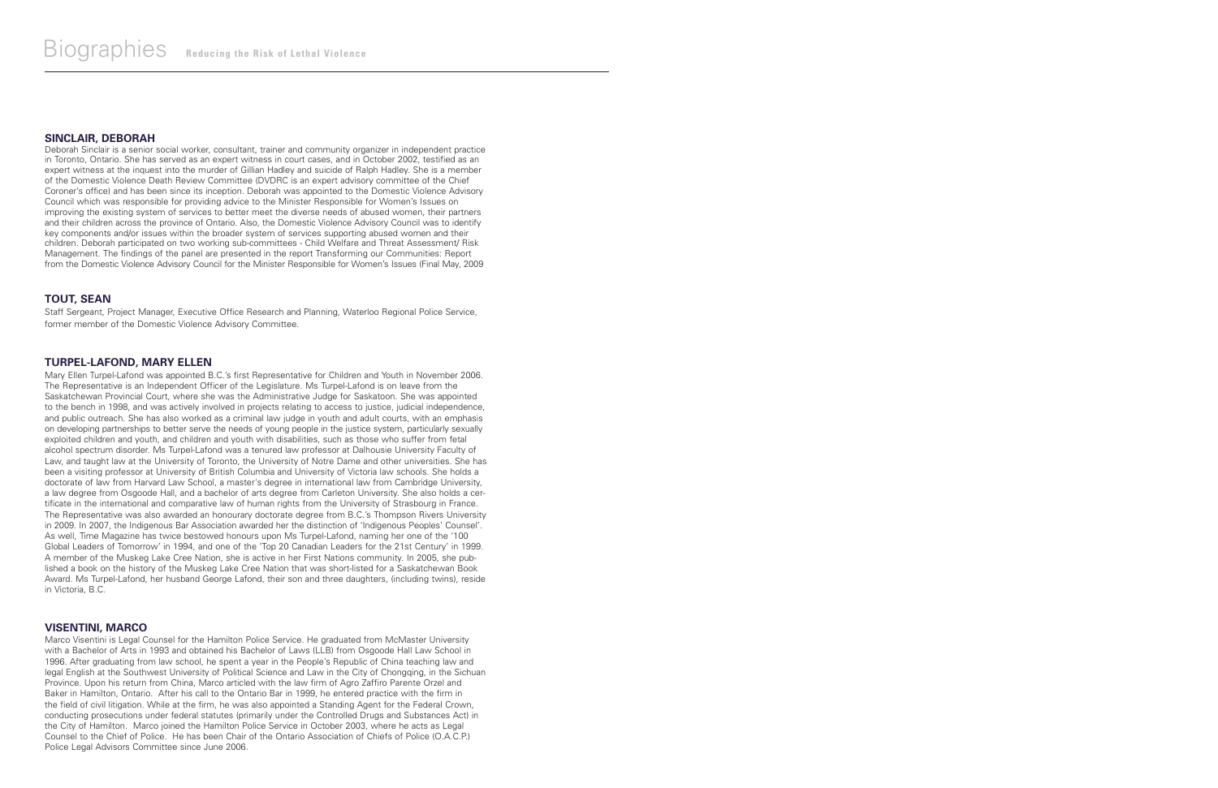## SINCLAIR, DEBORAH

Deborah Sinclair is a senior social worker, consultant, trainer and community organizer in independent practice in Toronto, Ontario. She has served as an expert witness in court cases, and in October 2002, testified as an expert witness at the inquest into the murder of Gillian Hadley and suicide of Ralph Hadley. She is a member of the Domestic Violence Death Review Committee (DVDRC is an expert advisory committee of the Chief Coroner's office) and has been since its inception. Deborah was appointed to the Domestic Violence Advisory Council which was responsible for providing advice to the Minister Responsible for Women's Issues on improving the existing system of services to better meet the diverse needs of abused women, their partners and their children across the province of Ontario. Also, the Domestic Violence Advisory Council was to identify key components and/or issues within the broader system of services supporting abused women and their children. Deborah participated on two working sub-committees - Child Welfare and Threat Assessment/ Risk Management. The findings of the panel are presented in the report Transforming our Communities: Report from the Domestic Violence Advisory Council for the Minister Responsible for Women's Issues (Final May, 2009

## TOUT, SEAN

Staff Sergeant, Project Manager, Executive Office Research and Planning, Waterloo Regional Police Service, former member of the Domestic Violence Advisory Committee.

## TURPEL-LAFOND, MARY ELLEN

Mary Ellen Turpel-Lafond was appointed B.C.'s first Representative for Children and Youth in November 2006. The Representative is an Independent Officer of the Legislature. Ms Turpel-Lafond is on leave from the Saskatchewan Provincial Court, where she was the Administrative Judge for Saskatoon. She was appointed to the bench in 1998, and was actively involved in projects relating to access to justice, judicial independence, and public outreach. She has also worked as a criminal law judge in youth and adult courts, with an emphasis on developing partnerships to better serve the needs of young people in the justice system, particularly sexually exploited children and youth, and children and youth with disabilities, such as those who suffer from fetal alcohol spectrum disorder. Ms Turpel-Lafond was a tenured law professor at Dalhousie University Faculty of Law, and taught law at the University of Toronto, the University of Notre Dame and other universities. She has been a visiting professor at University of British Columbia and University of Victoria law schools. She holds a doctorate of law from Harvard Law School, a master's degree in international law from Cambridge University, a law degree from Osgoode Hall, and a bachelor of arts degree from Carleton University. She also holds a certificate in the international and comparative law of human rights from the University of Strasbourg in France. The Representative was also awarded an honourary doctorate degree from B.C.'s Thompson Rivers University in 2009. In 2007, the Indigenous Bar Association awarded her the distinction of 'Indigenous Peoples' Counsel'. As well, Time Magazine has twice bestowed honours upon Ms Turpel-Lafond, naming her one of the '100 Global Leaders of Tomorrow' in 1994, and one of the 'Top 20 Canadian Leaders for the 21st Century' in 1999. A member of the Muskeg Lake Cree Nation, she is active in her First Nations community. In 2005, she published a book on the history of the Muskeg Lake Cree Nation that was short-listed for a Saskatchewan Book Award. Ms Turpel-Lafond, her husband George Lafond, their son and three daughters, (including twins), reside in Victoria, B.C.

## VISENTINI, MARCO

Marco Visentini is Legal Counsel for the Hamilton Police Service. He graduated from McMaster University with a Bachelor of Arts in 1993 and obtained his Bachelor of Laws (LLB) from Osgoode Hall Law School in 1996. After graduating from law school, he spent a year in the People's Republic of China teaching law and legal English at the Southwest University of Political Science and Law in the City of Chongqing, in the Sichuan Province. Upon his return from China, Marco articled with the law firm of Agro Zaffiro Parente Orzel and Baker in Hamilton, Ontario. After his call to the Ontario Bar in 1999, he entered practice with the firm in the field of civil litigation. While at the firm, he was also appointed a Standing Agent for the Federal Crown, conducting prosecutions under federal statutes (primarily under the Controlled Drugs and Substances Act) in the City of Hamilton. Marco joined the Hamilton Police Service in October 2003, where he acts as Legal Counsel to the Chief of Police. He has been Chair of the Ontario Association of Chiefs of Police (O.A.C.P.) Police Legal Advisors Committee since June 2006.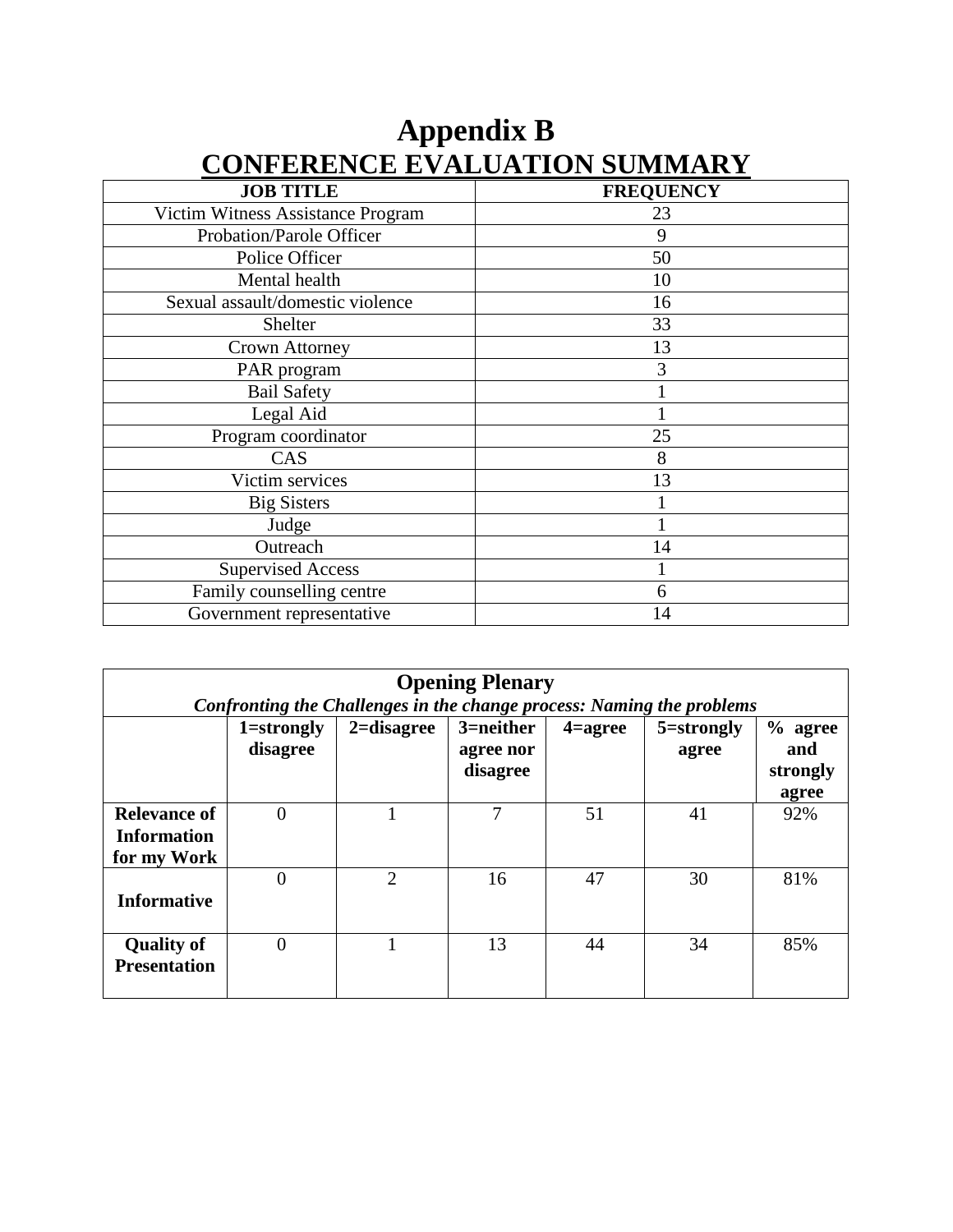# Appendix B

## CONFERENCE EVALUATION SUMMARY

| JOB TITLE | FREQUENCY |
|---|---|
| Victim Witness Assistance Program | 23 |
| Probation/Parole Officer | 9 |
| Police Officer | 50 |
| Mental health | 10 |
| Sexual assault/domestic violence | 16 |
| Shelter | 33 |
| Crown Attorney | 13 |
| PAR program | 3 |
| Bail Safety | 1 |
| Legal Aid | 1 |
| Program coordinator | 25 |
| CAS | 8 |
| Victim services | 13 |
| Big Sisters | 1 |
| Judge | 1 |
| Outreach | 14 |
| Supervised Access | 1 |
| Family counselling centre | 6 |
| Government representative | 14 |

**Opening Plenary**

***Confronting the Challenges in the change process: Naming the problems***

| | 1=strongly disagree | 2=disagree | 3=neither agree nor disagree | 4=agree | 5=strongly agree | % agree and strongly agree |
|---|---|---|---|---|---|---|
| **Relevance of Information for my Work** | 0 | 1 | 7 | 51 | 41 | 92% |
| **Informative** | 0 | 2 | 16 | 47 | 30 | 81% |
| **Quality of Presentation** | 0 | 1 | 13 | 44 | 34 | 85% |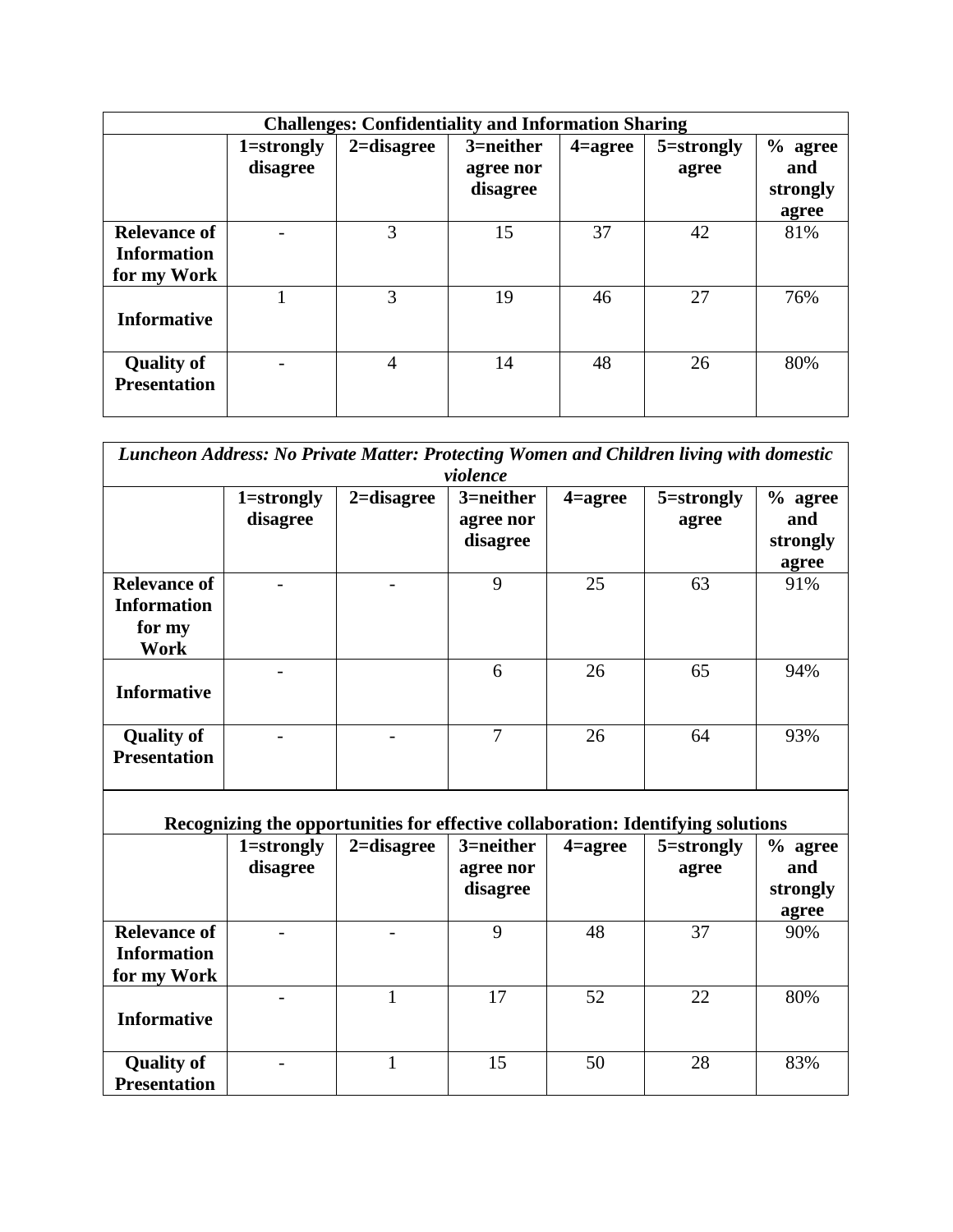| Challenges: Confidentiality and Information Sharing | | | | | | |
|---|---|---|---|---|---|---|
| | **1=strongly disagree** | **2=disagree** | **3=neither agree nor disagree** | **4=agree** | **5=strongly agree** | **% agree and strongly agree** |
| **Relevance of Information for my Work** | - | 3 | 15 | 37 | 42 | 81% |
| **Informative** | 1 | 3 | 19 | 46 | 27 | 76% |
| **Quality of Presentation** | - | 4 | 14 | 48 | 26 | 80% |

| *Luncheon Address: No Private Matter: Protecting Women and Children living with domestic violence* | | | | | | |
|---|---|---|---|---|---|---|
| | **1=strongly disagree** | **2=disagree** | **3=neither agree nor disagree** | **4=agree** | **5=strongly agree** | **% agree and strongly agree** |
| **Relevance of Information for my Work** | - | - | 9 | 25 | 63 | 91% |
| **Informative** | - | | 6 | 26 | 65 | 94% |
| **Quality of Presentation** | - | - | 7 | 26 | 64 | 93% |

| Recognizing the opportunities for effective collaboration: Identifying solutions | | | | | | |
|---|---|---|---|---|---|---|
| | **1=strongly disagree** | **2=disagree** | **3=neither agree nor disagree** | **4=agree** | **5=strongly agree** | **% agree and strongly agree** |
| **Relevance of Information for my Work** | - | - | 9 | 48 | 37 | 90% |
| **Informative** | - | 1 | 17 | 52 | 22 | 80% |
| **Quality of Presentation** | - | 1 | 15 | 50 | 28 | 83% |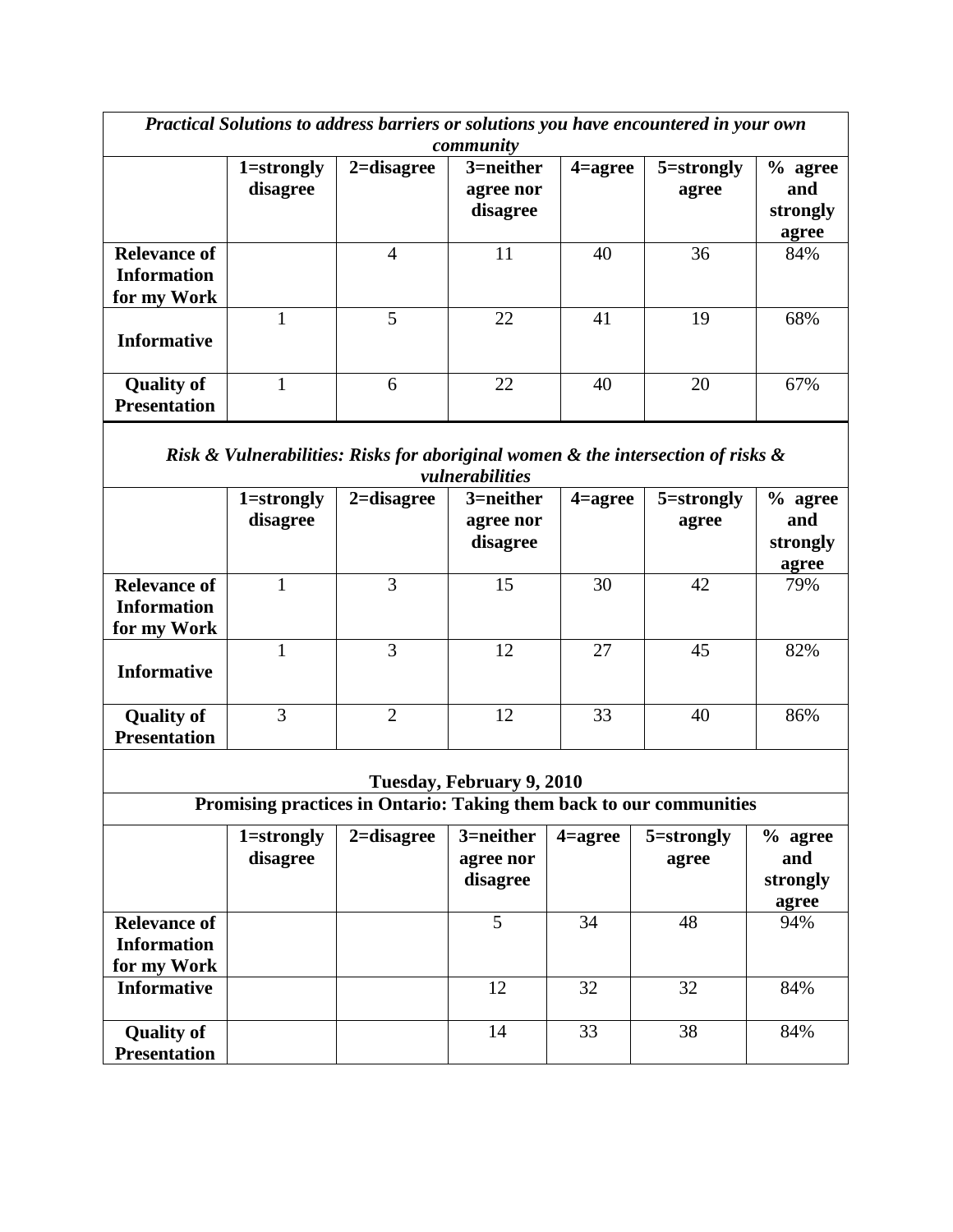*Practical Solutions to address barriers or solutions you have encountered in your own community*

| | 1=strongly disagree | 2=disagree | 3=neither agree nor disagree | 4=agree | 5=strongly agree | % agree and strongly agree |
|---|---|---|---|---|---|---|
| **Relevance of Information for my Work** | | 4 | 11 | 40 | 36 | 84% |
| **Informative** | 1 | 5 | 22 | 41 | 19 | 68% |
| **Quality of Presentation** | 1 | 6 | 22 | 40 | 20 | 67% |

*Risk & Vulnerabilities: Risks for aboriginal women & the intersection of risks & vulnerabilities*

| | 1=strongly disagree | 2=disagree | 3=neither agree nor disagree | 4=agree | 5=strongly agree | % agree and strongly agree |
|---|---|---|---|---|---|---|
| **Relevance of Information for my Work** | 1 | 3 | 15 | 30 | 42 | 79% |
| **Informative** | 1 | 3 | 12 | 27 | 45 | 82% |
| **Quality of Presentation** | 3 | 2 | 12 | 33 | 40 | 86% |

**Tuesday, February 9, 2010**

**Promising practices in Ontario: Taking them back to our communities**

| | 1=strongly disagree | 2=disagree | 3=neither agree nor disagree | 4=agree | 5=strongly agree | % agree and strongly agree |
|---|---|---|---|---|---|---|
| **Relevance of Information for my Work** | | | 5 | 34 | 48 | 94% |
| **Informative** | | | 12 | 32 | 32 | 84% |
| **Quality of Presentation** | | | 14 | 33 | 38 | 84% |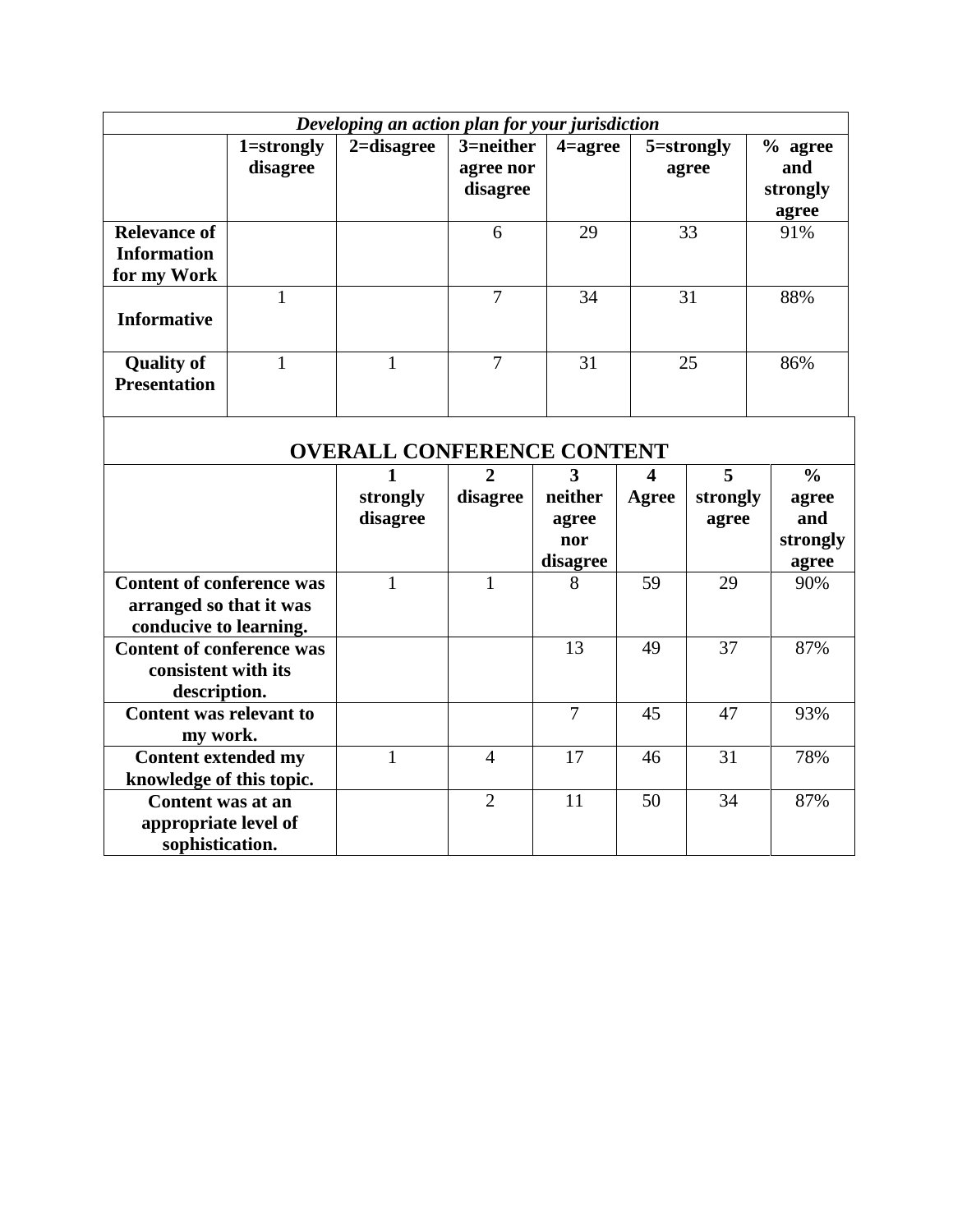| *Developing an action plan for your jurisdiction* | | | | | | |
|---|---|---|---|---|---|---|
| | **1=strongly disagree** | **2=disagree** | **3=neither agree nor disagree** | **4=agree** | **5=strongly agree** | **% agree and strongly agree** |
| **Relevance of Information for my Work** | | | 6 | 29 | 33 | 91% |
| **Informative** | 1 | | 7 | 34 | 31 | 88% |
| **Quality of Presentation** | 1 | 1 | 7 | 31 | 25 | 86% |

| **OVERALL CONFERENCE CONTENT** | | | | | | |
|---|---|---|---|---|---|---|
| | **1 strongly disagree** | **2 disagree** | **3 neither agree nor disagree** | **4 Agree** | **5 strongly agree** | **% agree and strongly agree** |
| **Content of conference was arranged so that it was conducive to learning.** | 1 | 1 | 8 | 59 | 29 | 90% |
| **Content of conference was consistent with its description.** | | | 13 | 49 | 37 | 87% |
| **Content was relevant to my work.** | | | 7 | 45 | 47 | 93% |
| **Content extended my knowledge of this topic.** | 1 | 4 | 17 | 46 | 31 | 78% |
| **Content was at an appropriate level of sophistication.** | | 2 | 11 | 50 | 34 | 87% |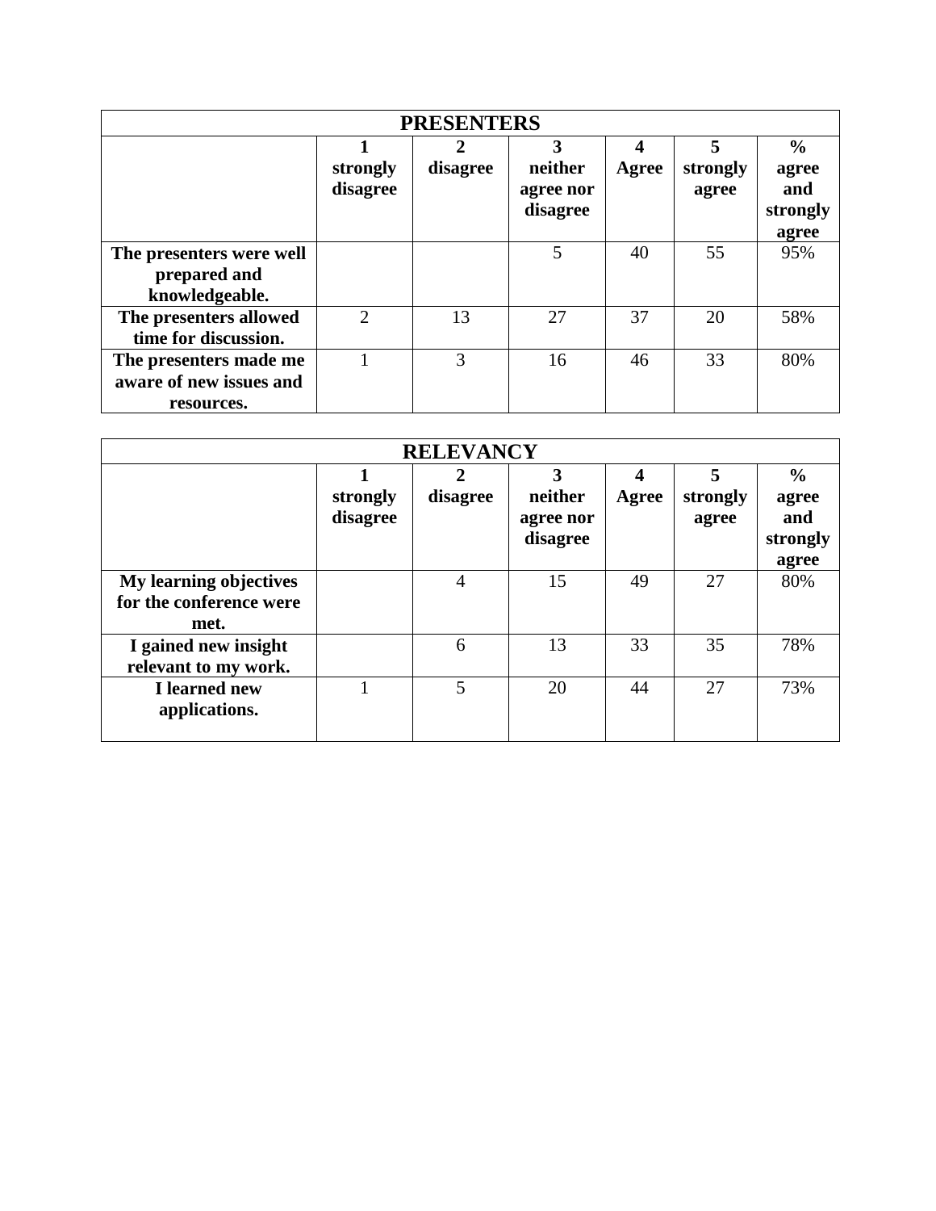| PRESENTERS | | | | | | |
|---|---|---|---|---|---|---|
| | **1 strongly disagree** | **2 disagree** | **3 neither agree nor disagree** | **4 Agree** | **5 strongly agree** | **% agree and strongly agree** |
| **The presenters were well prepared and knowledgeable.** | | | 5 | 40 | 55 | 95% |
| **The presenters allowed time for discussion.** | 2 | 13 | 27 | 37 | 20 | 58% |
| **The presenters made me aware of new issues and resources.** | 1 | 3 | 16 | 46 | 33 | 80% |

| RELEVANCY | | | | | | |
|---|---|---|---|---|---|---|
| | **1 strongly disagree** | **2 disagree** | **3 neither agree nor disagree** | **4 Agree** | **5 strongly agree** | **% agree and strongly agree** |
| **My learning objectives for the conference were met.** | | 4 | 15 | 49 | 27 | 80% |
| **I gained new insight relevant to my work.** | | 6 | 13 | 33 | 35 | 78% |
| **I learned new applications.** | 1 | 5 | 20 | 44 | 27 | 73% |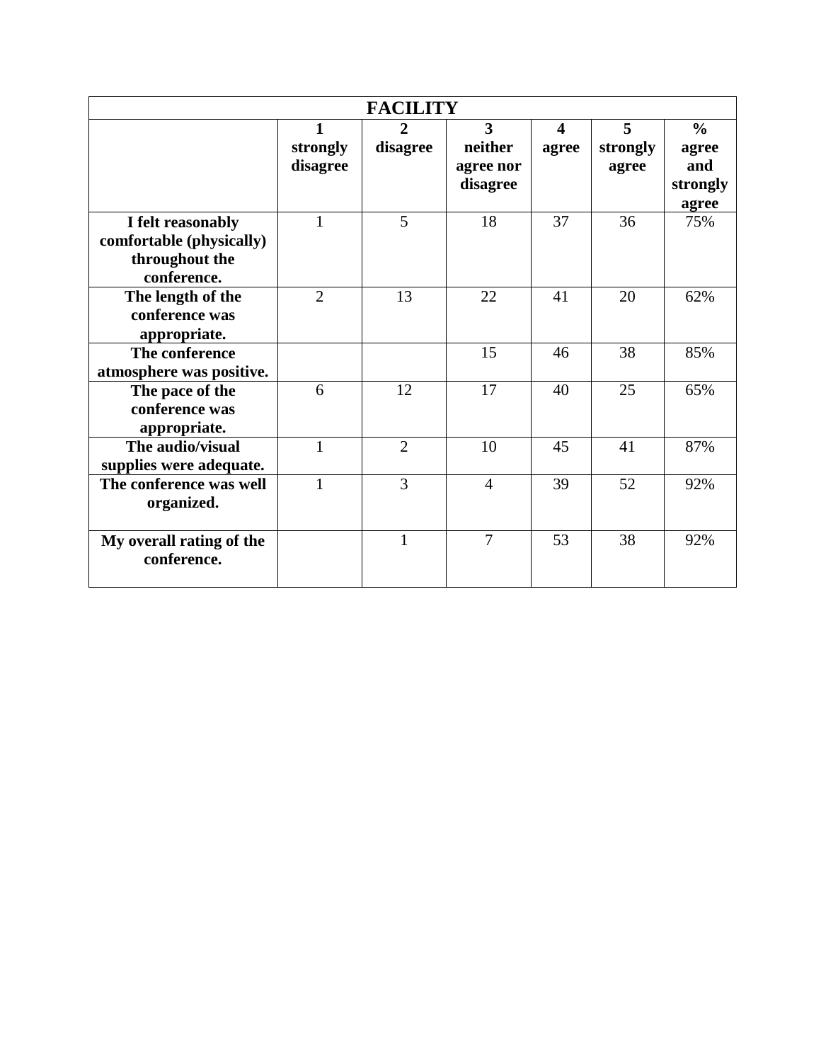| FACILITY | | | | | | |
|---|---|---|---|---|---|---|
| | **1 strongly disagree** | **2 disagree** | **3 neither agree nor disagree** | **4 agree** | **5 strongly agree** | **% agree and strongly agree** |
| **I felt reasonably comfortable (physically) throughout the conference.** | 1 | 5 | 18 | 37 | 36 | 75% |
| **The length of the conference was appropriate.** | 2 | 13 | 22 | 41 | 20 | 62% |
| **The conference atmosphere was positive.** | | | 15 | 46 | 38 | 85% |
| **The pace of the conference was appropriate.** | 6 | 12 | 17 | 40 | 25 | 65% |
| **The audio/visual supplies were adequate.** | 1 | 2 | 10 | 45 | 41 | 87% |
| **The conference was well organized.** | 1 | 3 | 4 | 39 | 52 | 92% |
| **My overall rating of the conference.** | | 1 | 7 | 53 | 38 | 92% |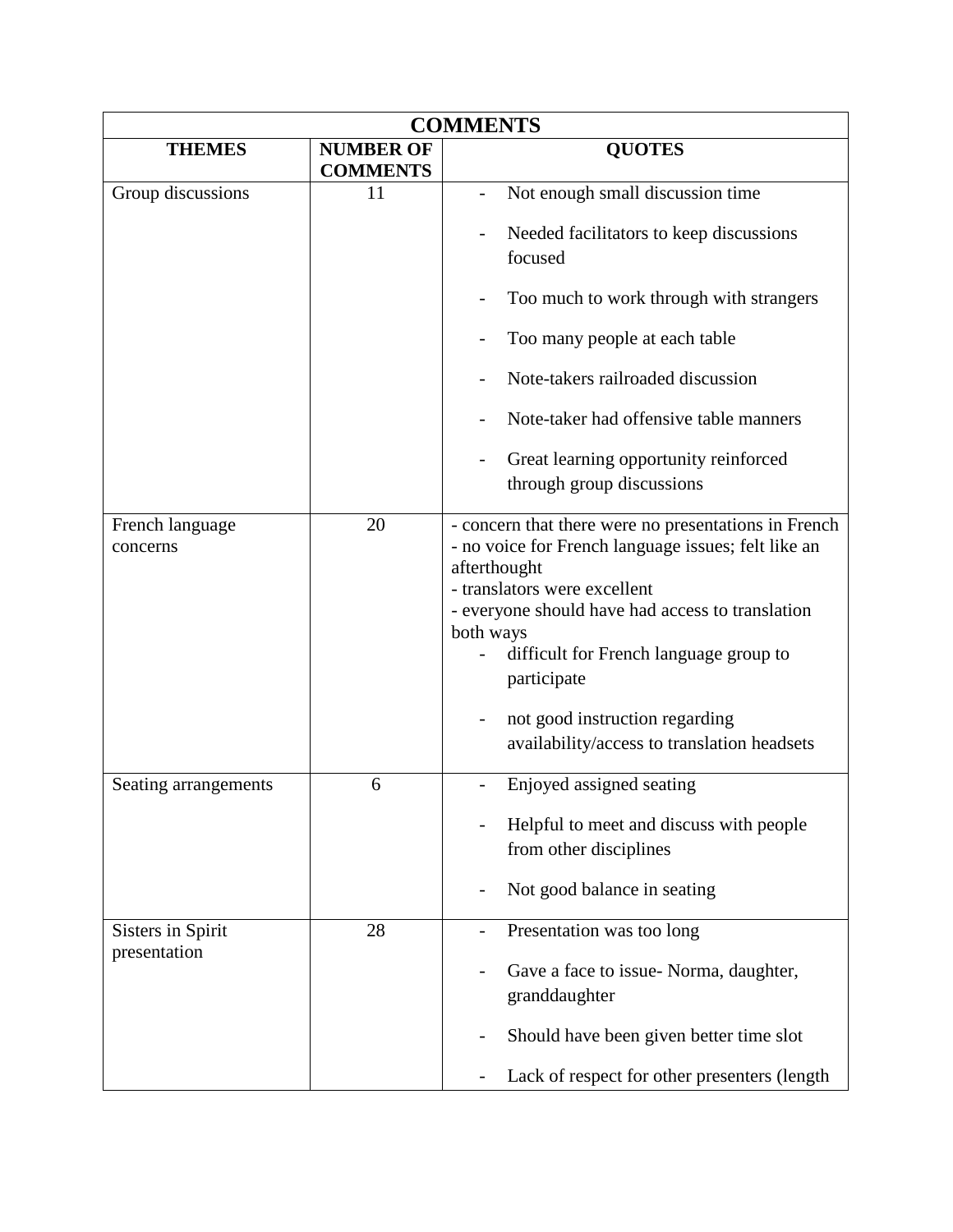| COMMENTS | | |
|---|---|---|
| **THEMES** | **NUMBER OF COMMENTS** | **QUOTES** |
| Group discussions | 11 | - Not enough small discussion time<br>- Needed facilitators to keep discussions focused<br>- Too much to work through with strangers<br>- Too many people at each table<br>- Note-takers railroaded discussion<br>- Note-taker had offensive table manners<br>- Great learning opportunity reinforced through group discussions |
| French language concerns | 20 | - concern that there were no presentations in French<br>- no voice for French language issues; felt like an afterthought<br>- translators were excellent<br>- everyone should have had access to translation both ways<br>- difficult for French language group to participate<br>- not good instruction regarding availability/access to translation headsets |
| Seating arrangements | 6 | - Enjoyed assigned seating<br>- Helpful to meet and discuss with people from other disciplines<br>- Not good balance in seating |
| Sisters in Spirit presentation | 28 | - Presentation was too long<br>- Gave a face to issue- Norma, daughter, granddaughter<br>- Should have been given better time slot<br>- Lack of respect for other presenters (length |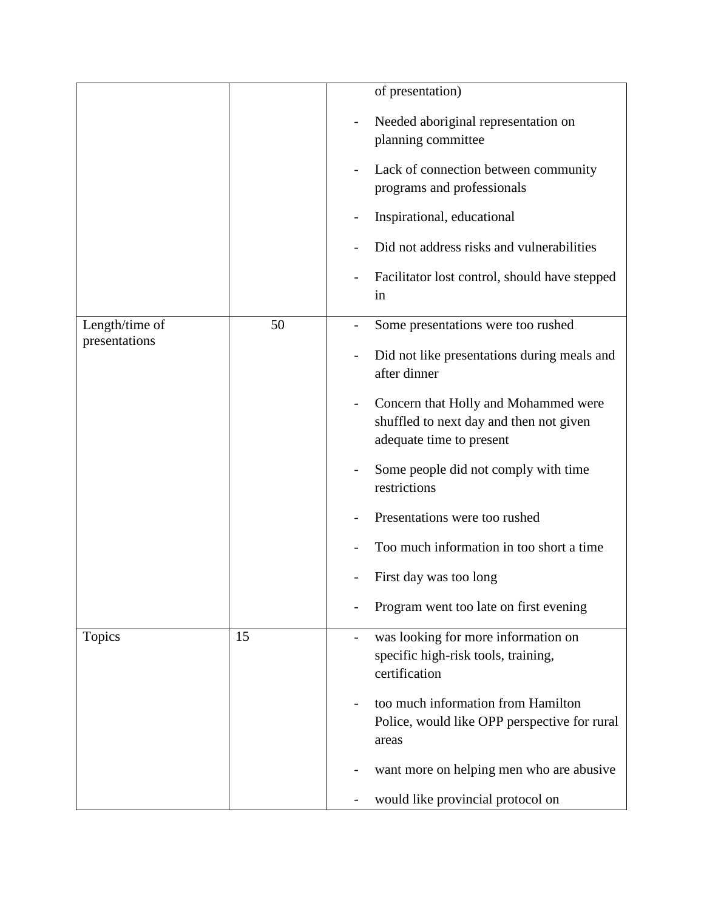| | | |
|---|---|---|
| | | of presentation)<br>- Needed aboriginal representation on planning committee<br>- Lack of connection between community programs and professionals<br>- Inspirational, educational<br>- Did not address risks and vulnerabilities<br>- Facilitator lost control, should have stepped in |
| Length/time of presentations | 50 | - Some presentations were too rushed<br>- Did not like presentations during meals and after dinner<br>- Concern that Holly and Mohammed were shuffled to next day and then not given adequate time to present<br>- Some people did not comply with time restrictions<br>- Presentations were too rushed<br>- Too much information in too short a time<br>- First day was too long<br>- Program went too late on first evening |
| Topics | 15 | - was looking for more information on specific high-risk tools, training, certification<br>- too much information from Hamilton Police, would like OPP perspective for rural areas<br>- want more on helping men who are abusive<br>- would like provincial protocol on |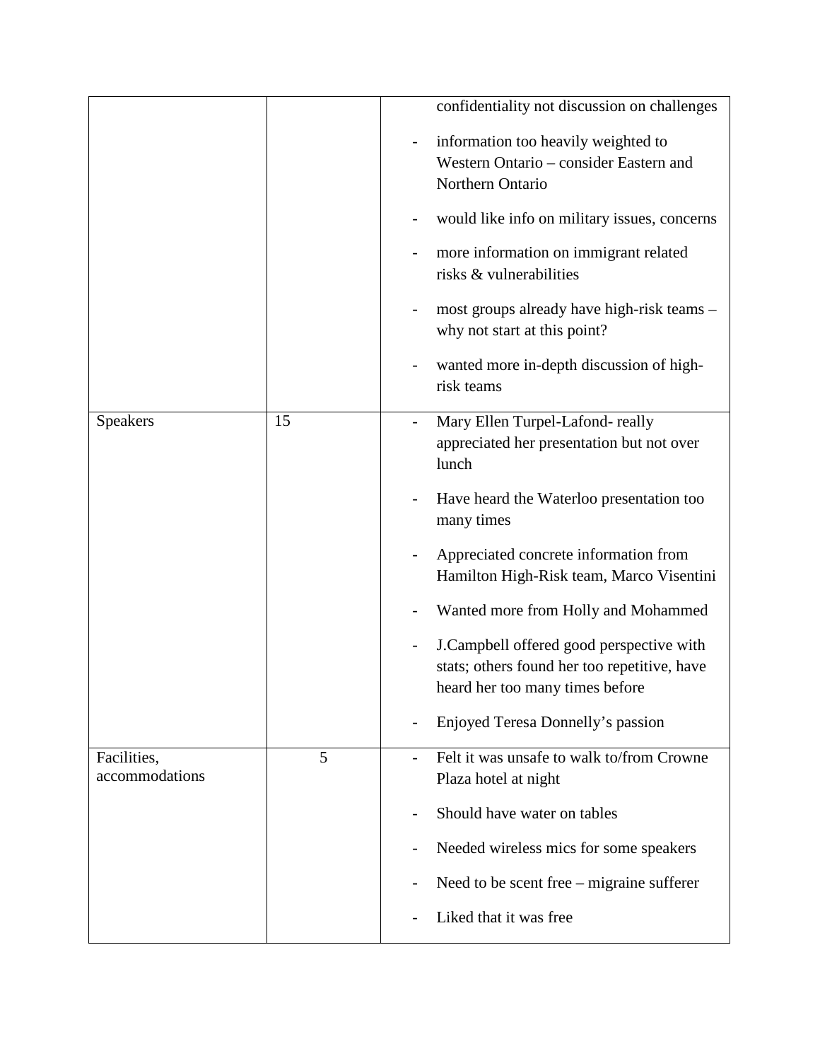| | | |
|---|---|---|
| | | confidentiality not discussion on challenges<br>- information too heavily weighted to Western Ontario – consider Eastern and Northern Ontario<br>- would like info on military issues, concerns<br>- more information on immigrant related risks & vulnerabilities<br>- most groups already have high-risk teams – why not start at this point?<br>- wanted more in-depth discussion of high-risk teams |
| Speakers | 15 | - Mary Ellen Turpel-Lafond- really appreciated her presentation but not over lunch<br>- Have heard the Waterloo presentation too many times<br>- Appreciated concrete information from Hamilton High-Risk team, Marco Visentini<br>- Wanted more from Holly and Mohammed<br>- J.Campbell offered good perspective with stats; others found her too repetitive, have heard her too many times before<br>- Enjoyed Teresa Donnelly's passion |
| Facilities, accommodations | 5 | - Felt it was unsafe to walk to/from Crowne Plaza hotel at night<br>- Should have water on tables<br>- Needed wireless mics for some speakers<br>- Need to be scent free – migraine sufferer<br>- Liked that it was free |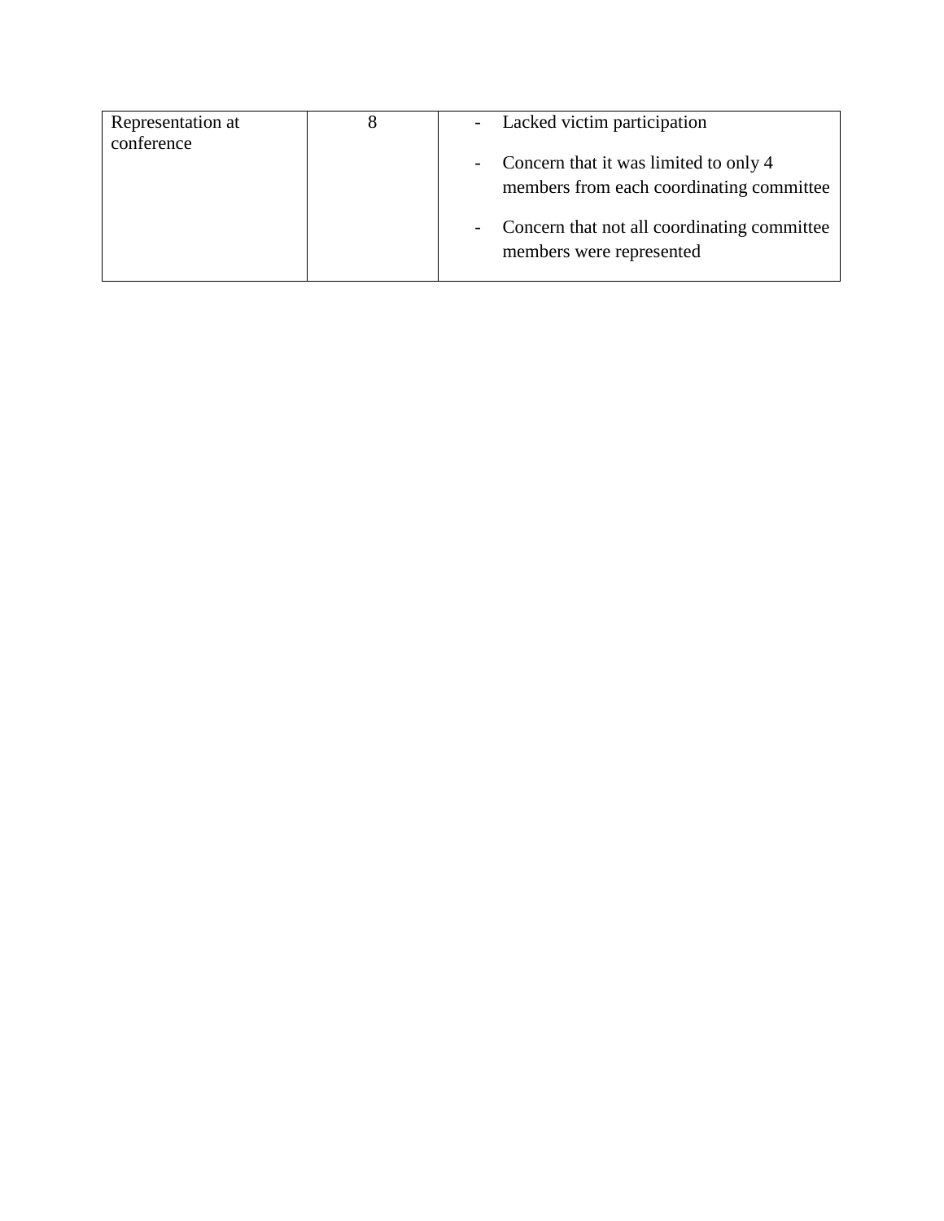| | | |
|---|---|---|
| Representation at conference | 8 | - Lacked victim participation<br>- Concern that it was limited to only 4 members from each coordinating committee<br>- Concern that not all coordinating committee members were represented |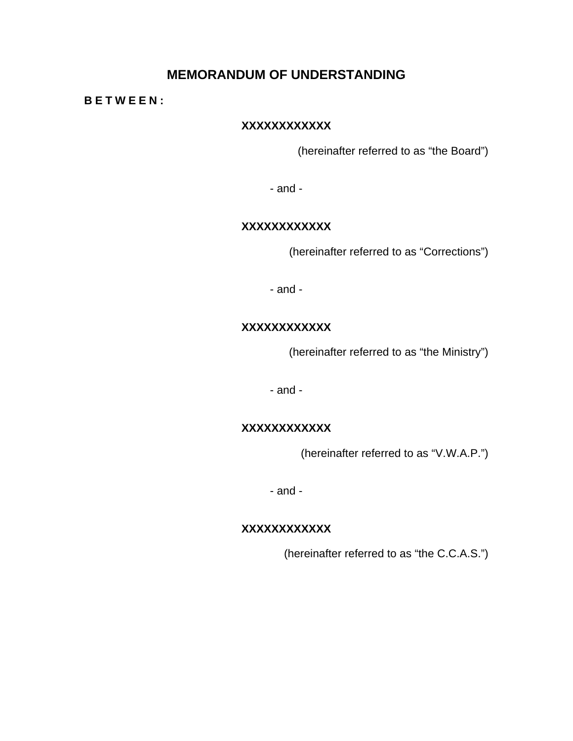# MEMORANDUM OF UNDERSTANDING

**B E T W E E N :**

**XXXXXXXXXXXX**

(hereinafter referred to as “the Board”)

- and -

**XXXXXXXXXXXX**

(hereinafter referred to as “Corrections”)

- and -

**XXXXXXXXXXXX**

(hereinafter referred to as “the Ministry”)

- and -

**XXXXXXXXXXXX**

(hereinafter referred to as “V.W.A.P.”)

- and -

**XXXXXXXXXXXX**

(hereinafter referred to as “the C.C.A.S.”)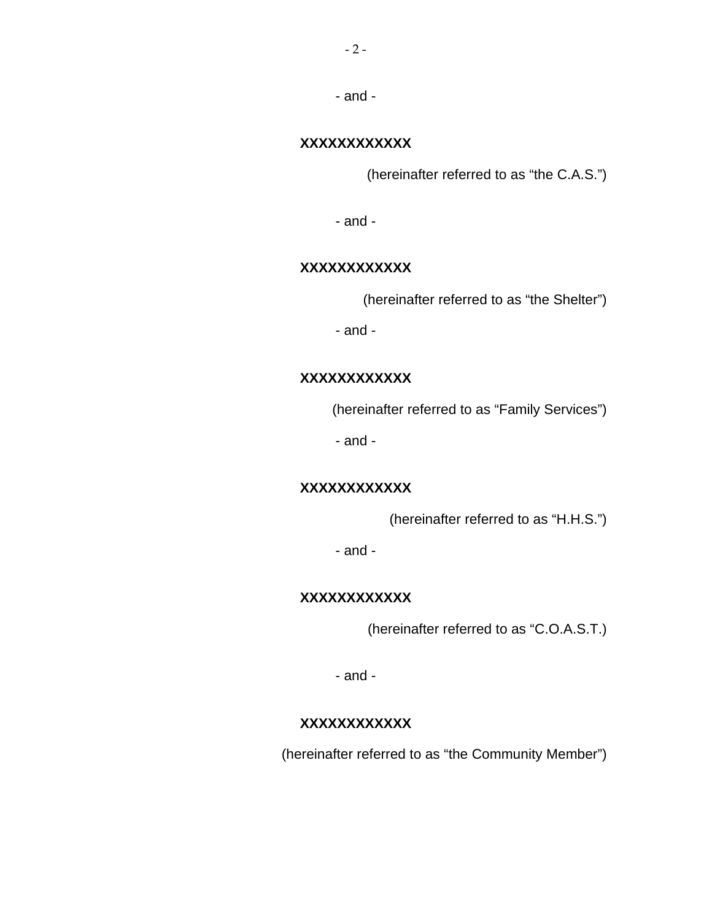- and -

**XXXXXXXXXXXX**

(hereinafter referred to as "the C.A.S.")

- and -

**XXXXXXXXXXXX**

(hereinafter referred to as "the Shelter")

- and -

**XXXXXXXXXXXX**

(hereinafter referred to as "Family Services")

- and -

**XXXXXXXXXXXX**

(hereinafter referred to as "H.H.S.")

- and -

**XXXXXXXXXXXX**

(hereinafter referred to as "C.O.A.S.T.)

- and -

**XXXXXXXXXXXX**

(hereinafter referred to as "the Community Member")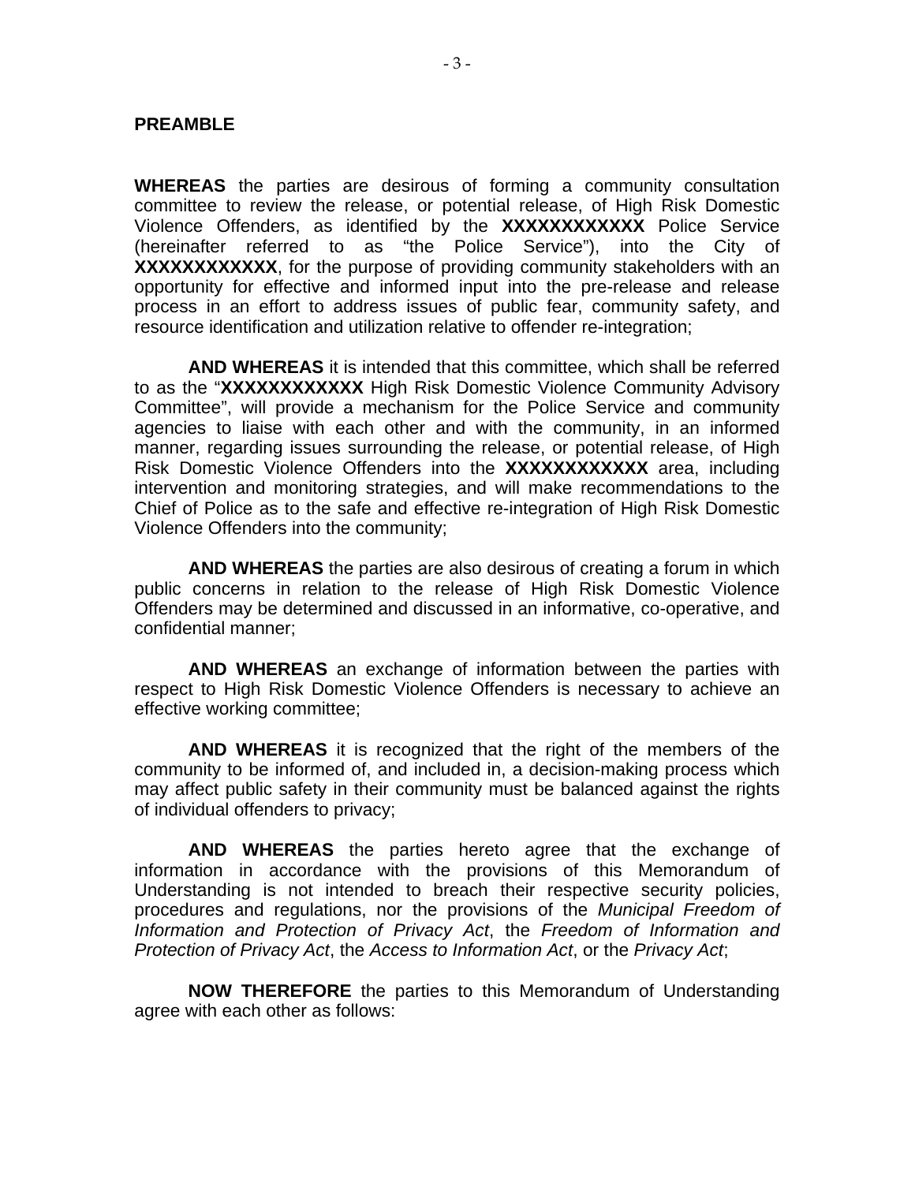## PREAMBLE

**WHEREAS** the parties are desirous of forming a community consultation committee to review the release, or potential release, of High Risk Domestic Violence Offenders, as identified by the **XXXXXXXXXXXX** Police Service (hereinafter referred to as "the Police Service"), into the City of **XXXXXXXXXXXX**, for the purpose of providing community stakeholders with an opportunity for effective and informed input into the pre-release and release process in an effort to address issues of public fear, community safety, and resource identification and utilization relative to offender re-integration;

**AND WHEREAS** it is intended that this committee, which shall be referred to as the "**XXXXXXXXXXXX** High Risk Domestic Violence Community Advisory Committee", will provide a mechanism for the Police Service and community agencies to liaise with each other and with the community, in an informed manner, regarding issues surrounding the release, or potential release, of High Risk Domestic Violence Offenders into the **XXXXXXXXXXXX** area, including intervention and monitoring strategies, and will make recommendations to the Chief of Police as to the safe and effective re-integration of High Risk Domestic Violence Offenders into the community;

**AND WHEREAS** the parties are also desirous of creating a forum in which public concerns in relation to the release of High Risk Domestic Violence Offenders may be determined and discussed in an informative, co-operative, and confidential manner;

**AND WHEREAS** an exchange of information between the parties with respect to High Risk Domestic Violence Offenders is necessary to achieve an effective working committee;

**AND WHEREAS** it is recognized that the right of the members of the community to be informed of, and included in, a decision-making process which may affect public safety in their community must be balanced against the rights of individual offenders to privacy;

**AND WHEREAS** the parties hereto agree that the exchange of information in accordance with the provisions of this Memorandum of Understanding is not intended to breach their respective security policies, procedures and regulations, nor the provisions of the *Municipal Freedom of Information and Protection of Privacy Act*, the *Freedom of Information and Protection of Privacy Act*, the *Access to Information Act*, or the *Privacy Act*;

**NOW THEREFORE** the parties to this Memorandum of Understanding agree with each other as follows: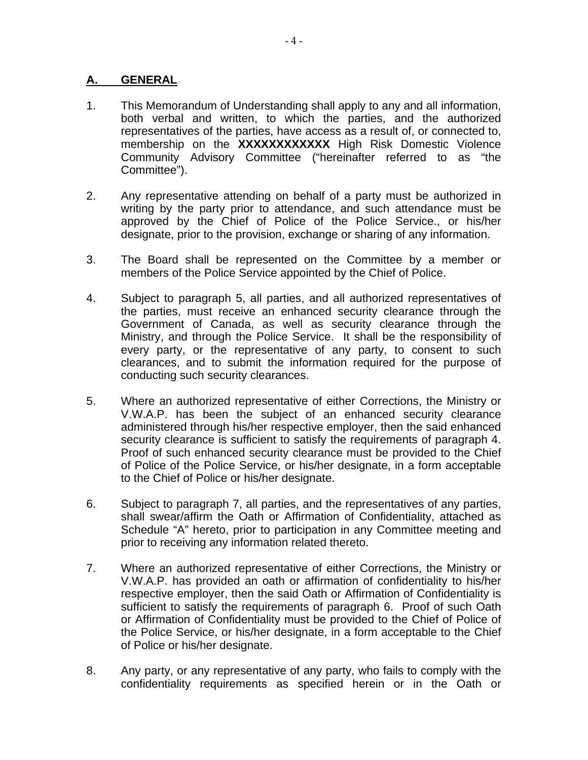## A. GENERAL

1. This Memorandum of Understanding shall apply to any and all information, both verbal and written, to which the parties, and the authorized representatives of the parties, have access as a result of, or connected to, membership on the **XXXXXXXXXXXX** High Risk Domestic Violence Community Advisory Committee ("hereinafter referred to as "the Committee").

2. Any representative attending on behalf of a party must be authorized in writing by the party prior to attendance, and such attendance must be approved by the Chief of Police of the Police Service., or his/her designate, prior to the provision, exchange or sharing of any information.

3. The Board shall be represented on the Committee by a member or members of the Police Service appointed by the Chief of Police.

4. Subject to paragraph 5, all parties, and all authorized representatives of the parties, must receive an enhanced security clearance through the Government of Canada, as well as security clearance through the Ministry, and through the Police Service. It shall be the responsibility of every party, or the representative of any party, to consent to such clearances, and to submit the information required for the purpose of conducting such security clearances.

5. Where an authorized representative of either Corrections, the Ministry or V.W.A.P. has been the subject of an enhanced security clearance administered through his/her respective employer, then the said enhanced security clearance is sufficient to satisfy the requirements of paragraph 4. Proof of such enhanced security clearance must be provided to the Chief of Police of the Police Service, or his/her designate, in a form acceptable to the Chief of Police or his/her designate.

6. Subject to paragraph 7, all parties, and the representatives of any parties, shall swear/affirm the Oath or Affirmation of Confidentiality, attached as Schedule "A" hereto, prior to participation in any Committee meeting and prior to receiving any information related thereto.

7. Where an authorized representative of either Corrections, the Ministry or V.W.A.P. has provided an oath or affirmation of confidentiality to his/her respective employer, then the said Oath or Affirmation of Confidentiality is sufficient to satisfy the requirements of paragraph 6. Proof of such Oath or Affirmation of Confidentiality must be provided to the Chief of Police of the Police Service, or his/her designate, in a form acceptable to the Chief of Police or his/her designate.

8. Any party, or any representative of any party, who fails to comply with the confidentiality requirements as specified herein or in the Oath or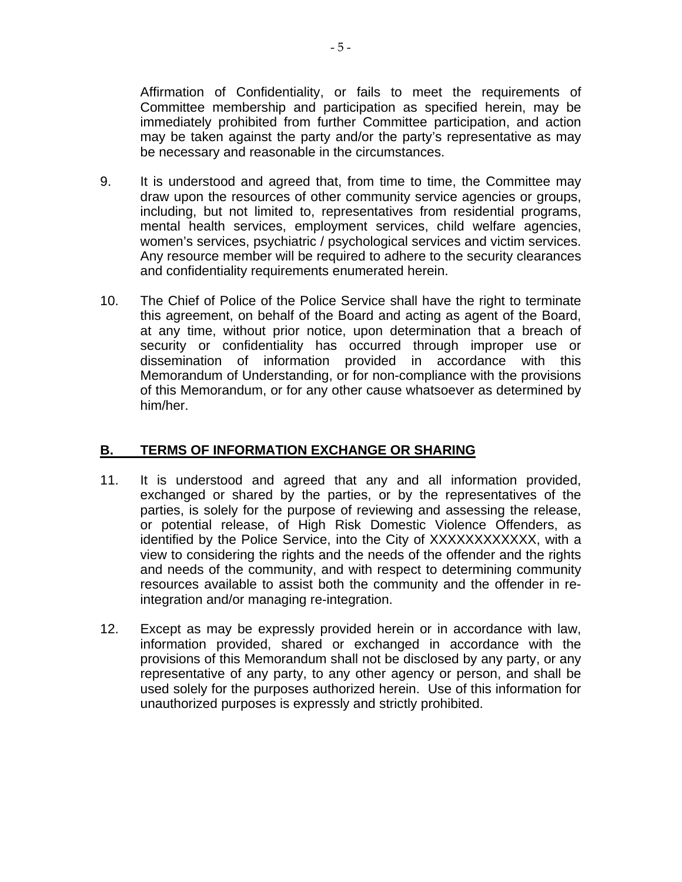Affirmation of Confidentiality, or fails to meet the requirements of Committee membership and participation as specified herein, may be immediately prohibited from further Committee participation, and action may be taken against the party and/or the party's representative as may be necessary and reasonable in the circumstances.

9. It is understood and agreed that, from time to time, the Committee may draw upon the resources of other community service agencies or groups, including, but not limited to, representatives from residential programs, mental health services, employment services, child welfare agencies, women's services, psychiatric / psychological services and victim services. Any resource member will be required to adhere to the security clearances and confidentiality requirements enumerated herein.

10. The Chief of Police of the Police Service shall have the right to terminate this agreement, on behalf of the Board and acting as agent of the Board, at any time, without prior notice, upon determination that a breach of security or confidentiality has occurred through improper use or dissemination of information provided in accordance with this Memorandum of Understanding, or for non-compliance with the provisions of this Memorandum, or for any other cause whatsoever as determined by him/her.

## B. TERMS OF INFORMATION EXCHANGE OR SHARING

11. It is understood and agreed that any and all information provided, exchanged or shared by the parties, or by the representatives of the parties, is solely for the purpose of reviewing and assessing the release, or potential release, of High Risk Domestic Violence Offenders, as identified by the Police Service, into the City of XXXXXXXXXXXX, with a view to considering the rights and the needs of the offender and the rights and needs of the community, and with respect to determining community resources available to assist both the community and the offender in re-integration and/or managing re-integration.

12. Except as may be expressly provided herein or in accordance with law, information provided, shared or exchanged in accordance with the provisions of this Memorandum shall not be disclosed by any party, or any representative of any party, to any other agency or person, and shall be used solely for the purposes authorized herein. Use of this information for unauthorized purposes is expressly and strictly prohibited.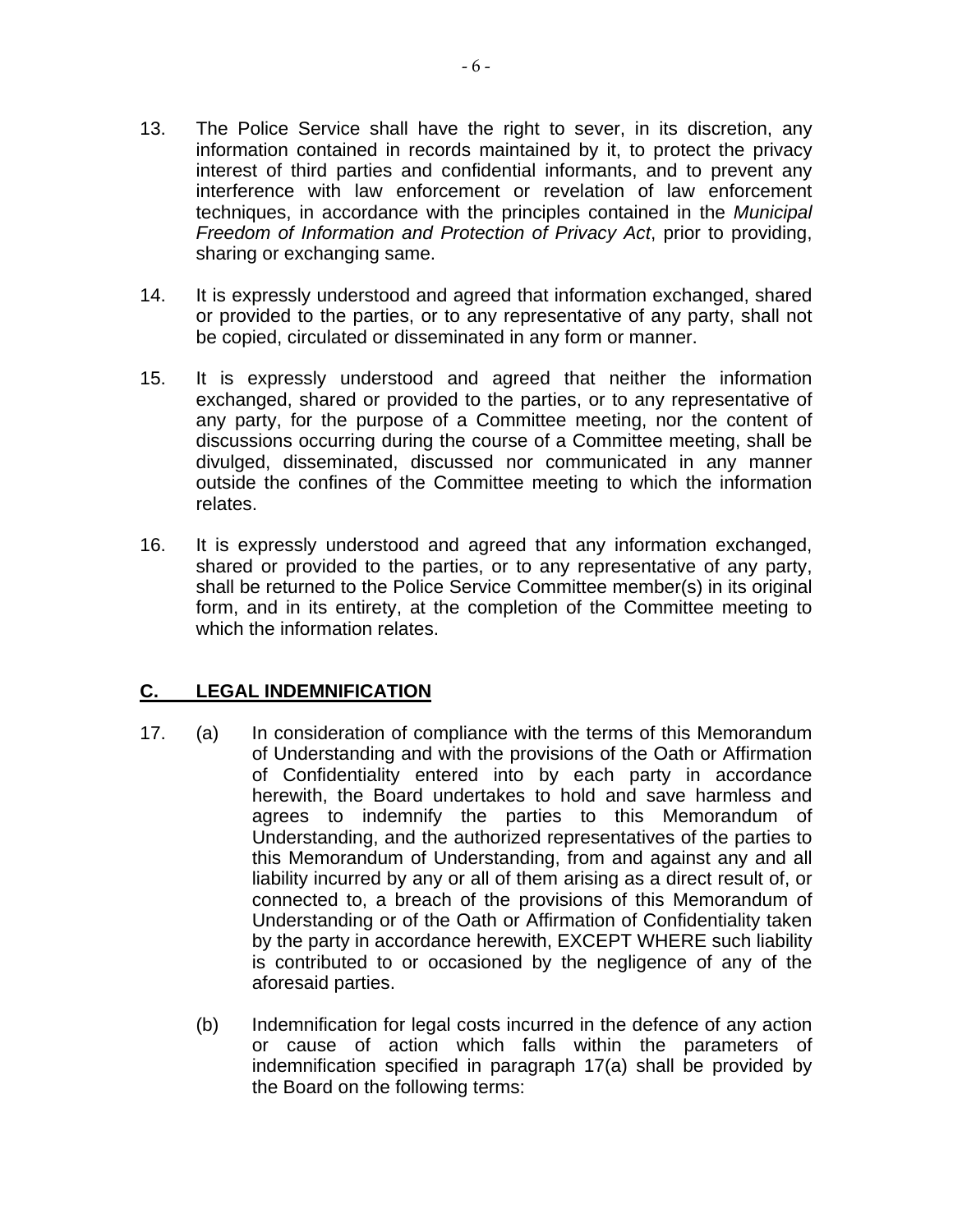13. The Police Service shall have the right to sever, in its discretion, any information contained in records maintained by it, to protect the privacy interest of third parties and confidential informants, and to prevent any interference with law enforcement or revelation of law enforcement techniques, in accordance with the principles contained in the *Municipal Freedom of Information and Protection of Privacy Act*, prior to providing, sharing or exchanging same.

14. It is expressly understood and agreed that information exchanged, shared or provided to the parties, or to any representative of any party, shall not be copied, circulated or disseminated in any form or manner.

15. It is expressly understood and agreed that neither the information exchanged, shared or provided to the parties, or to any representative of any party, for the purpose of a Committee meeting, nor the content of discussions occurring during the course of a Committee meeting, shall be divulged, disseminated, discussed nor communicated in any manner outside the confines of the Committee meeting to which the information relates.

16. It is expressly understood and agreed that any information exchanged, shared or provided to the parties, or to any representative of any party, shall be returned to the Police Service Committee member(s) in its original form, and in its entirety, at the completion of the Committee meeting to which the information relates.

## C. LEGAL INDEMNIFICATION

17. (a) In consideration of compliance with the terms of this Memorandum of Understanding and with the provisions of the Oath or Affirmation of Confidentiality entered into by each party in accordance herewith, the Board undertakes to hold and save harmless and agrees to indemnify the parties to this Memorandum of Understanding, and the authorized representatives of the parties to this Memorandum of Understanding, from and against any and all liability incurred by any or all of them arising as a direct result of, or connected to, a breach of the provisions of this Memorandum of Understanding or of the Oath or Affirmation of Confidentiality taken by the party in accordance herewith, EXCEPT WHERE such liability is contributed to or occasioned by the negligence of any of the aforesaid parties.

    (b) Indemnification for legal costs incurred in the defence of any action or cause of action which falls within the parameters of indemnification specified in paragraph 17(a) shall be provided by the Board on the following terms: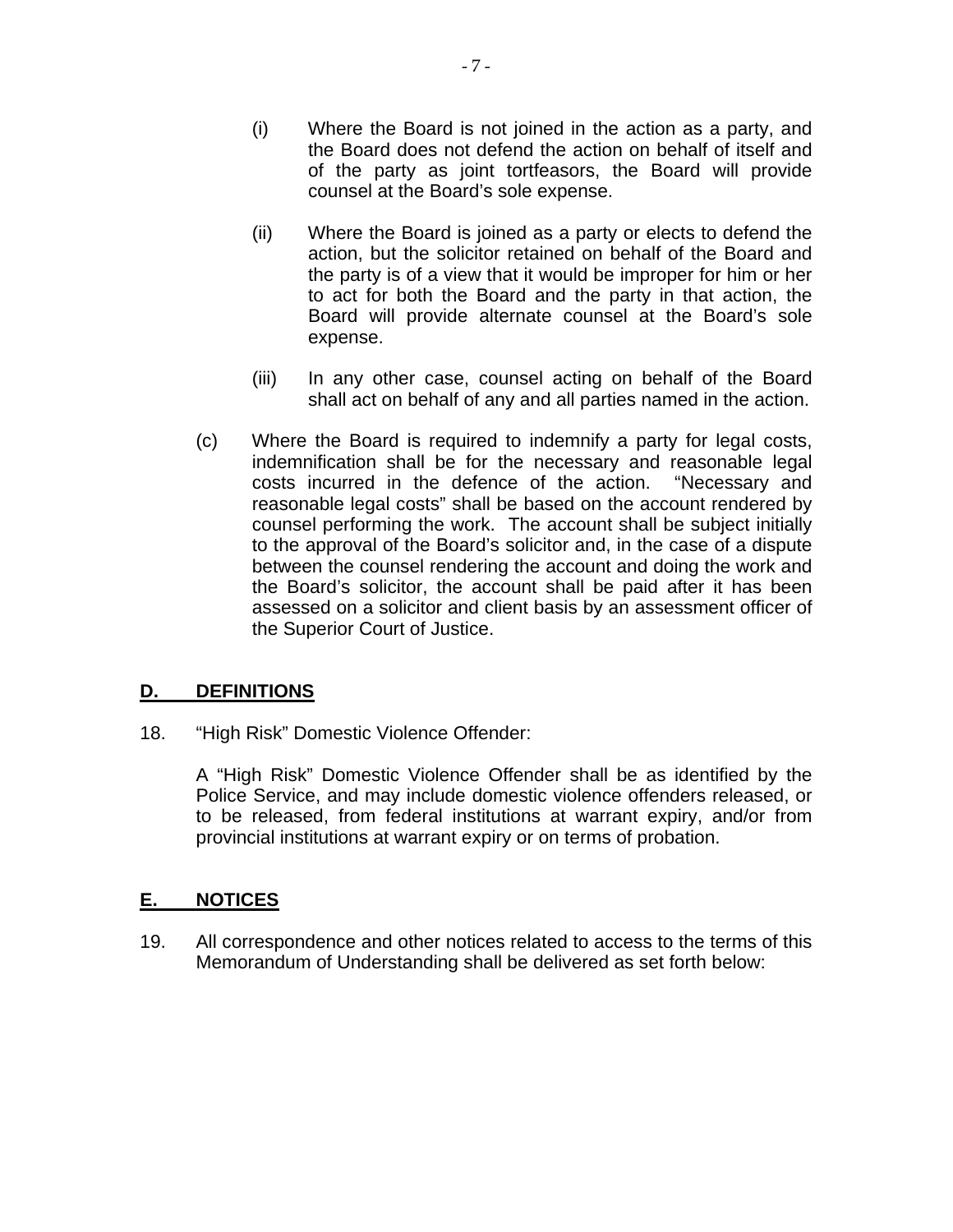(i) Where the Board is not joined in the action as a party, and the Board does not defend the action on behalf of itself and of the party as joint tortfeasors, the Board will provide counsel at the Board's sole expense.

(ii) Where the Board is joined as a party or elects to defend the action, but the solicitor retained on behalf of the Board and the party is of a view that it would be improper for him or her to act for both the Board and the party in that action, the Board will provide alternate counsel at the Board's sole expense.

(iii) In any other case, counsel acting on behalf of the Board shall act on behalf of any and all parties named in the action.

(c) Where the Board is required to indemnify a party for legal costs, indemnification shall be for the necessary and reasonable legal costs incurred in the defence of the action. "Necessary and reasonable legal costs" shall be based on the account rendered by counsel performing the work. The account shall be subject initially to the approval of the Board's solicitor and, in the case of a dispute between the counsel rendering the account and doing the work and the Board's solicitor, the account shall be paid after it has been assessed on a solicitor and client basis by an assessment officer of the Superior Court of Justice.

## D. DEFINITIONS

18. "High Risk" Domestic Violence Offender:

A "High Risk" Domestic Violence Offender shall be as identified by the Police Service, and may include domestic violence offenders released, or to be released, from federal institutions at warrant expiry, and/or from provincial institutions at warrant expiry or on terms of probation.

## E. NOTICES

19. All correspondence and other notices related to access to the terms of this Memorandum of Understanding shall be delivered as set forth below: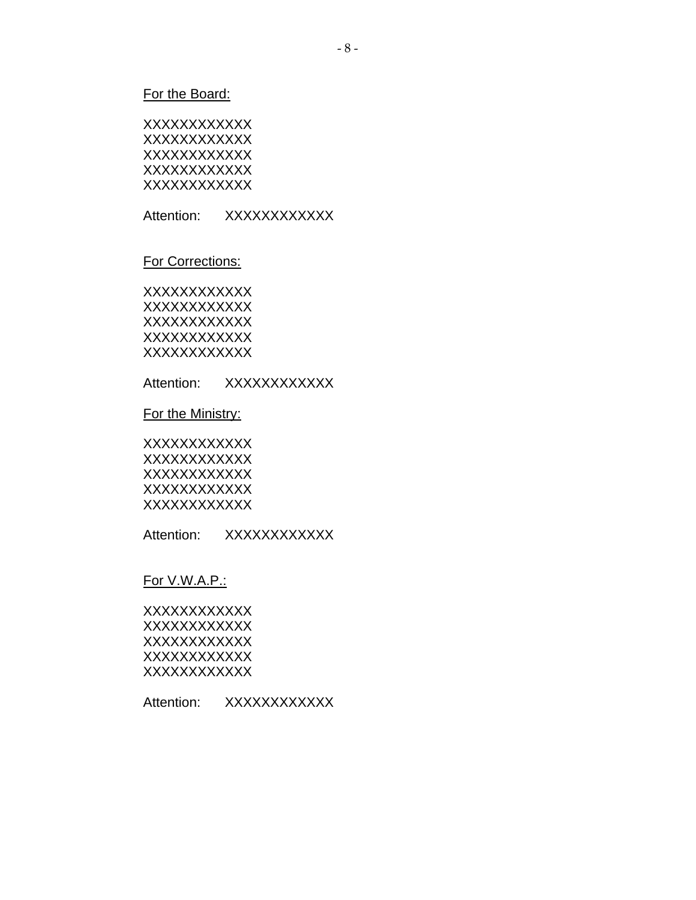<u>For the Board:</u>

XXXXXXXXXXXX
XXXXXXXXXXXX
XXXXXXXXXXXX
XXXXXXXXXXXX
XXXXXXXXXXXX

Attention: XXXXXXXXXXXX

<u>For Corrections:</u>

XXXXXXXXXXXX
XXXXXXXXXXXX
XXXXXXXXXXXX
XXXXXXXXXXXX
XXXXXXXXXXXX

Attention: XXXXXXXXXXXX

<u>For the Ministry:</u>

XXXXXXXXXXXX
XXXXXXXXXXXX
XXXXXXXXXXXX
XXXXXXXXXXXX
XXXXXXXXXXXX

Attention: XXXXXXXXXXXX

<u>For V.W.A.P.:</u>

XXXXXXXXXXXX
XXXXXXXXXXXX
XXXXXXXXXXXX
XXXXXXXXXXXX
XXXXXXXXXXXX

Attention: XXXXXXXXXXXX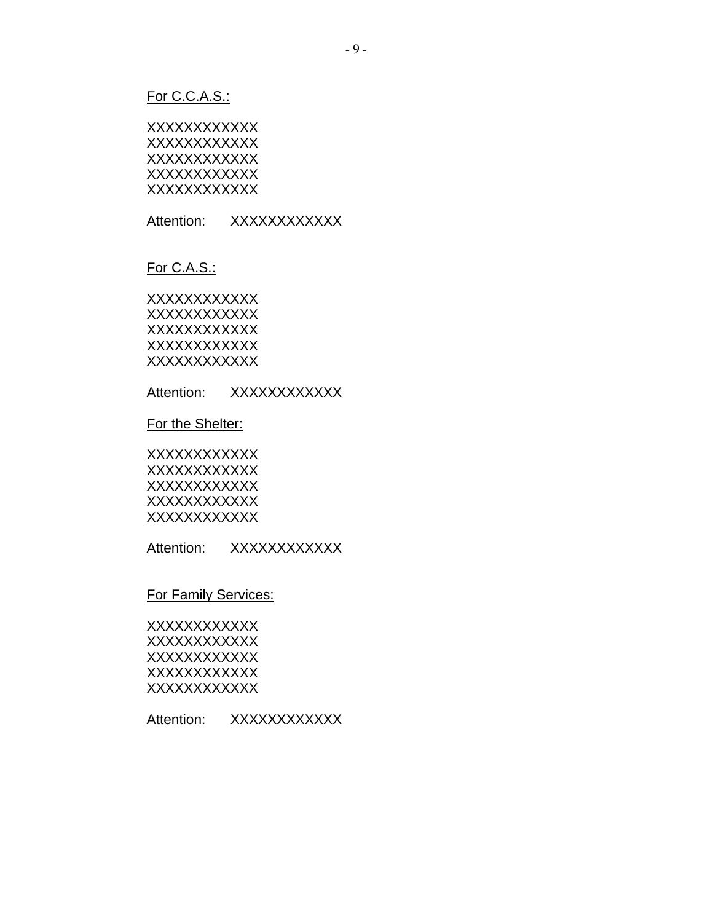<u>For C.C.A.S.:</u>

XXXXXXXXXXXX
XXXXXXXXXXXX
XXXXXXXXXXXX
XXXXXXXXXXXX
XXXXXXXXXXXX

Attention: XXXXXXXXXXXX

<u>For C.A.S.:</u>

XXXXXXXXXXXX
XXXXXXXXXXXX
XXXXXXXXXXXX
XXXXXXXXXXXX
XXXXXXXXXXXX

Attention: XXXXXXXXXXXX

<u>For the Shelter:</u>

XXXXXXXXXXXX
XXXXXXXXXXXX
XXXXXXXXXXXX
XXXXXXXXXXXX
XXXXXXXXXXXX

Attention: XXXXXXXXXXXX

<u>For Family Services:</u>

XXXXXXXXXXXX
XXXXXXXXXXXX
XXXXXXXXXXXX
XXXXXXXXXXXX
XXXXXXXXXXXX

Attention: XXXXXXXXXXXX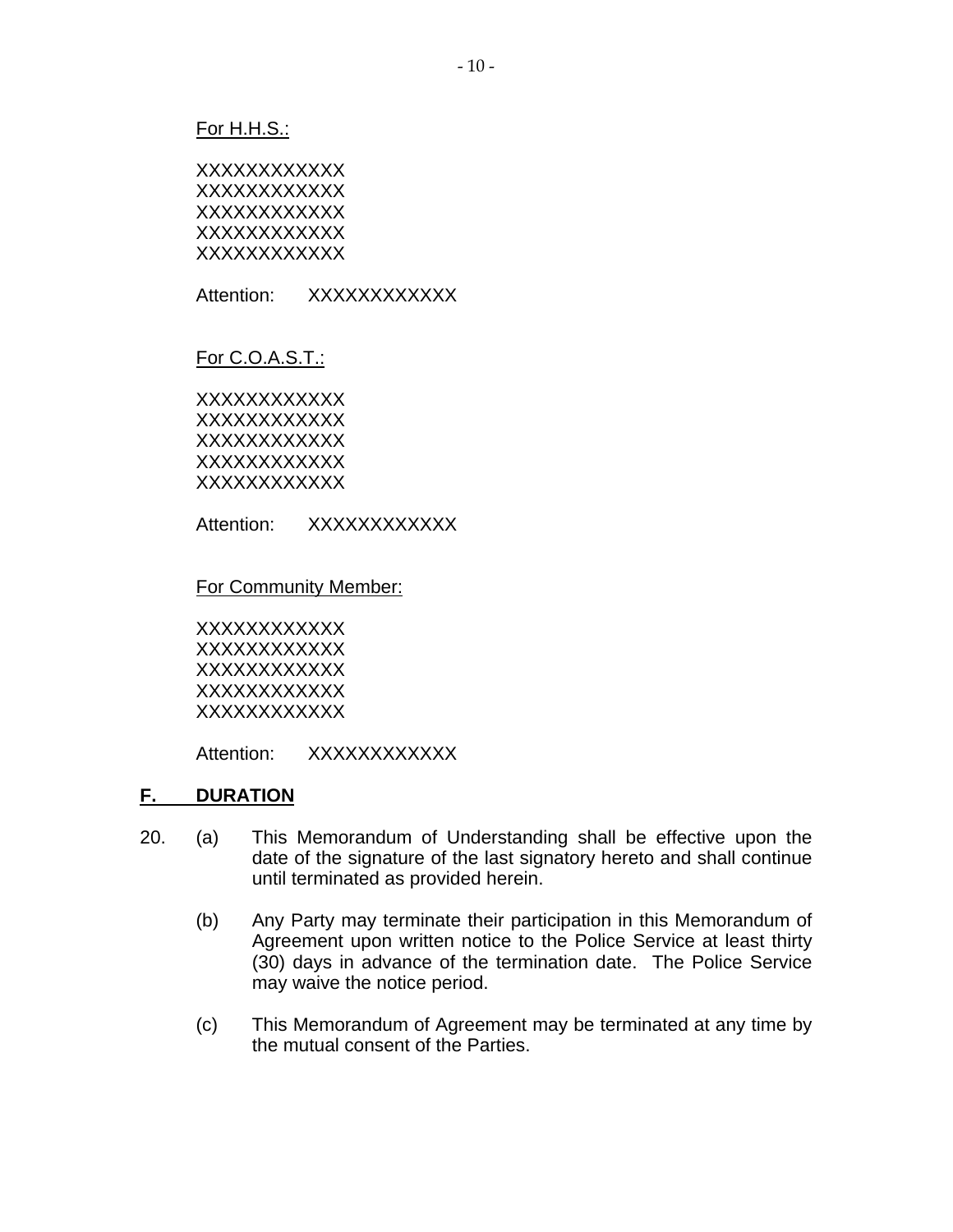For H.H.S.:

XXXXXXXXXXXX
XXXXXXXXXXXX
XXXXXXXXXXXX
XXXXXXXXXXXX
XXXXXXXXXXXX

Attention: XXXXXXXXXXXX

For C.O.A.S.T.:

XXXXXXXXXXXX
XXXXXXXXXXXX
XXXXXXXXXXXX
XXXXXXXXXXXX
XXXXXXXXXXXX

Attention: XXXXXXXXXXXX

For Community Member:

XXXXXXXXXXXX
XXXXXXXXXXXX
XXXXXXXXXXXX
XXXXXXXXXXXX
XXXXXXXXXXXX

Attention: XXXXXXXXXXXX

## F. DURATION

20. (a) This Memorandum of Understanding shall be effective upon the date of the signature of the last signatory hereto and shall continue until terminated as provided herein.

    (b) Any Party may terminate their participation in this Memorandum of Agreement upon written notice to the Police Service at least thirty (30) days in advance of the termination date. The Police Service may waive the notice period.

    (c) This Memorandum of Agreement may be terminated at any time by the mutual consent of the Parties.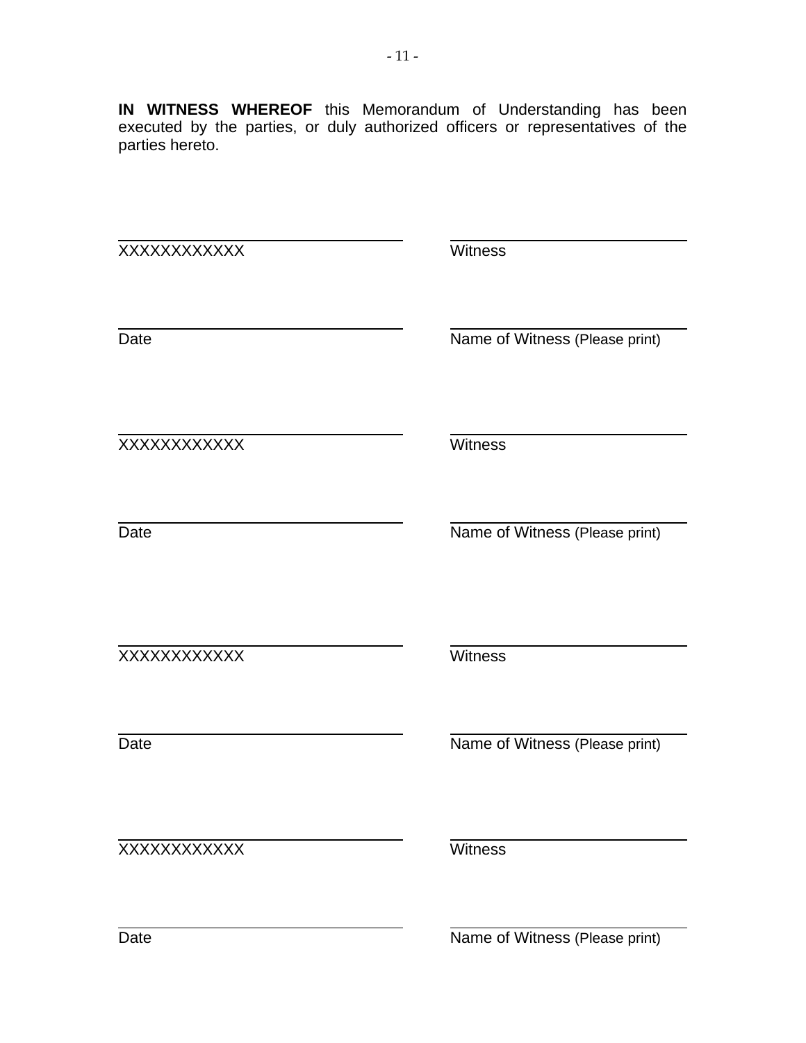**IN WITNESS WHEREOF** this Memorandum of Understanding has been executed by the parties, or duly authorized officers or representatives of the parties hereto.

| | |
|---|---|
| ____________________ | ____________________ |
| XXXXXXXXXXXX | Witness |
| ____________________ | ____________________ |
| Date | Name of Witness (Please print) |
| ____________________ | ____________________ |
| XXXXXXXXXXXX | Witness |
| ____________________ | ____________________ |
| Date | Name of Witness (Please print) |
| ____________________ | ____________________ |
| XXXXXXXXXXXX | Witness |
| ____________________ | ____________________ |
| Date | Name of Witness (Please print) |
| ____________________ | ____________________ |
| XXXXXXXXXXXX | Witness |
| ____________________ | ____________________ |
| Date | Name of Witness (Please print) |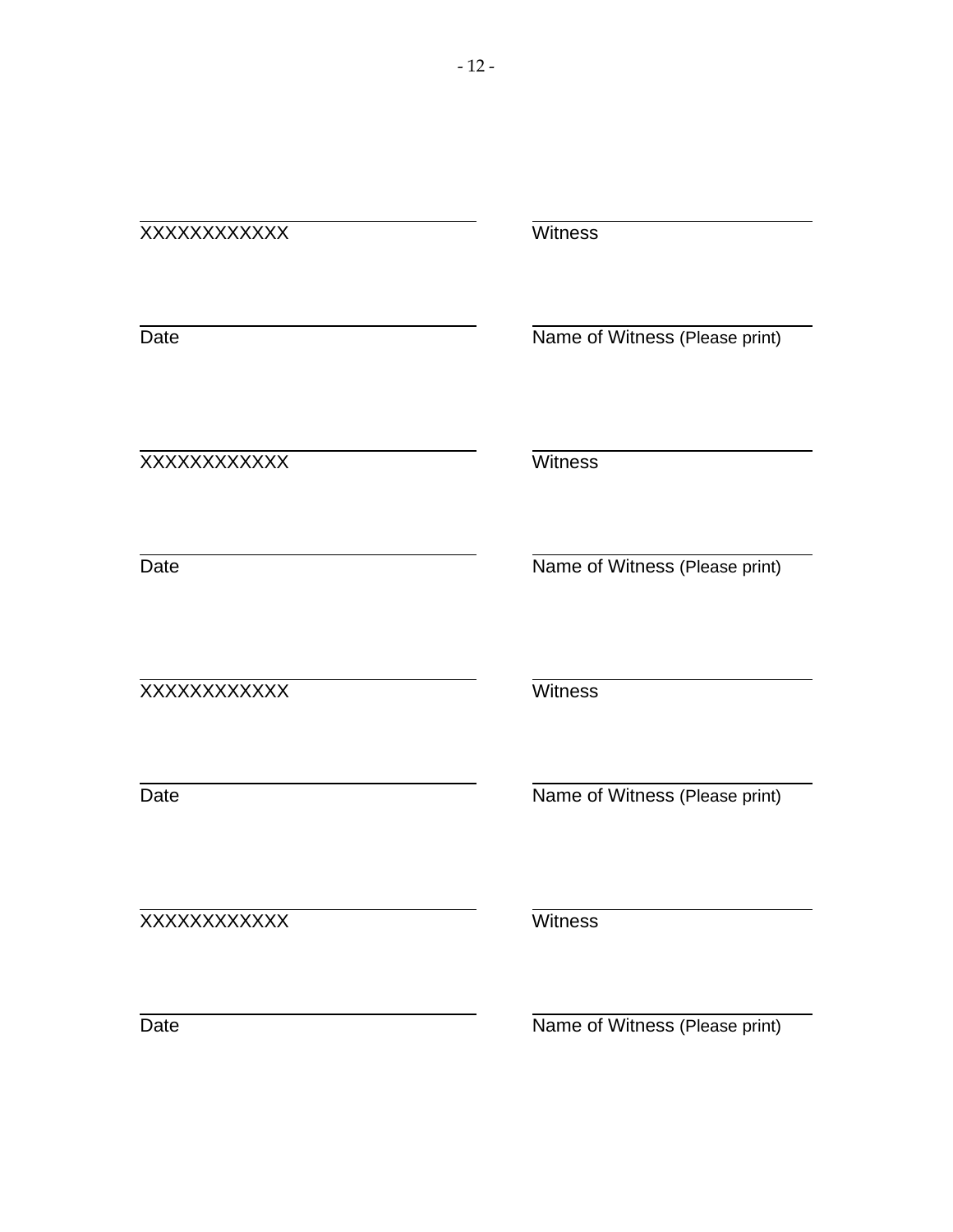| | |
|---|---|
| ______________________ | ______________________ |
| XXXXXXXXXXXX | Witness |
| ______________________ | ______________________ |
| Date | Name of Witness (Please print) |
| ______________________ | ______________________ |
| XXXXXXXXXXXX | Witness |
| ______________________ | ______________________ |
| Date | Name of Witness (Please print) |
| ______________________ | ______________________ |
| XXXXXXXXXXXX | Witness |
| ______________________ | ______________________ |
| Date | Name of Witness (Please print) |
| ______________________ | ______________________ |
| XXXXXXXXXXXX | Witness |
| ______________________ | ______________________ |
| Date | Name of Witness (Please print) |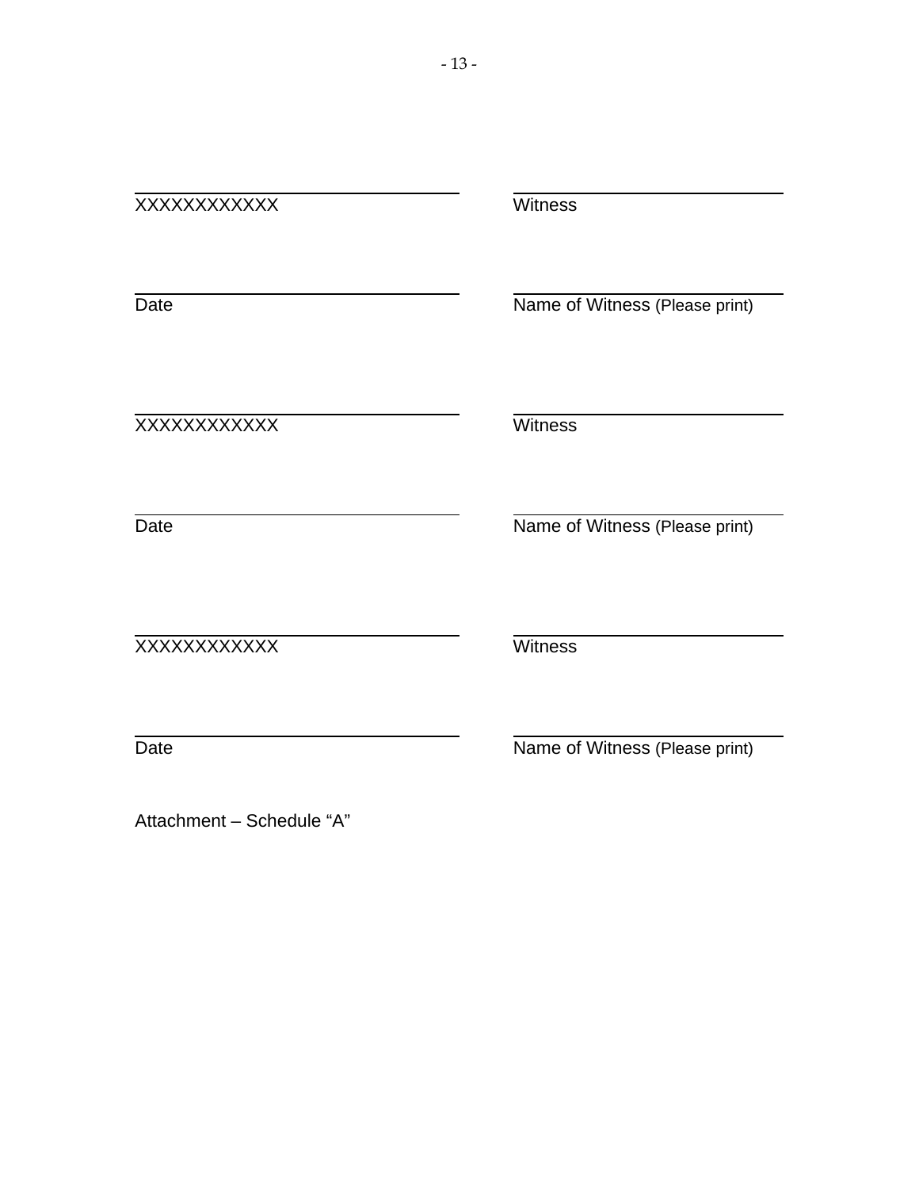| | |
|---|---|
| \_\_\_\_\_\_\_\_\_\_\_\_\_\_\_\_\_\_\_\_\_\_\_\_ | \_\_\_\_\_\_\_\_\_\_\_\_\_\_\_\_\_\_\_\_\_\_\_\_ |
| XXXXXXXXXXXX | Witness |
| \_\_\_\_\_\_\_\_\_\_\_\_\_\_\_\_\_\_\_\_\_\_\_\_ | \_\_\_\_\_\_\_\_\_\_\_\_\_\_\_\_\_\_\_\_\_\_\_\_ |
| Date | Name of Witness (Please print) |
| \_\_\_\_\_\_\_\_\_\_\_\_\_\_\_\_\_\_\_\_\_\_\_\_ | \_\_\_\_\_\_\_\_\_\_\_\_\_\_\_\_\_\_\_\_\_\_\_\_ |
| XXXXXXXXXXXX | Witness |
| \_\_\_\_\_\_\_\_\_\_\_\_\_\_\_\_\_\_\_\_\_\_\_\_ | \_\_\_\_\_\_\_\_\_\_\_\_\_\_\_\_\_\_\_\_\_\_\_\_ |
| Date | Name of Witness (Please print) |
| \_\_\_\_\_\_\_\_\_\_\_\_\_\_\_\_\_\_\_\_\_\_\_\_ | \_\_\_\_\_\_\_\_\_\_\_\_\_\_\_\_\_\_\_\_\_\_\_\_ |
| XXXXXXXXXXXX | Witness |
| \_\_\_\_\_\_\_\_\_\_\_\_\_\_\_\_\_\_\_\_\_\_\_\_ | \_\_\_\_\_\_\_\_\_\_\_\_\_\_\_\_\_\_\_\_\_\_\_\_ |
| Date | Name of Witness (Please print) |

Attachment – Schedule "A"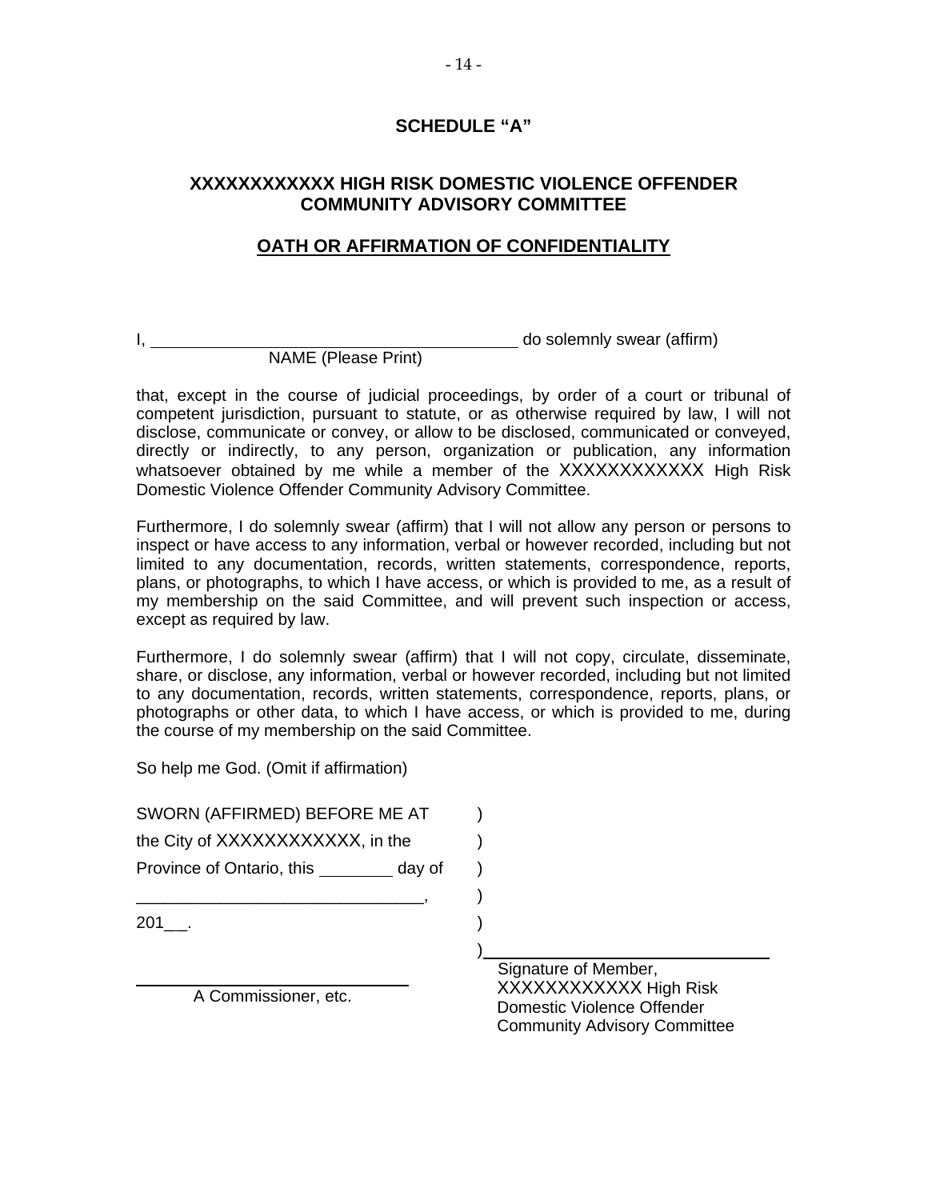## SCHEDULE "A"

## XXXXXXXXXXXX HIGH RISK DOMESTIC VIOLENCE OFFENDER COMMUNITY ADVISORY COMMITTEE

## OATH OR AFFIRMATION OF CONFIDENTIALITY

I, ________________________________________ do solemnly swear (affirm)
NAME (Please Print)

that, except in the course of judicial proceedings, by order of a court or tribunal of competent jurisdiction, pursuant to statute, or as otherwise required by law, I will not disclose, communicate or convey, or allow to be disclosed, communicated or conveyed, directly or indirectly, to any person, organization or publication, any information whatsoever obtained by me while a member of the XXXXXXXXXXXX High Risk Domestic Violence Offender Community Advisory Committee.

Furthermore, I do solemnly swear (affirm) that I will not allow any person or persons to inspect or have access to any information, verbal or however recorded, including but not limited to any documentation, records, written statements, correspondence, reports, plans, or photographs, to which I have access, or which is provided to me, as a result of my membership on the said Committee, and will prevent such inspection or access, except as required by law.

Furthermore, I do solemnly swear (affirm) that I will not copy, circulate, disseminate, share, or disclose, any information, verbal or however recorded, including but not limited to any documentation, records, written statements, correspondence, reports, plans, or photographs or other data, to which I have access, or which is provided to me, during the course of my membership on the said Committee.

So help me God. (Omit if affirmation)

SWORN (AFFIRMED) BEFORE ME AT )
the City of XXXXXXXXXXXX, in the )
Province of Ontario, this ________ day of )
______________________________, )
201__. )
) ______________________________

______________________________
A Commissioner, etc.

Signature of Member,
XXXXXXXXXXXX High Risk
Domestic Violence Offender
Community Advisory Committee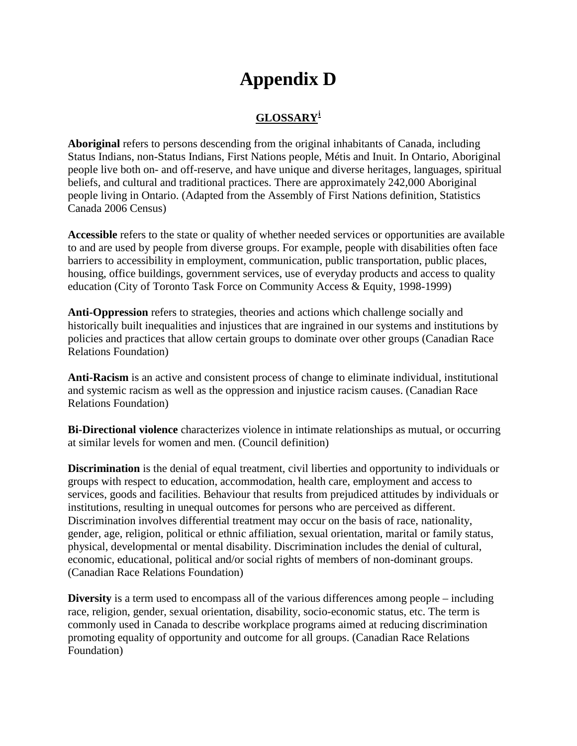# Appendix D

## GLOSSARY[i]

**Aboriginal** refers to persons descending from the original inhabitants of Canada, including Status Indians, non-Status Indians, First Nations people, Métis and Inuit. In Ontario, Aboriginal people live both on- and off-reserve, and have unique and diverse heritages, languages, spiritual beliefs, and cultural and traditional practices. There are approximately 242,000 Aboriginal people living in Ontario. (Adapted from the Assembly of First Nations definition, Statistics Canada 2006 Census)

**Accessible** refers to the state or quality of whether needed services or opportunities are available to and are used by people from diverse groups. For example, people with disabilities often face barriers to accessibility in employment, communication, public transportation, public places, housing, office buildings, government services, use of everyday products and access to quality education (City of Toronto Task Force on Community Access & Equity, 1998-1999)

**Anti-Oppression** refers to strategies, theories and actions which challenge socially and historically built inequalities and injustices that are ingrained in our systems and institutions by policies and practices that allow certain groups to dominate over other groups (Canadian Race Relations Foundation)

**Anti-Racism** is an active and consistent process of change to eliminate individual, institutional and systemic racism as well as the oppression and injustice racism causes. (Canadian Race Relations Foundation)

**Bi-Directional violence** characterizes violence in intimate relationships as mutual, or occurring at similar levels for women and men. (Council definition)

**Discrimination** is the denial of equal treatment, civil liberties and opportunity to individuals or groups with respect to education, accommodation, health care, employment and access to services, goods and facilities. Behaviour that results from prejudiced attitudes by individuals or institutions, resulting in unequal outcomes for persons who are perceived as different. Discrimination involves differential treatment may occur on the basis of race, nationality, gender, age, religion, political or ethnic affiliation, sexual orientation, marital or family status, physical, developmental or mental disability. Discrimination includes the denial of cultural, economic, educational, political and/or social rights of members of non-dominant groups. (Canadian Race Relations Foundation)

**Diversity** is a term used to encompass all of the various differences among people – including race, religion, gender, sexual orientation, disability, socio-economic status, etc. The term is commonly used in Canada to describe workplace programs aimed at reducing discrimination promoting equality of opportunity and outcome for all groups. (Canadian Race Relations Foundation)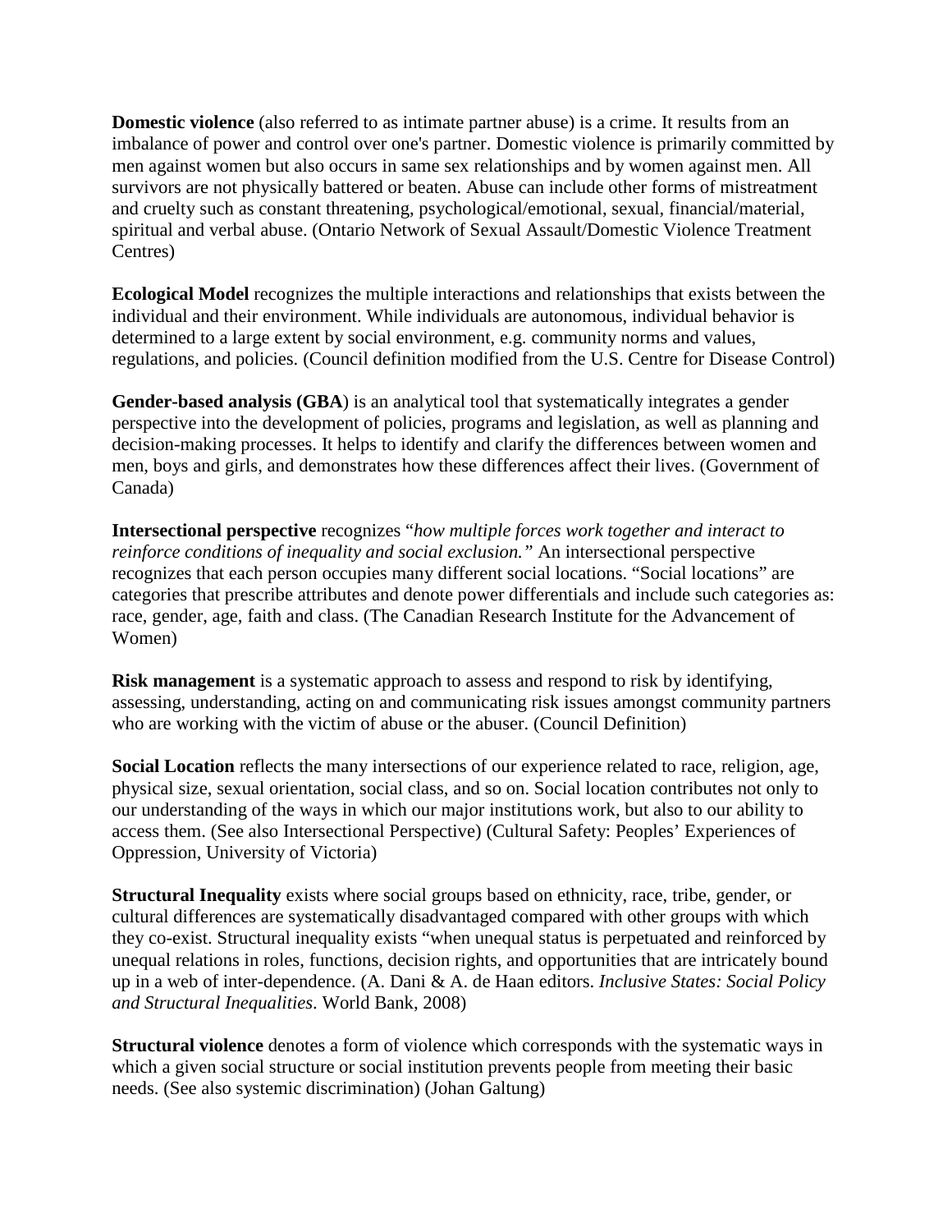**Domestic violence** (also referred to as intimate partner abuse) is a crime. It results from an imbalance of power and control over one's partner. Domestic violence is primarily committed by men against women but also occurs in same sex relationships and by women against men. All survivors are not physically battered or beaten. Abuse can include other forms of mistreatment and cruelty such as constant threatening, psychological/emotional, sexual, financial/material, spiritual and verbal abuse. (Ontario Network of Sexual Assault/Domestic Violence Treatment Centres)

**Ecological Model** recognizes the multiple interactions and relationships that exists between the individual and their environment. While individuals are autonomous, individual behavior is determined to a large extent by social environment, e.g. community norms and values, regulations, and policies. (Council definition modified from the U.S. Centre for Disease Control)

**Gender-based analysis (GBA**) is an analytical tool that systematically integrates a gender perspective into the development of policies, programs and legislation, as well as planning and decision-making processes. It helps to identify and clarify the differences between women and men, boys and girls, and demonstrates how these differences affect their lives. (Government of Canada)

**Intersectional perspective** recognizes "*how multiple forces work together and interact to reinforce conditions of inequality and social exclusion.*" An intersectional perspective recognizes that each person occupies many different social locations. "Social locations" are categories that prescribe attributes and denote power differentials and include such categories as: race, gender, age, faith and class. (The Canadian Research Institute for the Advancement of Women)

**Risk management** is a systematic approach to assess and respond to risk by identifying, assessing, understanding, acting on and communicating risk issues amongst community partners who are working with the victim of abuse or the abuser. (Council Definition)

**Social Location** reflects the many intersections of our experience related to race, religion, age, physical size, sexual orientation, social class, and so on. Social location contributes not only to our understanding of the ways in which our major institutions work, but also to our ability to access them. (See also Intersectional Perspective) (Cultural Safety: Peoples' Experiences of Oppression, University of Victoria)

**Structural Inequality** exists where social groups based on ethnicity, race, tribe, gender, or cultural differences are systematically disadvantaged compared with other groups with which they co-exist. Structural inequality exists "when unequal status is perpetuated and reinforced by unequal relations in roles, functions, decision rights, and opportunities that are intricately bound up in a web of inter-dependence. (A. Dani & A. de Haan editors. *Inclusive States: Social Policy and Structural Inequalities*. World Bank, 2008)

**Structural violence** denotes a form of violence which corresponds with the systematic ways in which a given social structure or social institution prevents people from meeting their basic needs. (See also systemic discrimination) (Johan Galtung)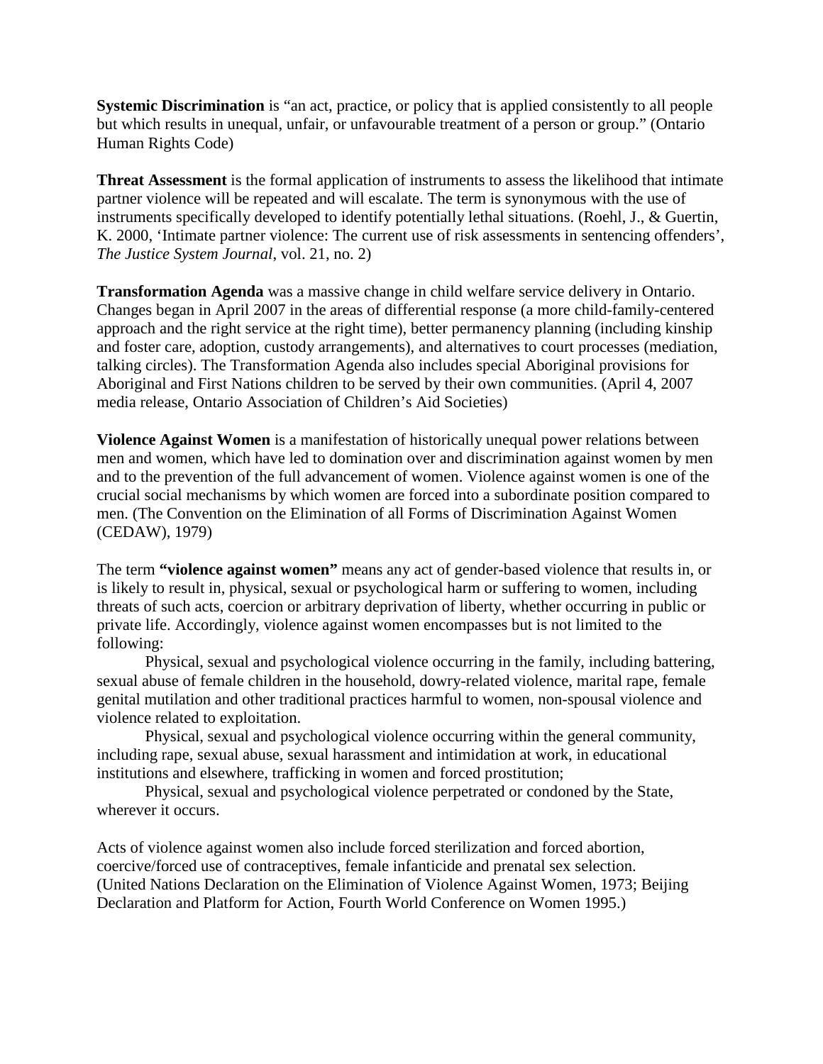**Systemic Discrimination** is "an act, practice, or policy that is applied consistently to all people but which results in unequal, unfair, or unfavourable treatment of a person or group." (Ontario Human Rights Code)

**Threat Assessment** is the formal application of instruments to assess the likelihood that intimate partner violence will be repeated and will escalate. The term is synonymous with the use of instruments specifically developed to identify potentially lethal situations. (Roehl, J., & Guertin, K. 2000, 'Intimate partner violence: The current use of risk assessments in sentencing offenders', *The Justice System Journal*, vol. 21, no. 2)

**Transformation Agenda** was a massive change in child welfare service delivery in Ontario. Changes began in April 2007 in the areas of differential response (a more child-family-centered approach and the right service at the right time), better permanency planning (including kinship and foster care, adoption, custody arrangements), and alternatives to court processes (mediation, talking circles). The Transformation Agenda also includes special Aboriginal provisions for Aboriginal and First Nations children to be served by their own communities. (April 4, 2007 media release, Ontario Association of Children's Aid Societies)

**Violence Against Women** is a manifestation of historically unequal power relations between men and women, which have led to domination over and discrimination against women by men and to the prevention of the full advancement of women. Violence against women is one of the crucial social mechanisms by which women are forced into a subordinate position compared to men. (The Convention on the Elimination of all Forms of Discrimination Against Women (CEDAW), 1979)

The term **"violence against women"** means any act of gender-based violence that results in, or is likely to result in, physical, sexual or psychological harm or suffering to women, including threats of such acts, coercion or arbitrary deprivation of liberty, whether occurring in public or private life. Accordingly, violence against women encompasses but is not limited to the following:

Physical, sexual and psychological violence occurring in the family, including battering, sexual abuse of female children in the household, dowry-related violence, marital rape, female genital mutilation and other traditional practices harmful to women, non-spousal violence and violence related to exploitation.

Physical, sexual and psychological violence occurring within the general community, including rape, sexual abuse, sexual harassment and intimidation at work, in educational institutions and elsewhere, trafficking in women and forced prostitution;

Physical, sexual and psychological violence perpetrated or condoned by the State, wherever it occurs.

Acts of violence against women also include forced sterilization and forced abortion, coercive/forced use of contraceptives, female infanticide and prenatal sex selection. (United Nations Declaration on the Elimination of Violence Against Women, 1973; Beijing Declaration and Platform for Action, Fourth World Conference on Women 1995.)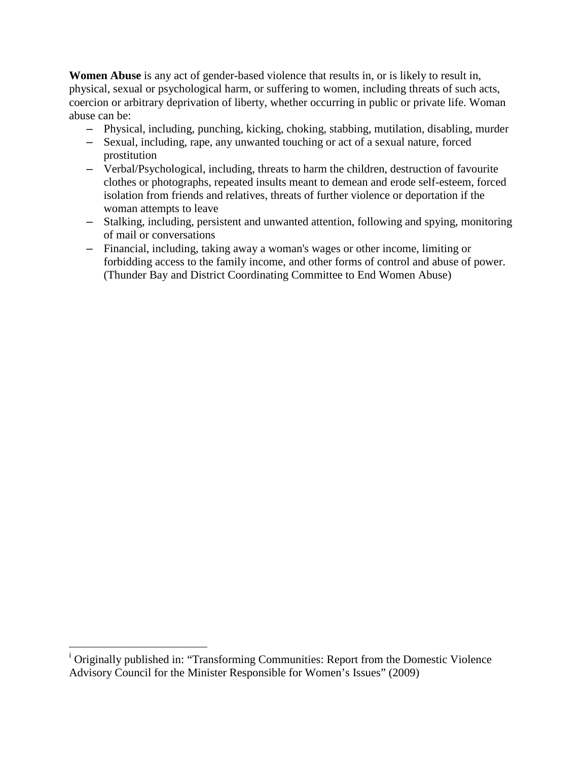**Women Abuse** is any act of gender-based violence that results in, or is likely to result in, physical, sexual or psychological harm, or suffering to women, including threats of such acts, coercion or arbitrary deprivation of liberty, whether occurring in public or private life. Woman abuse can be:

- Physical, including, punching, kicking, choking, stabbing, mutilation, disabling, murder
- Sexual, including, rape, any unwanted touching or act of a sexual nature, forced prostitution
- Verbal/Psychological, including, threats to harm the children, destruction of favourite clothes or photographs, repeated insults meant to demean and erode self-esteem, forced isolation from friends and relatives, threats of further violence or deportation if the woman attempts to leave
- Stalking, including, persistent and unwanted attention, following and spying, monitoring of mail or conversations
- Financial, including, taking away a woman's wages or other income, limiting or forbidding access to the family income, and other forms of control and abuse of power. (Thunder Bay and District Coordinating Committee to End Women Abuse)

---

[i] Originally published in: "Transforming Communities: Report from the Domestic Violence Advisory Council for the Minister Responsible for Women's Issues" (2009)